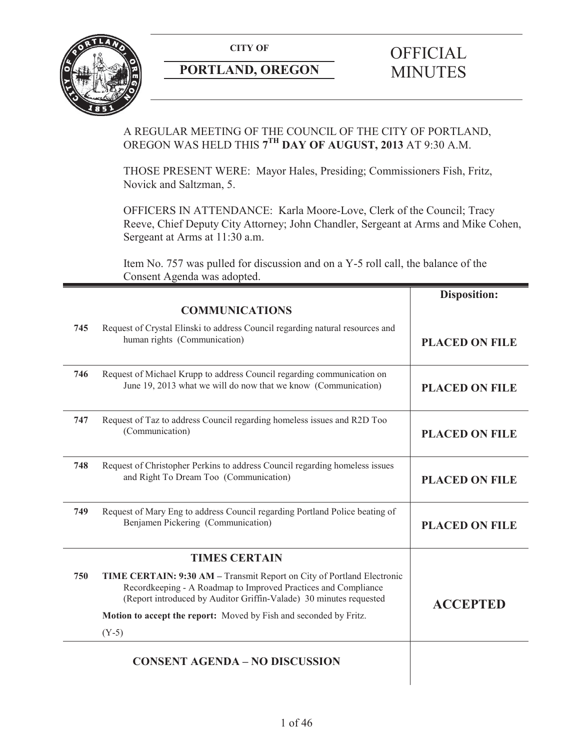**CITY OF**

**PORTLAND, OREGON**

# OFFICIAL MINUTES

A REGULAR MEETING OF THE COUNCIL OF THE CITY OF PORTLAND, OREGON WAS HELD THIS **7TH DAY OF AUGUST, 2013** AT 9:30 A.M.

THOSE PRESENT WERE: Mayor Hales, Presiding; Commissioners Fish, Fritz, Novick and Saltzman, 5.

OFFICERS IN ATTENDANCE: Karla Moore-Love, Clerk of the Council; Tracy Reeve, Chief Deputy City Attorney; John Chandler, Sergeant at Arms and Mike Cohen, Sergeant at Arms at 11:30 a.m.

Item No. 757 was pulled for discussion and on a Y-5 roll call, the balance of the Consent Agenda was adopted.

| | | **Disposition:** |
|---|---|---|
| | **COMMUNICATIONS** | |
| **745** | Request of Crystal Elinski to address Council regarding natural resources and human rights (Communication) | **PLACED ON FILE** |
| **746** | Request of Michael Krupp to address Council regarding communication on June 19, 2013 what we will do now that we know (Communication) | **PLACED ON FILE** |
| **747** | Request of Taz to address Council regarding homeless issues and R2D Too (Communication) | **PLACED ON FILE** |
| **748** | Request of Christopher Perkins to address Council regarding homeless issues and Right To Dream Too (Communication) | **PLACED ON FILE** |
| **749** | Request of Mary Eng to address Council regarding Portland Police beating of Benjamen Pickering (Communication) | **PLACED ON FILE** |
| | **TIMES CERTAIN** | |
| **750** | **TIME CERTAIN: 9:30 AM –** Transmit Report on City of Portland Electronic Recordkeeping - A Roadmap to Improved Practices and Compliance (Report introduced by Auditor Griffin-Valade) 30 minutes requested<br><br>**Motion to accept the report:** Moved by Fish and seconded by Fritz.<br><br>(Y-5) | **ACCEPTED** |
| | **CONSENT AGENDA – NO DISCUSSION** | |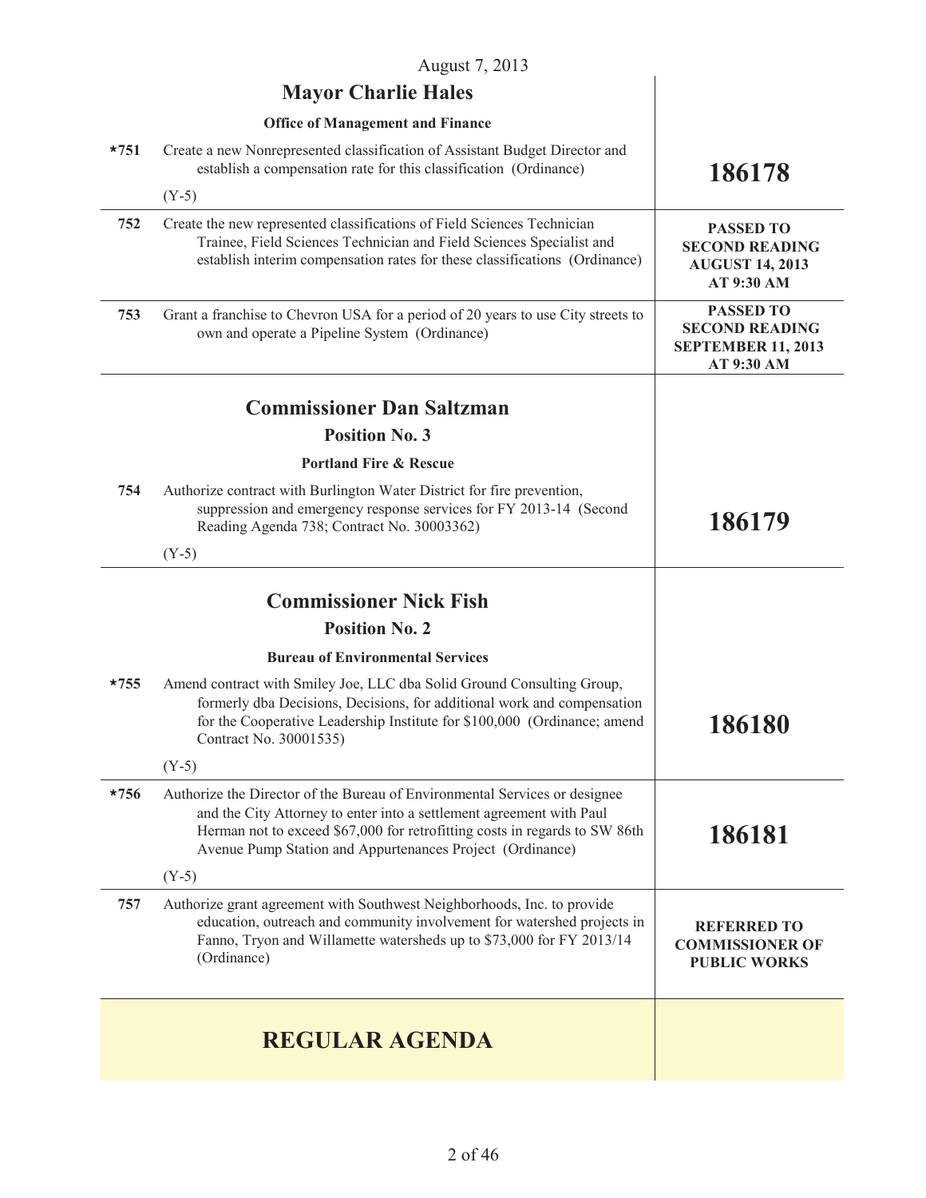August 7, 2013

| | | |
|---|---|---|
| | **Mayor Charlie Hales** | |
| | **Office of Management and Finance** | |
| ***751** | Create a new Nonrepresented classification of Assistant Budget Director and establish a compensation rate for this classification (Ordinance)<br><br>(Y-5) | **186178** |
| **752** | Create the new represented classifications of Field Sciences Technician Trainee, Field Sciences Technician and Field Sciences Specialist and establish interim compensation rates for these classifications (Ordinance) | **PASSED TO SECOND READING AUGUST 14, 2013 AT 9:30 AM** |
| **753** | Grant a franchise to Chevron USA for a period of 20 years to use City streets to own and operate a Pipeline System (Ordinance) | **PASSED TO SECOND READING SEPTEMBER 11, 2013 AT 9:30 AM** |
| | **Commissioner Dan Saltzman**<br>**Position No. 3** | |
| | **Portland Fire & Rescue** | |
| **754** | Authorize contract with Burlington Water District for fire prevention, suppression and emergency response services for FY 2013-14 (Second Reading Agenda 738; Contract No. 30003362)<br><br>(Y-5) | **186179** |
| | **Commissioner Nick Fish**<br>**Position No. 2** | |
| | **Bureau of Environmental Services** | |
| ***755** | Amend contract with Smiley Joe, LLC dba Solid Ground Consulting Group, formerly dba Decisions, Decisions, for additional work and compensation for the Cooperative Leadership Institute for $100,000 (Ordinance; amend Contract No. 30001535)<br><br>(Y-5) | **186180** |
| ***756** | Authorize the Director of the Bureau of Environmental Services or designee and the City Attorney to enter into a settlement agreement with Paul Herman not to exceed $67,000 for retrofitting costs in regards to SW 86th Avenue Pump Station and Appurtenances Project (Ordinance)<br><br>(Y-5) | **186181** |
| **757** | Authorize grant agreement with Southwest Neighborhoods, Inc. to provide education, outreach and community involvement for watershed projects in Fanno, Tryon and Willamette watersheds up to $73,000 for FY 2013/14 (Ordinance) | **REFERRED TO COMMISSIONER OF PUBLIC WORKS** |

## REGULAR AGENDA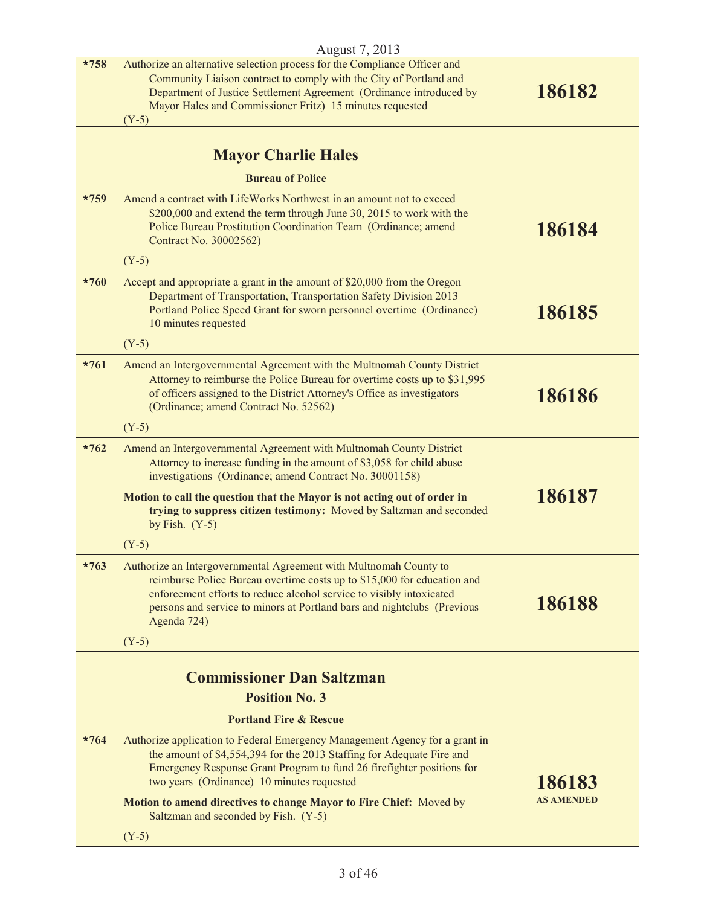August 7, 2013

| | | |
|---|---|---|
| *758 | Authorize an alternative selection process for the Compliance Officer and Community Liaison contract to comply with the City of Portland and Department of Justice Settlement Agreement (Ordinance introduced by Mayor Hales and Commissioner Fritz) 15 minutes requested<br><br>(Y-5) | **186182** |
| | **Mayor Charlie Hales**<br><br>**Bureau of Police** | |
| *759 | Amend a contract with LifeWorks Northwest in an amount not to exceed $200,000 and extend the term through June 30, 2015 to work with the Police Bureau Prostitution Coordination Team (Ordinance; amend Contract No. 30002562)<br><br>(Y-5) | **186184** |
| *760 | Accept and appropriate a grant in the amount of $20,000 from the Oregon Department of Transportation, Transportation Safety Division 2013 Portland Police Speed Grant for sworn personnel overtime (Ordinance) 10 minutes requested<br><br>(Y-5) | **186185** |
| *761 | Amend an Intergovernmental Agreement with the Multnomah County District Attorney to reimburse the Police Bureau for overtime costs up to $31,995 of officers assigned to the District Attorney's Office as investigators (Ordinance; amend Contract No. 52562)<br><br>(Y-5) | **186186** |
| *762 | Amend an Intergovernmental Agreement with Multnomah County District Attorney to increase funding in the amount of $3,058 for child abuse investigations (Ordinance; amend Contract No. 30001158)<br><br>**Motion to call the question that the Mayor is not acting out of order in trying to suppress citizen testimony:** Moved by Saltzman and seconded by Fish. (Y-5)<br><br>(Y-5) | **186187** |
| *763 | Authorize an Intergovernmental Agreement with Multnomah County to reimburse Police Bureau overtime costs up to $15,000 for education and enforcement efforts to reduce alcohol service to visibly intoxicated persons and service to minors at Portland bars and nightclubs (Previous Agenda 724)<br><br>(Y-5) | **186188** |
| | **Commissioner Dan Saltzman**<br><br>**Position No. 3**<br><br>**Portland Fire & Rescue** | |
| *764 | Authorize application to Federal Emergency Management Agency for a grant in the amount of $4,554,394 for the 2013 Staffing for Adequate Fire and Emergency Response Grant Program to fund 26 firefighter positions for two years (Ordinance) 10 minutes requested<br><br>**Motion to amend directives to change Mayor to Fire Chief:** Moved by Saltzman and seconded by Fish. (Y-5)<br><br>(Y-5) | **186183**<br>**AS AMENDED** |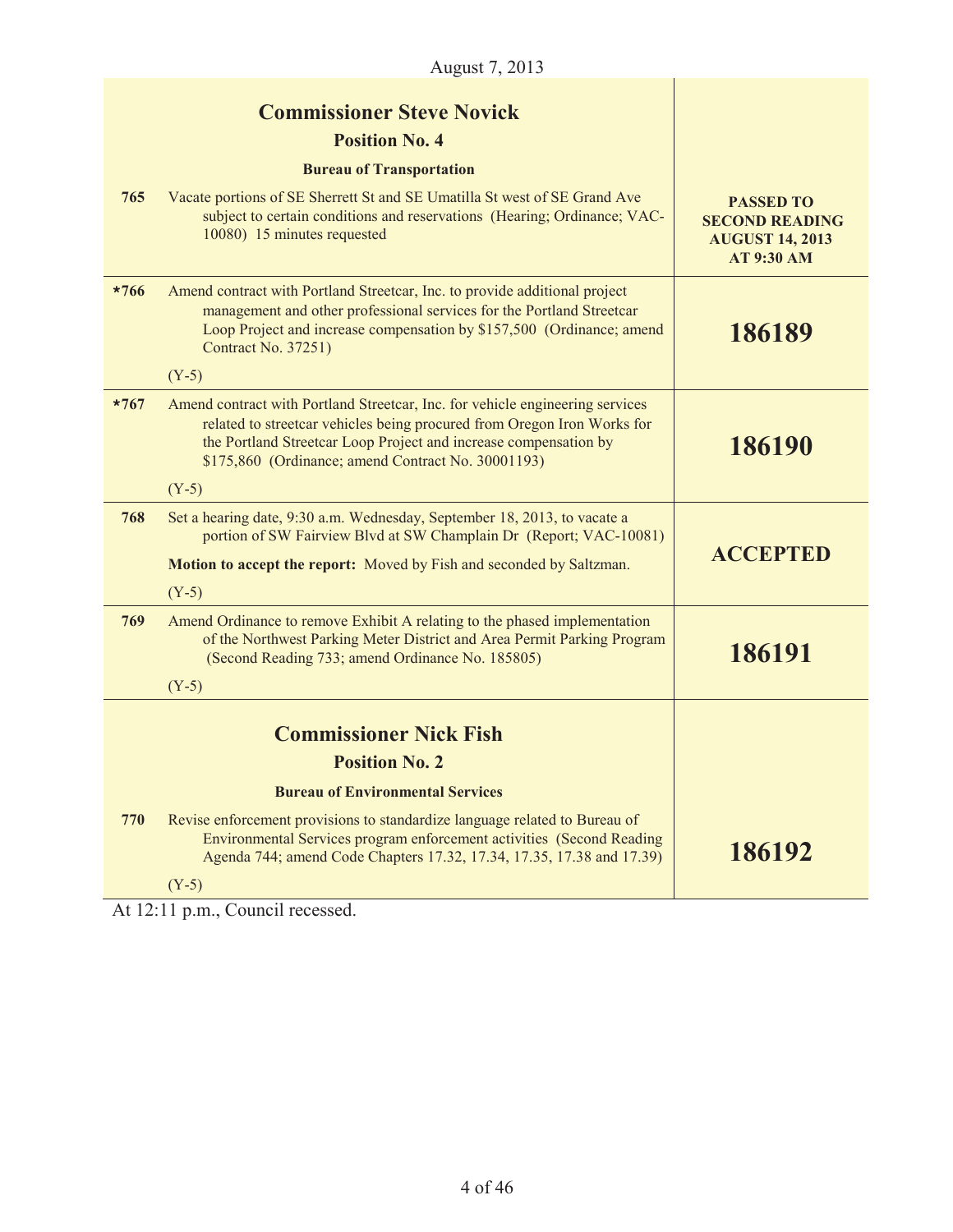August 7, 2013

| | | |
|---|---|---|
| | **Commissioner Steve Novick**<br>**Position No. 4**<br>**Bureau of Transportation** | |
| 765 | Vacate portions of SE Sherrett St and SE Umatilla St west of SE Grand Ave subject to certain conditions and reservations (Hearing; Ordinance; VAC-10080) 15 minutes requested | **PASSED TO SECOND READING AUGUST 14, 2013 AT 9:30 AM** |
| *766 | Amend contract with Portland Streetcar, Inc. to provide additional project management and other professional services for the Portland Streetcar Loop Project and increase compensation by $157,500 (Ordinance; amend Contract No. 37251)<br><br>(Y-5) | **186189** |
| *767 | Amend contract with Portland Streetcar, Inc. for vehicle engineering services related to streetcar vehicles being procured from Oregon Iron Works for the Portland Streetcar Loop Project and increase compensation by $175,860 (Ordinance; amend Contract No. 30001193)<br><br>(Y-5) | **186190** |
| 768 | Set a hearing date, 9:30 a.m. Wednesday, September 18, 2013, to vacate a portion of SW Fairview Blvd at SW Champlain Dr (Report; VAC-10081)<br><br>**Motion to accept the report:** Moved by Fish and seconded by Saltzman.<br><br>(Y-5) | **ACCEPTED** |
| 769 | Amend Ordinance to remove Exhibit A relating to the phased implementation of the Northwest Parking Meter District and Area Permit Parking Program (Second Reading 733; amend Ordinance No. 185805)<br><br>(Y-5) | **186191** |
| | **Commissioner Nick Fish**<br>**Position No. 2**<br>**Bureau of Environmental Services** | |
| 770 | Revise enforcement provisions to standardize language related to Bureau of Environmental Services program enforcement activities (Second Reading Agenda 744; amend Code Chapters 17.32, 17.34, 17.35, 17.38 and 17.39)<br><br>(Y-5) | **186192** |

At 12:11 p.m., Council recessed.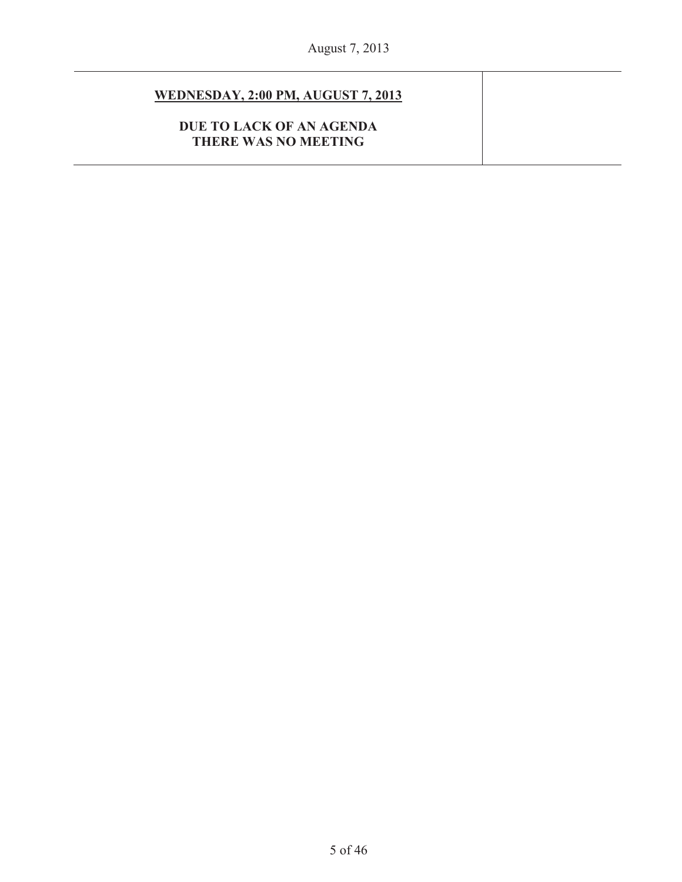| **WEDNESDAY, 2:00 PM, AUGUST 7, 2013**<br><br>**DUE TO LACK OF AN AGENDA THERE WAS NO MEETING** | |
| --- | --- |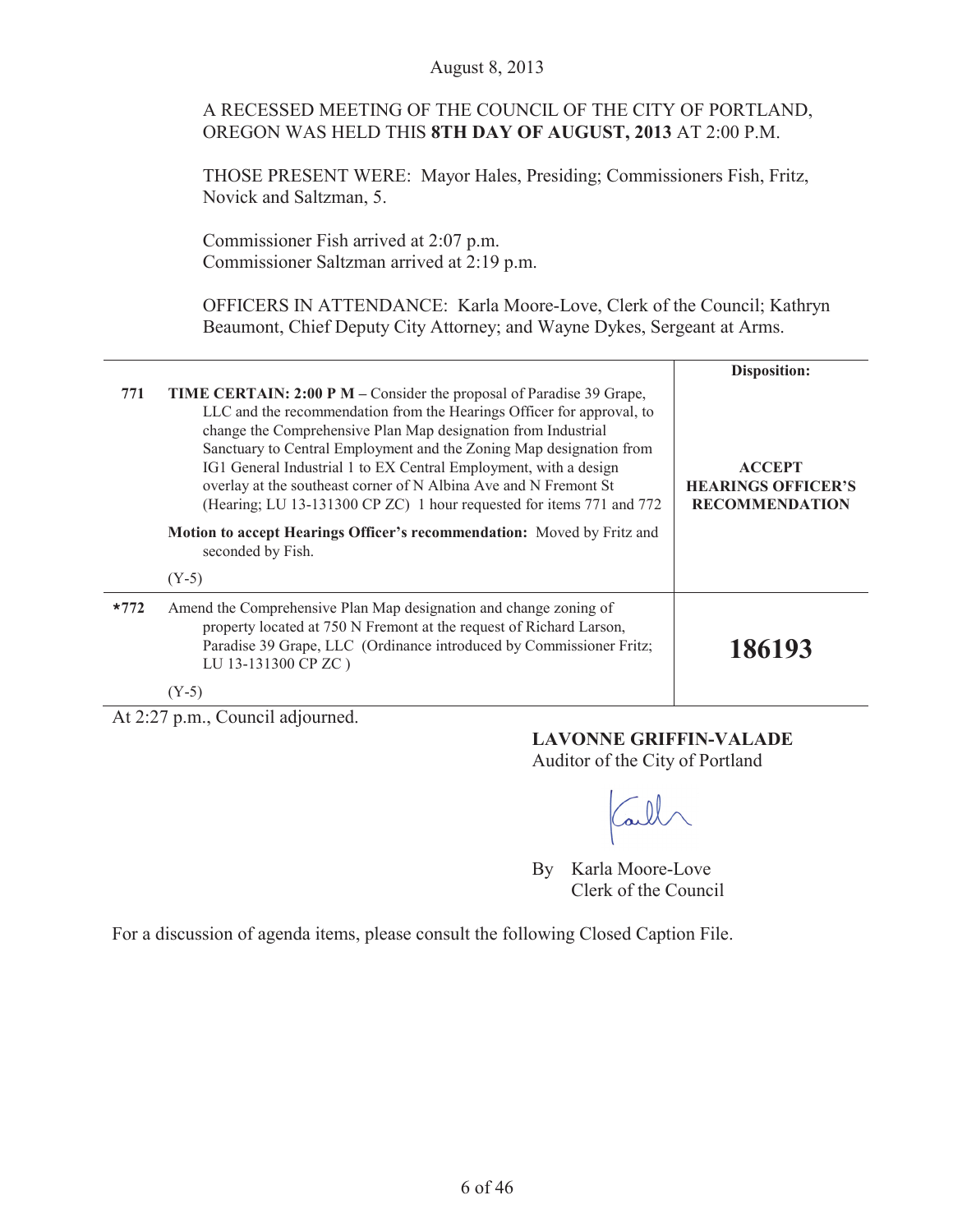August 8, 2013

A RECESSED MEETING OF THE COUNCIL OF THE CITY OF PORTLAND, OREGON WAS HELD THIS **8TH DAY OF AUGUST, 2013** AT 2:00 P.M.

THOSE PRESENT WERE: Mayor Hales, Presiding; Commissioners Fish, Fritz, Novick and Saltzman, 5.

Commissioner Fish arrived at 2:07 p.m.
Commissioner Saltzman arrived at 2:19 p.m.

OFFICERS IN ATTENDANCE: Karla Moore-Love, Clerk of the Council; Kathryn Beaumont, Chief Deputy City Attorney; and Wayne Dykes, Sergeant at Arms.

| | | **Disposition:** |
|---|---|---|
| **771** | **TIME CERTAIN: 2:00 P M –** Consider the proposal of Paradise 39 Grape, LLC and the recommendation from the Hearings Officer for approval, to change the Comprehensive Plan Map designation from Industrial Sanctuary to Central Employment and the Zoning Map designation from IG1 General Industrial 1 to EX Central Employment, with a design overlay at the southeast corner of N Albina Ave and N Fremont St (Hearing; LU 13-131300 CP ZC) 1 hour requested for items 771 and 772<br><br>**Motion to accept Hearings Officer's recommendation:** Moved by Fritz and seconded by Fish.<br><br>(Y-5) | **ACCEPT HEARINGS OFFICER'S RECOMMENDATION** |
| ***772** | Amend the Comprehensive Plan Map designation and change zoning of property located at 750 N Fremont at the request of Richard Larson, Paradise 39 Grape, LLC (Ordinance introduced by Commissioner Fritz; LU 13-131300 CP ZC )<br><br>(Y-5) | **186193** |

At 2:27 p.m., Council adjourned.

**LAVONNE GRIFFIN-VALADE**
Auditor of the City of Portland

By Karla Moore-Love
Clerk of the Council

For a discussion of agenda items, please consult the following Closed Caption File.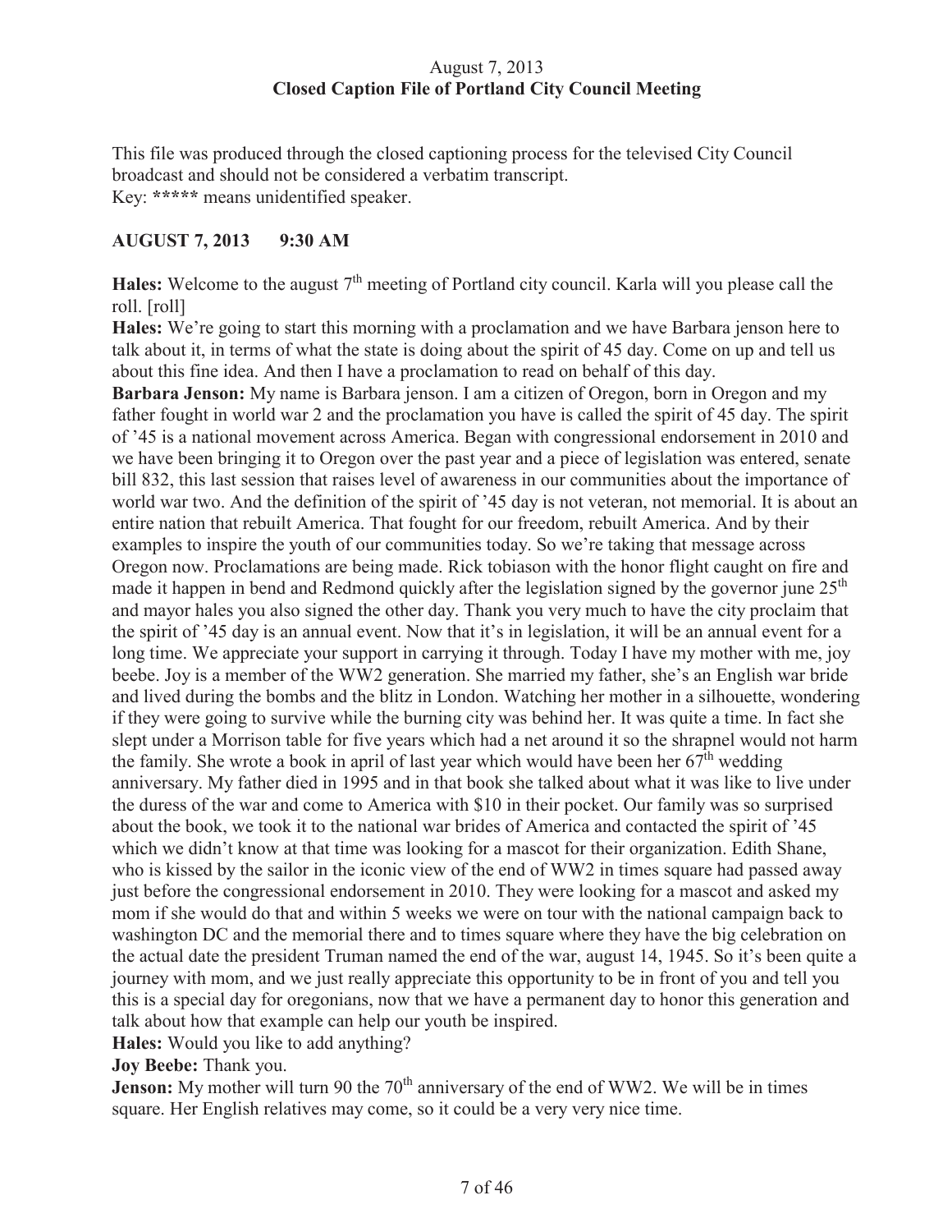August 7, 2013
**Closed Caption File of Portland City Council Meeting**

This file was produced through the closed captioning process for the televised City Council broadcast and should not be considered a verbatim transcript.
Key: **\*\*\*\*\*** means unidentified speaker.

**AUGUST 7, 2013 9:30 AM**

**Hales:** Welcome to the august 7th meeting of Portland city council. Karla will you please call the roll. [roll]

**Hales:** We're going to start this morning with a proclamation and we have Barbara jenson here to talk about it, in terms of what the state is doing about the spirit of 45 day. Come on up and tell us about this fine idea. And then I have a proclamation to read on behalf of this day.

**Barbara Jenson:** My name is Barbara jenson. I am a citizen of Oregon, born in Oregon and my father fought in world war 2 and the proclamation you have is called the spirit of 45 day. The spirit of '45 is a national movement across America. Began with congressional endorsement in 2010 and we have been bringing it to Oregon over the past year and a piece of legislation was entered, senate bill 832, this last session that raises level of awareness in our communities about the importance of world war two. And the definition of the spirit of '45 day is not veteran, not memorial. It is about an entire nation that rebuilt America. That fought for our freedom, rebuilt America. And by their examples to inspire the youth of our communities today. So we're taking that message across Oregon now. Proclamations are being made. Rick tobiason with the honor flight caught on fire and made it happen in bend and Redmond quickly after the legislation signed by the governor june 25th and mayor hales you also signed the other day. Thank you very much to have the city proclaim that the spirit of '45 day is an annual event. Now that it's in legislation, it will be an annual event for a long time. We appreciate your support in carrying it through. Today I have my mother with me, joy beebe. Joy is a member of the WW2 generation. She married my father, she's an English war bride and lived during the bombs and the blitz in London. Watching her mother in a silhouette, wondering if they were going to survive while the burning city was behind her. It was quite a time. In fact she slept under a Morrison table for five years which had a net around it so the shrapnel would not harm the family. She wrote a book in april of last year which would have been her 67th wedding anniversary. My father died in 1995 and in that book she talked about what it was like to live under the duress of the war and come to America with $10 in their pocket. Our family was so surprised about the book, we took it to the national war brides of America and contacted the spirit of '45 which we didn't know at that time was looking for a mascot for their organization. Edith Shane, who is kissed by the sailor in the iconic view of the end of WW2 in times square had passed away just before the congressional endorsement in 2010. They were looking for a mascot and asked my mom if she would do that and within 5 weeks we were on tour with the national campaign back to washington DC and the memorial there and to times square where they have the big celebration on the actual date the president Truman named the end of the war, august 14, 1945. So it's been quite a journey with mom, and we just really appreciate this opportunity to be in front of you and tell you this is a special day for oregonians, now that we have a permanent day to honor this generation and talk about how that example can help our youth be inspired.

**Hales:** Would you like to add anything?

**Joy Beebe:** Thank you.

**Jenson:** My mother will turn 90 the 70th anniversary of the end of WW2. We will be in times square. Her English relatives may come, so it could be a very very nice time.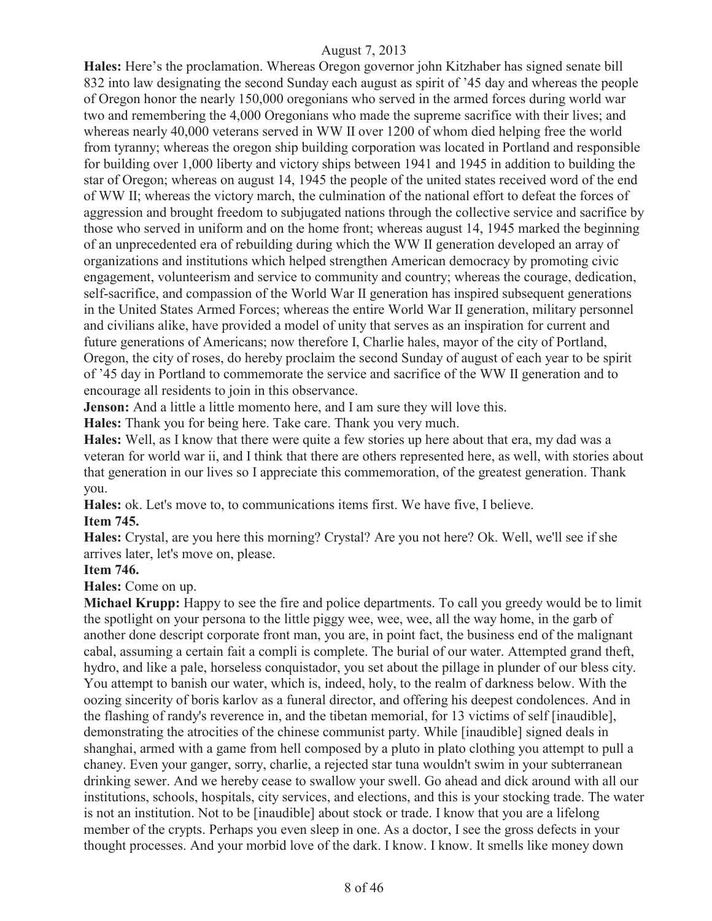**Hales:** Here's the proclamation. Whereas Oregon governor john Kitzhaber has signed senate bill 832 into law designating the second Sunday each august as spirit of '45 day and whereas the people of Oregon honor the nearly 150,000 oregonians who served in the armed forces during world war two and remembering the 4,000 Oregonians who made the supreme sacrifice with their lives; and whereas nearly 40,000 veterans served in WW II over 1200 of whom died helping free the world from tyranny; whereas the oregon ship building corporation was located in Portland and responsible for building over 1,000 liberty and victory ships between 1941 and 1945 in addition to building the star of Oregon; whereas on august 14, 1945 the people of the united states received word of the end of WW II; whereas the victory march, the culmination of the national effort to defeat the forces of aggression and brought freedom to subjugated nations through the collective service and sacrifice by those who served in uniform and on the home front; whereas august 14, 1945 marked the beginning of an unprecedented era of rebuilding during which the WW II generation developed an array of organizations and institutions which helped strengthen American democracy by promoting civic engagement, volunteerism and service to community and country; whereas the courage, dedication, self-sacrifice, and compassion of the World War II generation has inspired subsequent generations in the United States Armed Forces; whereas the entire World War II generation, military personnel and civilians alike, have provided a model of unity that serves as an inspiration for current and future generations of Americans; now therefore I, Charlie hales, mayor of the city of Portland, Oregon, the city of roses, do hereby proclaim the second Sunday of august of each year to be spirit of '45 day in Portland to commemorate the service and sacrifice of the WW II generation and to encourage all residents to join in this observance.

**Jenson:** And a little a little momento here, and I am sure they will love this.

**Hales:** Thank you for being here. Take care. Thank you very much.

**Hales:** Well, as I know that there were quite a few stories up here about that era, my dad was a veteran for world war ii, and I think that there are others represented here, as well, with stories about that generation in our lives so I appreciate this commemoration, of the greatest generation. Thank you.

**Hales:** ok. Let's move to, to communications items first. We have five, I believe.

**Item 745.**

**Hales:** Crystal, are you here this morning? Crystal? Are you not here? Ok. Well, we'll see if she arrives later, let's move on, please.

**Item 746.**

**Hales:** Come on up.

**Michael Krupp:** Happy to see the fire and police departments. To call you greedy would be to limit the spotlight on your persona to the little piggy wee, wee, wee, all the way home, in the garb of another done descript corporate front man, you are, in point fact, the business end of the malignant cabal, assuming a certain fait a compli is complete. The burial of our water. Attempted grand theft, hydro, and like a pale, horseless conquistador, you set about the pillage in plunder of our bless city. You attempt to banish our water, which is, indeed, holy, to the realm of darkness below. With the oozing sincerity of boris karlov as a funeral director, and offering his deepest condolences. And in the flashing of randy's reverence in, and the tibetan memorial, for 13 victims of self [inaudible], demonstrating the atrocities of the chinese communist party. While [inaudible] signed deals in shanghai, armed with a game from hell composed by a pluto in plato clothing you attempt to pull a chaney. Even your ganger, sorry, charlie, a rejected star tuna wouldn't swim in your subterranean drinking sewer. And we hereby cease to swallow your swell. Go ahead and dick around with all our institutions, schools, hospitals, city services, and elections, and this is your stocking trade. The water is not an institution. Not to be [inaudible] about stock or trade. I know that you are a lifelong member of the crypts. Perhaps you even sleep in one. As a doctor, I see the gross defects in your thought processes. And your morbid love of the dark. I know. I know. It smells like money down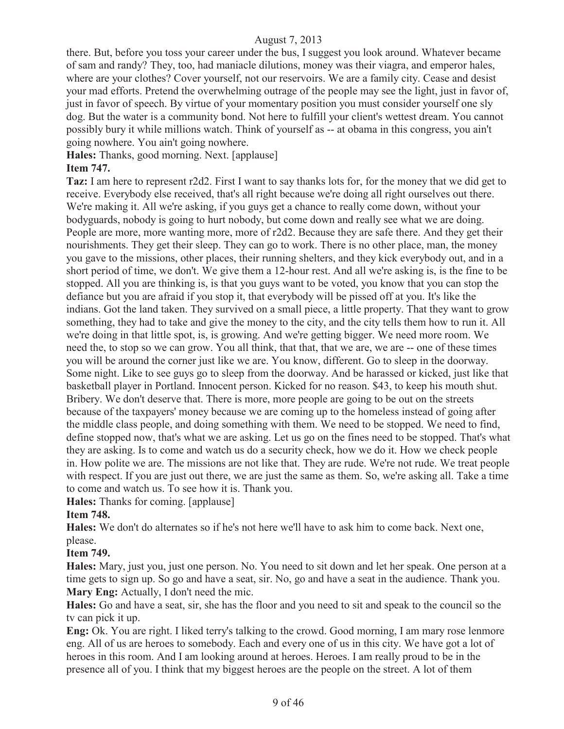there. But, before you toss your career under the bus, I suggest you look around. Whatever became of sam and randy? They, too, had maniacle dilutions, money was their viagra, and emperor hales, where are your clothes? Cover yourself, not our reservoirs. We are a family city. Cease and desist your mad efforts. Pretend the overwhelming outrage of the people may see the light, just in favor of, just in favor of speech. By virtue of your momentary position you must consider yourself one sly dog. But the water is a community bond. Not here to fulfill your client's wettest dream. You cannot possibly bury it while millions watch. Think of yourself as -- at obama in this congress, you ain't going nowhere. You ain't going nowhere.

**Hales:** Thanks, good morning. Next. [applause]

**Item 747.**

**Taz:** I am here to represent r2d2. First I want to say thanks lots for, for the money that we did get to receive. Everybody else received, that's all right because we're doing all right ourselves out there. We're making it. All we're asking, if you guys get a chance to really come down, without your bodyguards, nobody is going to hurt nobody, but come down and really see what we are doing. People are more, more wanting more, more of r2d2. Because they are safe there. And they get their nourishments. They get their sleep. They can go to work. There is no other place, man, the money you gave to the missions, other places, their running shelters, and they kick everybody out, and in a short period of time, we don't. We give them a 12-hour rest. And all we're asking is, is the fine to be stopped. All you are thinking is, is that you guys want to be voted, you know that you can stop the defiance but you are afraid if you stop it, that everybody will be pissed off at you. It's like the indians. Got the land taken. They survived on a small piece, a little property. That they want to grow something, they had to take and give the money to the city, and the city tells them how to run it. All we're doing in that little spot, is, is growing. And we're getting bigger. We need more room. We need the, to stop so we can grow. You all think, that that, that we are, we are -- one of these times you will be around the corner just like we are. You know, different. Go to sleep in the doorway. Some night. Like to see guys go to sleep from the doorway. And be harassed or kicked, just like that basketball player in Portland. Innocent person. Kicked for no reason. $43, to keep his mouth shut. Bribery. We don't deserve that. There is more, more people are going to be out on the streets because of the taxpayers' money because we are coming up to the homeless instead of going after the middle class people, and doing something with them. We need to be stopped. We need to find, define stopped now, that's what we are asking. Let us go on the fines need to be stopped. That's what they are asking. Is to come and watch us do a security check, how we do it. How we check people in. How polite we are. The missions are not like that. They are rude. We're not rude. We treat people with respect. If you are just out there, we are just the same as them. So, we're asking all. Take a time to come and watch us. To see how it is. Thank you.

**Hales:** Thanks for coming. [applause]

**Item 748.**

**Hales:** We don't do alternates so if he's not here we'll have to ask him to come back. Next one, please.

**Item 749.**

**Hales:** Mary, just you, just one person. No. You need to sit down and let her speak. One person at a time gets to sign up. So go and have a seat, sir. No, go and have a seat in the audience. Thank you.

**Mary Eng:** Actually, I don't need the mic.

**Hales:** Go and have a seat, sir, she has the floor and you need to sit and speak to the council so the tv can pick it up.

**Eng:** Ok. You are right. I liked terry's talking to the crowd. Good morning, I am mary rose lenmore eng. All of us are heroes to somebody. Each and every one of us in this city. We have got a lot of heroes in this room. And I am looking around at heroes. Heroes. I am really proud to be in the presence all of you. I think that my biggest heroes are the people on the street. A lot of them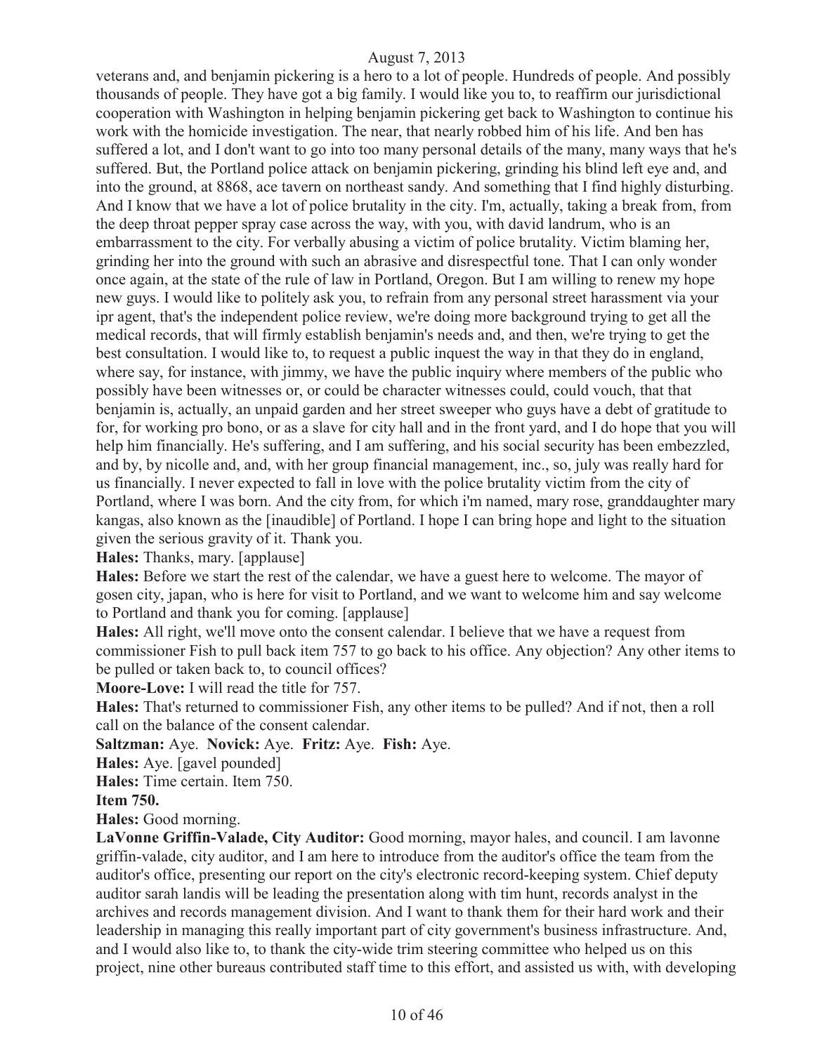veterans and, and benjamin pickering is a hero to a lot of people. Hundreds of people. And possibly thousands of people. They have got a big family. I would like you to, to reaffirm our jurisdictional cooperation with Washington in helping benjamin pickering get back to Washington to continue his work with the homicide investigation. The near, that nearly robbed him of his life. And ben has suffered a lot, and I don't want to go into too many personal details of the many, many ways that he's suffered. But, the Portland police attack on benjamin pickering, grinding his blind left eye and, and into the ground, at 8868, ace tavern on northeast sandy. And something that I find highly disturbing. And I know that we have a lot of police brutality in the city. I'm, actually, taking a break from, from the deep throat pepper spray case across the way, with you, with david landrum, who is an embarrassment to the city. For verbally abusing a victim of police brutality. Victim blaming her, grinding her into the ground with such an abrasive and disrespectful tone. That I can only wonder once again, at the state of the rule of law in Portland, Oregon. But I am willing to renew my hope new guys. I would like to politely ask you, to refrain from any personal street harassment via your ipr agent, that's the independent police review, we're doing more background trying to get all the medical records, that will firmly establish benjamin's needs and, and then, we're trying to get the best consultation. I would like to, to request a public inquest the way in that they do in england, where say, for instance, with jimmy, we have the public inquiry where members of the public who possibly have been witnesses or, or could be character witnesses could, could vouch, that that benjamin is, actually, an unpaid garden and her street sweeper who guys have a debt of gratitude to for, for working pro bono, or as a slave for city hall and in the front yard, and I do hope that you will help him financially. He's suffering, and I am suffering, and his social security has been embezzled, and by, by nicolle and, and, with her group financial management, inc., so, july was really hard for us financially. I never expected to fall in love with the police brutality victim from the city of Portland, where I was born. And the city from, for which i'm named, mary rose, granddaughter mary kangas, also known as the [inaudible] of Portland. I hope I can bring hope and light to the situation given the serious gravity of it. Thank you.

**Hales:** Thanks, mary. [applause]

**Hales:** Before we start the rest of the calendar, we have a guest here to welcome. The mayor of gosen city, japan, who is here for visit to Portland, and we want to welcome him and say welcome to Portland and thank you for coming. [applause]

**Hales:** All right, we'll move onto the consent calendar. I believe that we have a request from commissioner Fish to pull back item 757 to go back to his office. Any objection? Any other items to be pulled or taken back to, to council offices?

**Moore-Love:** I will read the title for 757.

**Hales:** That's returned to commissioner Fish, any other items to be pulled? And if not, then a roll call on the balance of the consent calendar.

**Saltzman:** Aye. **Novick:** Aye. **Fritz:** Aye. **Fish:** Aye.

**Hales:** Aye. [gavel pounded]

**Hales:** Time certain. Item 750.

**Item 750.**

**Hales:** Good morning.

**LaVonne Griffin-Valade, City Auditor:** Good morning, mayor hales, and council. I am lavonne griffin-valade, city auditor, and I am here to introduce from the auditor's office the team from the auditor's office, presenting our report on the city's electronic record-keeping system. Chief deputy auditor sarah landis will be leading the presentation along with tim hunt, records analyst in the archives and records management division. And I want to thank them for their hard work and their leadership in managing this really important part of city government's business infrastructure. And, and I would also like to, to thank the city-wide trim steering committee who helped us on this project, nine other bureaus contributed staff time to this effort, and assisted us with, with developing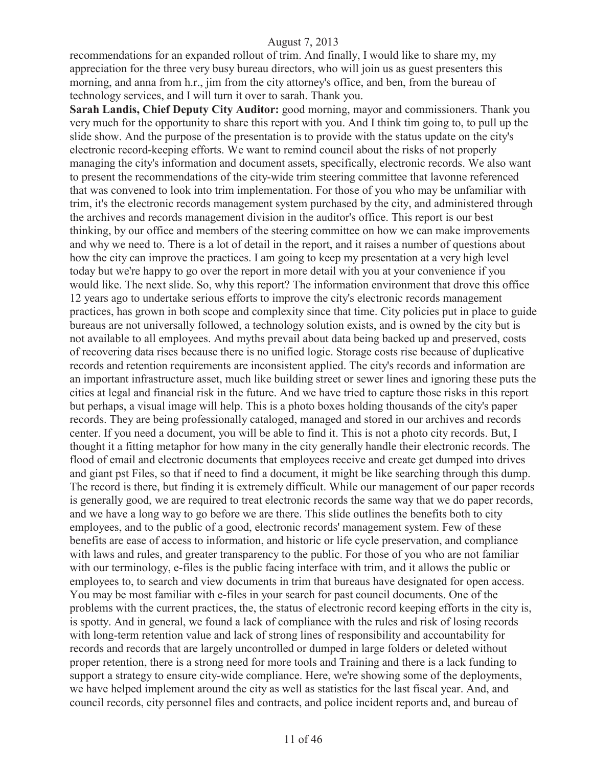recommendations for an expanded rollout of trim. And finally, I would like to share my, my appreciation for the three very busy bureau directors, who will join us as guest presenters this morning, and anna from h.r., jim from the city attorney's office, and ben, from the bureau of technology services, and I will turn it over to sarah. Thank you.

**Sarah Landis, Chief Deputy City Auditor:** good morning, mayor and commissioners. Thank you very much for the opportunity to share this report with you. And I think tim going to, to pull up the slide show. And the purpose of the presentation is to provide with the status update on the city's electronic record-keeping efforts. We want to remind council about the risks of not properly managing the city's information and document assets, specifically, electronic records. We also want to present the recommendations of the city-wide trim steering committee that lavonne referenced that was convened to look into trim implementation. For those of you who may be unfamiliar with trim, it's the electronic records management system purchased by the city, and administered through the archives and records management division in the auditor's office. This report is our best thinking, by our office and members of the steering committee on how we can make improvements and why we need to. There is a lot of detail in the report, and it raises a number of questions about how the city can improve the practices. I am going to keep my presentation at a very high level today but we're happy to go over the report in more detail with you at your convenience if you would like. The next slide. So, why this report? The information environment that drove this office 12 years ago to undertake serious efforts to improve the city's electronic records management practices, has grown in both scope and complexity since that time. City policies put in place to guide bureaus are not universally followed, a technology solution exists, and is owned by the city but is not available to all employees. And myths prevail about data being backed up and preserved, costs of recovering data rises because there is no unified logic. Storage costs rise because of duplicative records and retention requirements are inconsistent applied. The city's records and information are an important infrastructure asset, much like building street or sewer lines and ignoring these puts the cities at legal and financial risk in the future. And we have tried to capture those risks in this report but perhaps, a visual image will help. This is a photo boxes holding thousands of the city's paper records. They are being professionally cataloged, managed and stored in our archives and records center. If you need a document, you will be able to find it. This is not a photo city records. But, I thought it a fitting metaphor for how many in the city generally handle their electronic records. The flood of email and electronic documents that employees receive and create get dumped into drives and giant pst Files, so that if need to find a document, it might be like searching through this dump. The record is there, but finding it is extremely difficult. While our management of our paper records is generally good, we are required to treat electronic records the same way that we do paper records, and we have a long way to go before we are there. This slide outlines the benefits both to city employees, and to the public of a good, electronic records' management system. Few of these benefits are ease of access to information, and historic or life cycle preservation, and compliance with laws and rules, and greater transparency to the public. For those of you who are not familiar with our terminology, e-files is the public facing interface with trim, and it allows the public or employees to, to search and view documents in trim that bureaus have designated for open access. You may be most familiar with e-files in your search for past council documents. One of the problems with the current practices, the, the status of electronic record keeping efforts in the city is, is spotty. And in general, we found a lack of compliance with the rules and risk of losing records with long-term retention value and lack of strong lines of responsibility and accountability for records and records that are largely uncontrolled or dumped in large folders or deleted without proper retention, there is a strong need for more tools and Training and there is a lack funding to support a strategy to ensure city-wide compliance. Here, we're showing some of the deployments, we have helped implement around the city as well as statistics for the last fiscal year. And, and council records, city personnel files and contracts, and police incident reports and, and bureau of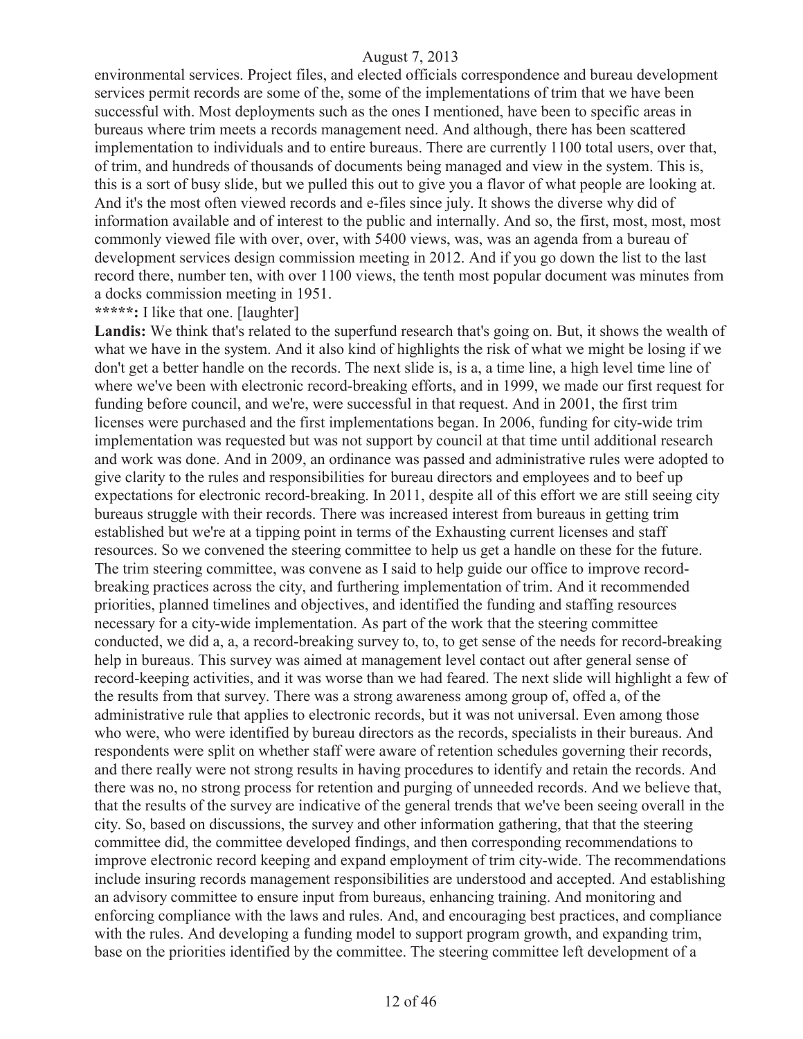environmental services. Project files, and elected officials correspondence and bureau development services permit records are some of the, some of the implementations of trim that we have been successful with. Most deployments such as the ones I mentioned, have been to specific areas in bureaus where trim meets a records management need. And although, there has been scattered implementation to individuals and to entire bureaus. There are currently 1100 total users, over that, of trim, and hundreds of thousands of documents being managed and view in the system. This is, this is a sort of busy slide, but we pulled this out to give you a flavor of what people are looking at. And it's the most often viewed records and e-files since july. It shows the diverse why did of information available and of interest to the public and internally. And so, the first, most, most, most commonly viewed file with over, over, with 5400 views, was, was an agenda from a bureau of development services design commission meeting in 2012. And if you go down the list to the last record there, number ten, with over 1100 views, the tenth most popular document was minutes from a docks commission meeting in 1951.

**\*\*\*\*\*:** I like that one. [laughter]

**Landis:** We think that's related to the superfund research that's going on. But, it shows the wealth of what we have in the system. And it also kind of highlights the risk of what we might be losing if we don't get a better handle on the records. The next slide is, is a, a time line, a high level time line of where we've been with electronic record-breaking efforts, and in 1999, we made our first request for funding before council, and we're, were successful in that request. And in 2001, the first trim licenses were purchased and the first implementations began. In 2006, funding for city-wide trim implementation was requested but was not support by council at that time until additional research and work was done. And in 2009, an ordinance was passed and administrative rules were adopted to give clarity to the rules and responsibilities for bureau directors and employees and to beef up expectations for electronic record-breaking. In 2011, despite all of this effort we are still seeing city bureaus struggle with their records. There was increased interest from bureaus in getting trim established but we're at a tipping point in terms of the Exhausting current licenses and staff resources. So we convened the steering committee to help us get a handle on these for the future. The trim steering committee, was convene as I said to help guide our office to improve record-breaking practices across the city, and furthering implementation of trim. And it recommended priorities, planned timelines and objectives, and identified the funding and staffing resources necessary for a city-wide implementation. As part of the work that the steering committee conducted, we did a, a, a record-breaking survey to, to, to get sense of the needs for record-breaking help in bureaus. This survey was aimed at management level contact out after general sense of record-keeping activities, and it was worse than we had feared. The next slide will highlight a few of the results from that survey. There was a strong awareness among group of, offed a, of the administrative rule that applies to electronic records, but it was not universal. Even among those who were, who were identified by bureau directors as the records, specialists in their bureaus. And respondents were split on whether staff were aware of retention schedules governing their records, and there really were not strong results in having procedures to identify and retain the records. And there was no, no strong process for retention and purging of unneeded records. And we believe that, that the results of the survey are indicative of the general trends that we've been seeing overall in the city. So, based on discussions, the survey and other information gathering, that that the steering committee did, the committee developed findings, and then corresponding recommendations to improve electronic record keeping and expand employment of trim city-wide. The recommendations include insuring records management responsibilities are understood and accepted. And establishing an advisory committee to ensure input from bureaus, enhancing training. And monitoring and enforcing compliance with the laws and rules. And, and encouraging best practices, and compliance with the rules. And developing a funding model to support program growth, and expanding trim, base on the priorities identified by the committee. The steering committee left development of a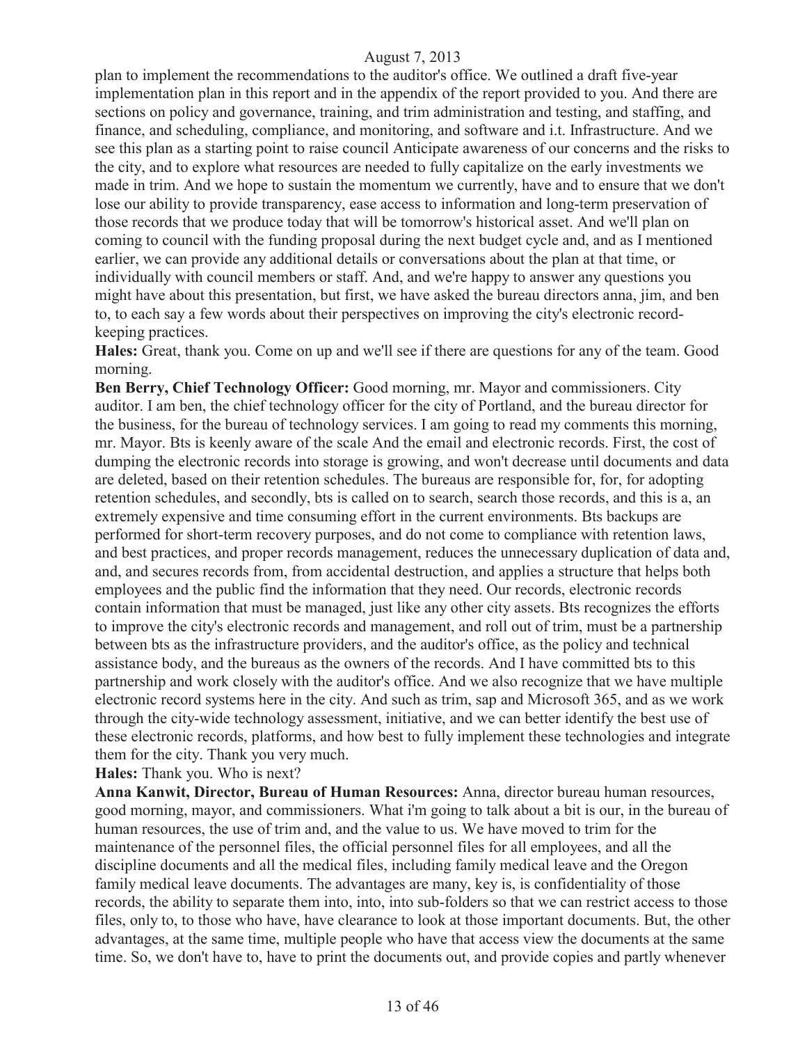plan to implement the recommendations to the auditor's office. We outlined a draft five-year implementation plan in this report and in the appendix of the report provided to you. And there are sections on policy and governance, training, and trim administration and testing, and staffing, and finance, and scheduling, compliance, and monitoring, and software and i.t. Infrastructure. And we see this plan as a starting point to raise council Anticipate awareness of our concerns and the risks to the city, and to explore what resources are needed to fully capitalize on the early investments we made in trim. And we hope to sustain the momentum we currently, have and to ensure that we don't lose our ability to provide transparency, ease access to information and long-term preservation of those records that we produce today that will be tomorrow's historical asset. And we'll plan on coming to council with the funding proposal during the next budget cycle and, and as I mentioned earlier, we can provide any additional details or conversations about the plan at that time, or individually with council members or staff. And, and we're happy to answer any questions you might have about this presentation, but first, we have asked the bureau directors anna, jim, and ben to, to each say a few words about their perspectives on improving the city's electronic record-keeping practices.

**Hales:** Great, thank you. Come on up and we'll see if there are questions for any of the team. Good morning.

**Ben Berry, Chief Technology Officer:** Good morning, mr. Mayor and commissioners. City auditor. I am ben, the chief technology officer for the city of Portland, and the bureau director for the business, for the bureau of technology services. I am going to read my comments this morning, mr. Mayor. Bts is keenly aware of the scale And the email and electronic records. First, the cost of dumping the electronic records into storage is growing, and won't decrease until documents and data are deleted, based on their retention schedules. The bureaus are responsible for, for, for adopting retention schedules, and secondly, bts is called on to search, search those records, and this is a, an extremely expensive and time consuming effort in the current environments. Bts backups are performed for short-term recovery purposes, and do not come to compliance with retention laws, and best practices, and proper records management, reduces the unnecessary duplication of data and, and, and secures records from, from accidental destruction, and applies a structure that helps both employees and the public find the information that they need. Our records, electronic records contain information that must be managed, just like any other city assets. Bts recognizes the efforts to improve the city's electronic records and management, and roll out of trim, must be a partnership between bts as the infrastructure providers, and the auditor's office, as the policy and technical assistance body, and the bureaus as the owners of the records. And I have committed bts to this partnership and work closely with the auditor's office. And we also recognize that we have multiple electronic record systems here in the city. And such as trim, sap and Microsoft 365, and as we work through the city-wide technology assessment, initiative, and we can better identify the best use of these electronic records, platforms, and how best to fully implement these technologies and integrate them for the city. Thank you very much.

**Hales:** Thank you. Who is next?

**Anna Kanwit, Director, Bureau of Human Resources:** Anna, director bureau human resources, good morning, mayor, and commissioners. What i'm going to talk about a bit is our, in the bureau of human resources, the use of trim and, and the value to us. We have moved to trim for the maintenance of the personnel files, the official personnel files for all employees, and all the discipline documents and all the medical files, including family medical leave and the Oregon family medical leave documents. The advantages are many, key is, is confidentiality of those records, the ability to separate them into, into, into sub-folders so that we can restrict access to those files, only to, to those who have, have clearance to look at those important documents. But, the other advantages, at the same time, multiple people who have that access view the documents at the same time. So, we don't have to, have to print the documents out, and provide copies and partly whenever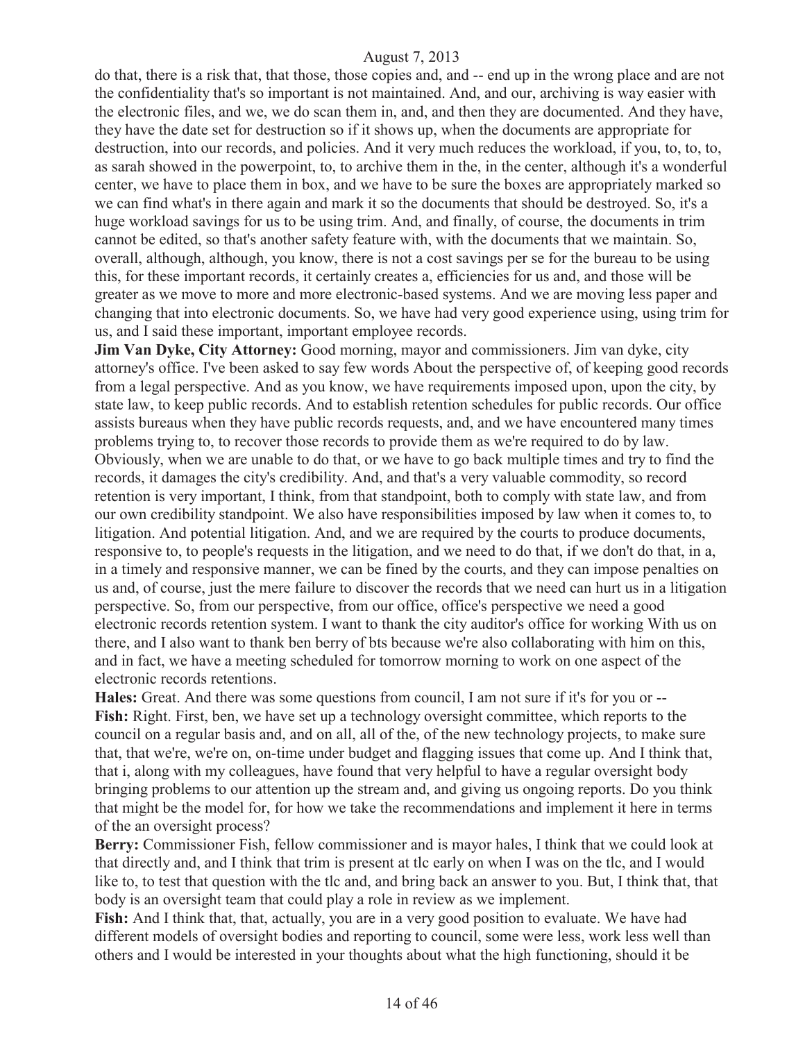do that, there is a risk that, that those, those copies and, and -- end up in the wrong place and are not the confidentiality that's so important is not maintained. And, and our, archiving is way easier with the electronic files, and we, we do scan them in, and, and then they are documented. And they have, they have the date set for destruction so if it shows up, when the documents are appropriate for destruction, into our records, and policies. And it very much reduces the workload, if you, to, to, to, as sarah showed in the powerpoint, to, to archive them in the, in the center, although it's a wonderful center, we have to place them in box, and we have to be sure the boxes are appropriately marked so we can find what's in there again and mark it so the documents that should be destroyed. So, it's a huge workload savings for us to be using trim. And, and finally, of course, the documents in trim cannot be edited, so that's another safety feature with, with the documents that we maintain. So, overall, although, although, you know, there is not a cost savings per se for the bureau to be using this, for these important records, it certainly creates a, efficiencies for us and, and those will be greater as we move to more and more electronic-based systems. And we are moving less paper and changing that into electronic documents. So, we have had very good experience using, using trim for us, and I said these important, important employee records.

**Jim Van Dyke, City Attorney:** Good morning, mayor and commissioners. Jim van dyke, city attorney's office. I've been asked to say few words About the perspective of, of keeping good records from a legal perspective. And as you know, we have requirements imposed upon, upon the city, by state law, to keep public records. And to establish retention schedules for public records. Our office assists bureaus when they have public records requests, and, and we have encountered many times problems trying to, to recover those records to provide them as we're required to do by law. Obviously, when we are unable to do that, or we have to go back multiple times and try to find the records, it damages the city's credibility. And, and that's a very valuable commodity, so record retention is very important, I think, from that standpoint, both to comply with state law, and from our own credibility standpoint. We also have responsibilities imposed by law when it comes to, to litigation. And potential litigation. And, and we are required by the courts to produce documents, responsive to, to people's requests in the litigation, and we need to do that, if we don't do that, in a, in a timely and responsive manner, we can be fined by the courts, and they can impose penalties on us and, of course, just the mere failure to discover the records that we need can hurt us in a litigation perspective. So, from our perspective, from our office, office's perspective we need a good electronic records retention system. I want to thank the city auditor's office for working With us on there, and I also want to thank ben berry of bts because we're also collaborating with him on this, and in fact, we have a meeting scheduled for tomorrow morning to work on one aspect of the electronic records retentions.

**Hales:** Great. And there was some questions from council, I am not sure if it's for you or --

**Fish:** Right. First, ben, we have set up a technology oversight committee, which reports to the council on a regular basis and, and on all, all of the, of the new technology projects, to make sure that, that we're, we're on, on-time under budget and flagging issues that come up. And I think that, that i, along with my colleagues, have found that very helpful to have a regular oversight body bringing problems to our attention up the stream and, and giving us ongoing reports. Do you think that might be the model for, for how we take the recommendations and implement it here in terms of the an oversight process?

**Berry:** Commissioner Fish, fellow commissioner and is mayor hales, I think that we could look at that directly and, and I think that trim is present at tlc early on when I was on the tlc, and I would like to, to test that question with the tlc and, and bring back an answer to you. But, I think that, that body is an oversight team that could play a role in review as we implement.

**Fish:** And I think that, that, actually, you are in a very good position to evaluate. We have had different models of oversight bodies and reporting to council, some were less, work less well than others and I would be interested in your thoughts about what the high functioning, should it be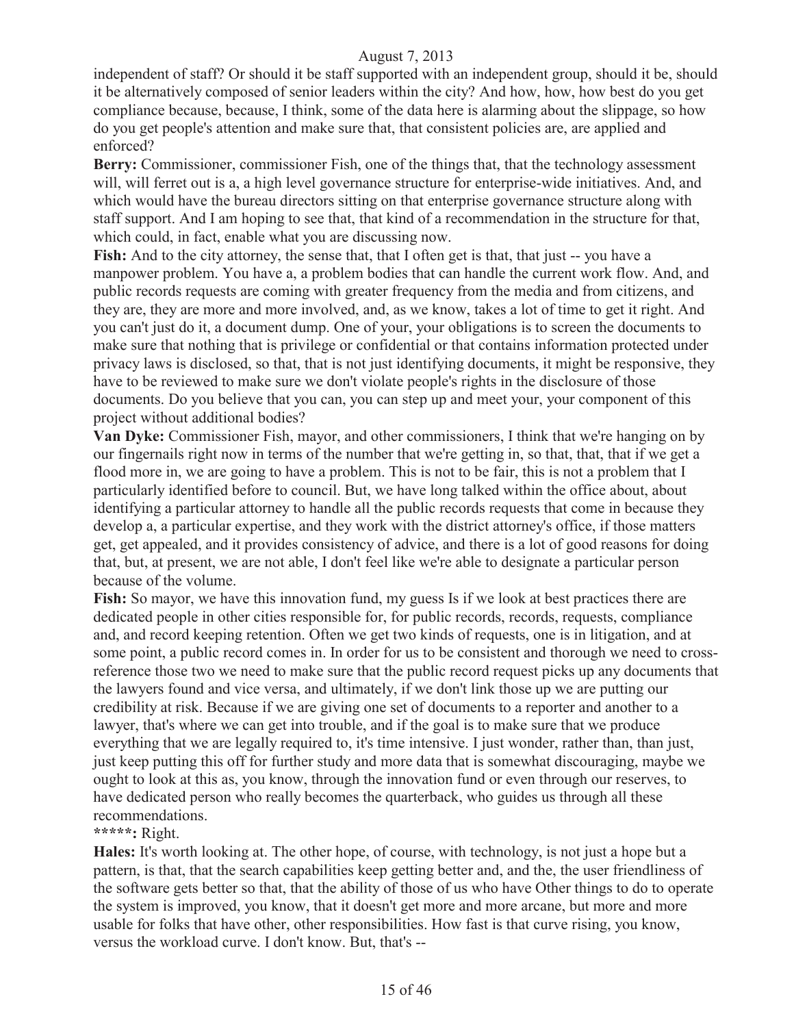independent of staff? Or should it be staff supported with an independent group, should it be, should it be alternatively composed of senior leaders within the city? And how, how, how best do you get compliance because, because, I think, some of the data here is alarming about the slippage, so how do you get people's attention and make sure that, that consistent policies are, are applied and enforced?

**Berry:** Commissioner, commissioner Fish, one of the things that, that the technology assessment will, will ferret out is a, a high level governance structure for enterprise-wide initiatives. And, and which would have the bureau directors sitting on that enterprise governance structure along with staff support. And I am hoping to see that, that kind of a recommendation in the structure for that, which could, in fact, enable what you are discussing now.

**Fish:** And to the city attorney, the sense that, that I often get is that, that just -- you have a manpower problem. You have a, a problem bodies that can handle the current work flow. And, and public records requests are coming with greater frequency from the media and from citizens, and they are, they are more and more involved, and, as we know, takes a lot of time to get it right. And you can't just do it, a document dump. One of your, your obligations is to screen the documents to make sure that nothing that is privilege or confidential or that contains information protected under privacy laws is disclosed, so that, that is not just identifying documents, it might be responsive, they have to be reviewed to make sure we don't violate people's rights in the disclosure of those documents. Do you believe that you can, you can step up and meet your, your component of this project without additional bodies?

**Van Dyke:** Commissioner Fish, mayor, and other commissioners, I think that we're hanging on by our fingernails right now in terms of the number that we're getting in, so that, that, that if we get a flood more in, we are going to have a problem. This is not to be fair, this is not a problem that I particularly identified before to council. But, we have long talked within the office about, about identifying a particular attorney to handle all the public records requests that come in because they develop a, a particular expertise, and they work with the district attorney's office, if those matters get, get appealed, and it provides consistency of advice, and there is a lot of good reasons for doing that, but, at present, we are not able, I don't feel like we're able to designate a particular person because of the volume.

**Fish:** So mayor, we have this innovation fund, my guess Is if we look at best practices there are dedicated people in other cities responsible for, for public records, records, requests, compliance and, and record keeping retention. Often we get two kinds of requests, one is in litigation, and at some point, a public record comes in. In order for us to be consistent and thorough we need to cross-reference those two we need to make sure that the public record request picks up any documents that the lawyers found and vice versa, and ultimately, if we don't link those up we are putting our credibility at risk. Because if we are giving one set of documents to a reporter and another to a lawyer, that's where we can get into trouble, and if the goal is to make sure that we produce everything that we are legally required to, it's time intensive. I just wonder, rather than, than just, just keep putting this off for further study and more data that is somewhat discouraging, maybe we ought to look at this as, you know, through the innovation fund or even through our reserves, to have dedicated person who really becomes the quarterback, who guides us through all these recommendations.

**\*\*\*\*\*:** Right.

**Hales:** It's worth looking at. The other hope, of course, with technology, is not just a hope but a pattern, is that, that the search capabilities keep getting better and, and the, the user friendliness of the software gets better so that, that the ability of those of us who have Other things to do to operate the system is improved, you know, that it doesn't get more and more arcane, but more and more usable for folks that have other, other responsibilities. How fast is that curve rising, you know, versus the workload curve. I don't know. But, that's --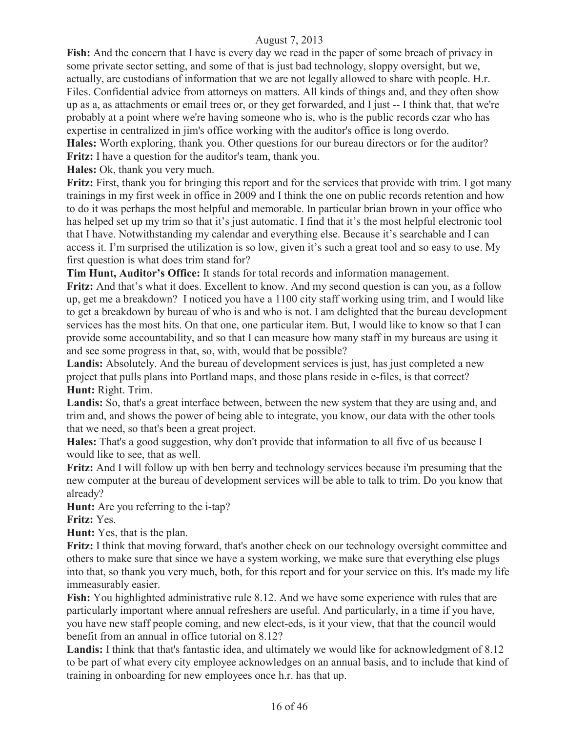**Fish:** And the concern that I have is every day we read in the paper of some breach of privacy in some private sector setting, and some of that is just bad technology, sloppy oversight, but we, actually, are custodians of information that we are not legally allowed to share with people. H.r. Files. Confidential advice from attorneys on matters. All kinds of things and, and they often show up as a, as attachments or email trees or, or they get forwarded, and I just -- I think that, that we're probably at a point where we're having someone who is, who is the public records czar who has expertise in centralized in jim's office working with the auditor's office is long overdo.

**Hales:** Worth exploring, thank you. Other questions for our bureau directors or for the auditor?

**Fritz:** I have a question for the auditor's team, thank you.

**Hales:** Ok, thank you very much.

**Fritz:** First, thank you for bringing this report and for the services that provide with trim. I got many trainings in my first week in office in 2009 and I think the one on public records retention and how to do it was perhaps the most helpful and memorable. In particular brian brown in your office who has helped set up my trim so that it's just automatic. I find that it's the most helpful electronic tool that I have. Notwithstanding my calendar and everything else. Because it's searchable and I can access it. I'm surprised the utilization is so low, given it's such a great tool and so easy to use. My first question is what does trim stand for?

**Tim Hunt, Auditor's Office:** It stands for total records and information management.

**Fritz:** And that's what it does. Excellent to know. And my second question is can you, as a follow up, get me a breakdown? I noticed you have a 1100 city staff working using trim, and I would like to get a breakdown by bureau of who is and who is not. I am delighted that the bureau development services has the most hits. On that one, one particular item. But, I would like to know so that I can provide some accountability, and so that I can measure how many staff in my bureaus are using it and see some progress in that, so, with, would that be possible?

**Landis:** Absolutely. And the bureau of development services is just, has just completed a new project that pulls plans into Portland maps, and those plans reside in e-files, is that correct?

**Hunt:** Right. Trim.

**Landis:** So, that's a great interface between, between the new system that they are using and, and trim and, and shows the power of being able to integrate, you know, our data with the other tools that we need, so that's been a great project.

**Hales:** That's a good suggestion, why don't provide that information to all five of us because I would like to see, that as well.

**Fritz:** And I will follow up with ben berry and technology services because i'm presuming that the new computer at the bureau of development services will be able to talk to trim. Do you know that already?

**Hunt:** Are you referring to the i-tap?

**Fritz:** Yes.

**Hunt:** Yes, that is the plan.

**Fritz:** I think that moving forward, that's another check on our technology oversight committee and others to make sure that since we have a system working, we make sure that everything else plugs into that, so thank you very much, both, for this report and for your service on this. It's made my life immeasurably easier.

**Fish:** You highlighted administrative rule 8.12. And we have some experience with rules that are particularly important where annual refreshers are useful. And particularly, in a time if you have, you have new staff people coming, and new elect-eds, is it your view, that that the council would benefit from an annual in office tutorial on 8.12?

**Landis:** I think that that's fantastic idea, and ultimately we would like for acknowledgment of 8.12 to be part of what every city employee acknowledges on an annual basis, and to include that kind of training in onboarding for new employees once h.r. has that up.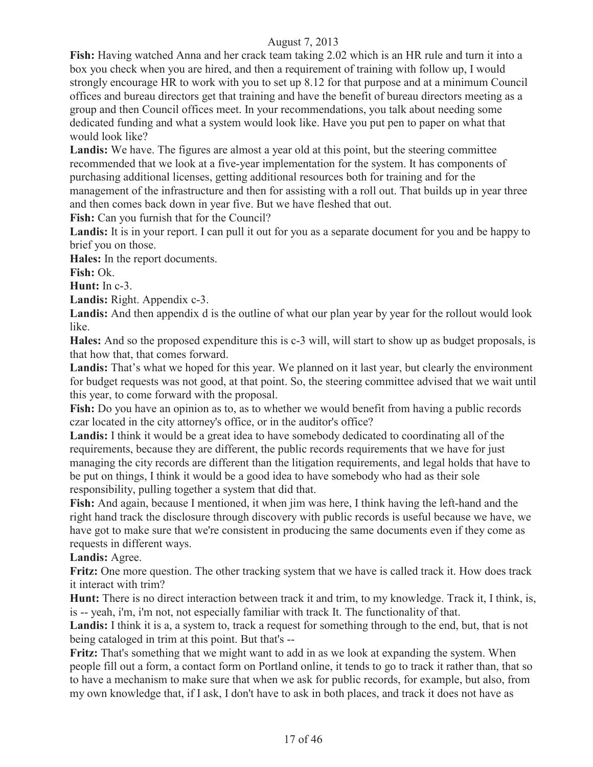**Fish:** Having watched Anna and her crack team taking 2.02 which is an HR rule and turn it into a box you check when you are hired, and then a requirement of training with follow up, I would strongly encourage HR to work with you to set up 8.12 for that purpose and at a minimum Council offices and bureau directors get that training and have the benefit of bureau directors meeting as a group and then Council offices meet. In your recommendations, you talk about needing some dedicated funding and what a system would look like. Have you put pen to paper on what that would look like?

**Landis:** We have. The figures are almost a year old at this point, but the steering committee recommended that we look at a five-year implementation for the system. It has components of purchasing additional licenses, getting additional resources both for training and for the management of the infrastructure and then for assisting with a roll out. That builds up in year three and then comes back down in year five. But we have fleshed that out.

**Fish:** Can you furnish that for the Council?

**Landis:** It is in your report. I can pull it out for you as a separate document for you and be happy to brief you on those.

**Hales:** In the report documents.

**Fish:** Ok.

**Hunt:** In c-3.

**Landis:** Right. Appendix c-3.

**Landis:** And then appendix d is the outline of what our plan year by year for the rollout would look like.

**Hales:** And so the proposed expenditure this is c-3 will, will start to show up as budget proposals, is that how that, that comes forward.

**Landis:** That's what we hoped for this year. We planned on it last year, but clearly the environment for budget requests was not good, at that point. So, the steering committee advised that we wait until this year, to come forward with the proposal.

**Fish:** Do you have an opinion as to, as to whether we would benefit from having a public records czar located in the city attorney's office, or in the auditor's office?

**Landis:** I think it would be a great idea to have somebody dedicated to coordinating all of the requirements, because they are different, the public records requirements that we have for just managing the city records are different than the litigation requirements, and legal holds that have to be put on things, I think it would be a good idea to have somebody who had as their sole responsibility, pulling together a system that did that.

**Fish:** And again, because I mentioned, it when jim was here, I think having the left-hand and the right hand track the disclosure through discovery with public records is useful because we have, we have got to make sure that we're consistent in producing the same documents even if they come as requests in different ways.

**Landis:** Agree.

**Fritz:** One more question. The other tracking system that we have is called track it. How does track it interact with trim?

**Hunt:** There is no direct interaction between track it and trim, to my knowledge. Track it, I think, is, is -- yeah, i'm, i'm not, not especially familiar with track It. The functionality of that.

**Landis:** I think it is a, a system to, track a request for something through to the end, but, that is not being cataloged in trim at this point. But that's --

**Fritz:** That's something that we might want to add in as we look at expanding the system. When people fill out a form, a contact form on Portland online, it tends to go to track it rather than, that so to have a mechanism to make sure that when we ask for public records, for example, but also, from my own knowledge that, if I ask, I don't have to ask in both places, and track it does not have as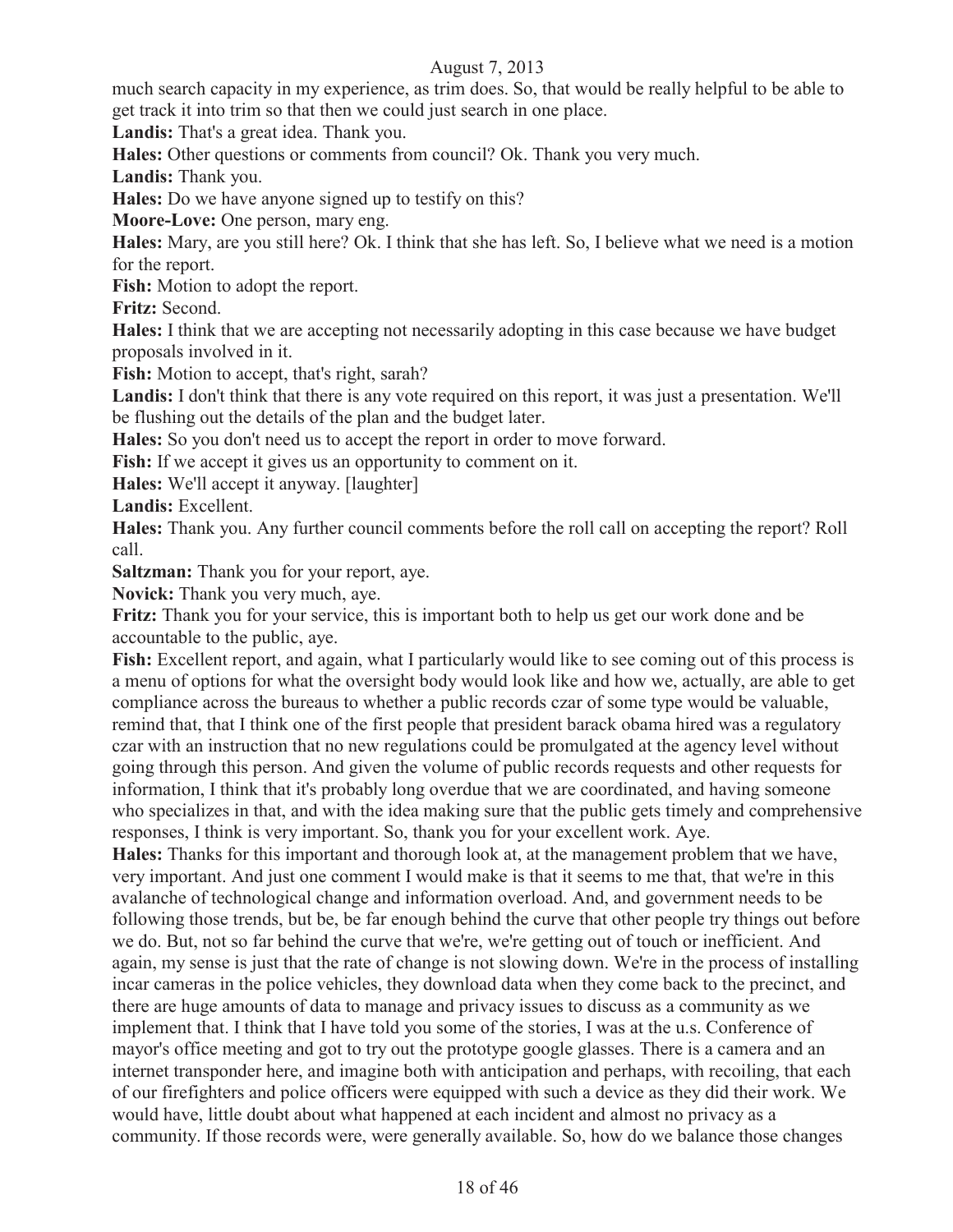much search capacity in my experience, as trim does. So, that would be really helpful to be able to get track it into trim so that then we could just search in one place.

**Landis:** That's a great idea. Thank you.

**Hales:** Other questions or comments from council? Ok. Thank you very much.

**Landis:** Thank you.

**Hales:** Do we have anyone signed up to testify on this?

**Moore-Love:** One person, mary eng.

**Hales:** Mary, are you still here? Ok. I think that she has left. So, I believe what we need is a motion for the report.

**Fish:** Motion to adopt the report.

**Fritz:** Second.

**Hales:** I think that we are accepting not necessarily adopting in this case because we have budget proposals involved in it.

**Fish:** Motion to accept, that's right, sarah?

**Landis:** I don't think that there is any vote required on this report, it was just a presentation. We'll be flushing out the details of the plan and the budget later.

**Hales:** So you don't need us to accept the report in order to move forward.

**Fish:** If we accept it gives us an opportunity to comment on it.

**Hales:** We'll accept it anyway. [laughter]

**Landis:** Excellent.

**Hales:** Thank you. Any further council comments before the roll call on accepting the report? Roll call.

**Saltzman:** Thank you for your report, aye.

**Novick:** Thank you very much, aye.

**Fritz:** Thank you for your service, this is important both to help us get our work done and be accountable to the public, aye.

**Fish:** Excellent report, and again, what I particularly would like to see coming out of this process is a menu of options for what the oversight body would look like and how we, actually, are able to get compliance across the bureaus to whether a public records czar of some type would be valuable, remind that, that I think one of the first people that president barack obama hired was a regulatory czar with an instruction that no new regulations could be promulgated at the agency level without going through this person. And given the volume of public records requests and other requests for information, I think that it's probably long overdue that we are coordinated, and having someone who specializes in that, and with the idea making sure that the public gets timely and comprehensive responses, I think is very important. So, thank you for your excellent work. Aye.

**Hales:** Thanks for this important and thorough look at, at the management problem that we have, very important. And just one comment I would make is that it seems to me that, that we're in this avalanche of technological change and information overload. And, and government needs to be following those trends, but be, be far enough behind the curve that other people try things out before we do. But, not so far behind the curve that we're, we're getting out of touch or inefficient. And again, my sense is just that the rate of change is not slowing down. We're in the process of installing incar cameras in the police vehicles, they download data when they come back to the precinct, and there are huge amounts of data to manage and privacy issues to discuss as a community as we implement that. I think that I have told you some of the stories, I was at the u.s. Conference of mayor's office meeting and got to try out the prototype google glasses. There is a camera and an internet transponder here, and imagine both with anticipation and perhaps, with recoiling, that each of our firefighters and police officers were equipped with such a device as they did their work. We would have, little doubt about what happened at each incident and almost no privacy as a community. If those records were, were generally available. So, how do we balance those changes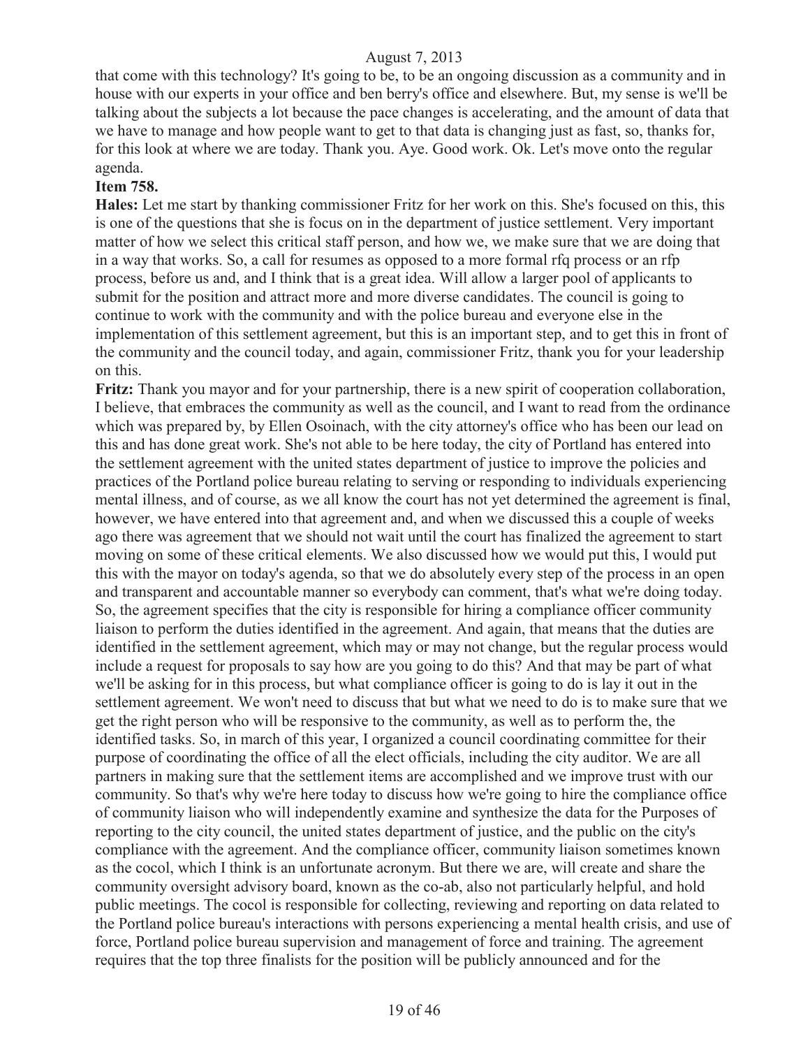that come with this technology? It's going to be, to be an ongoing discussion as a community and in house with our experts in your office and ben berry's office and elsewhere. But, my sense is we'll be talking about the subjects a lot because the pace changes is accelerating, and the amount of data that we have to manage and how people want to get to that data is changing just as fast, so, thanks for, for this look at where we are today. Thank you. Aye. Good work. Ok. Let's move onto the regular agenda.

**Item 758.**

**Hales:** Let me start by thanking commissioner Fritz for her work on this. She's focused on this, this is one of the questions that she is focus on in the department of justice settlement. Very important matter of how we select this critical staff person, and how we, we make sure that we are doing that in a way that works. So, a call for resumes as opposed to a more formal rfq process or an rfp process, before us and, and I think that is a great idea. Will allow a larger pool of applicants to submit for the position and attract more and more diverse candidates. The council is going to continue to work with the community and with the police bureau and everyone else in the implementation of this settlement agreement, but this is an important step, and to get this in front of the community and the council today, and again, commissioner Fritz, thank you for your leadership on this.

**Fritz:** Thank you mayor and for your partnership, there is a new spirit of cooperation collaboration, I believe, that embraces the community as well as the council, and I want to read from the ordinance which was prepared by, by Ellen Osoinach, with the city attorney's office who has been our lead on this and has done great work. She's not able to be here today, the city of Portland has entered into the settlement agreement with the united states department of justice to improve the policies and practices of the Portland police bureau relating to serving or responding to individuals experiencing mental illness, and of course, as we all know the court has not yet determined the agreement is final, however, we have entered into that agreement and, and when we discussed this a couple of weeks ago there was agreement that we should not wait until the court has finalized the agreement to start moving on some of these critical elements. We also discussed how we would put this, I would put this with the mayor on today's agenda, so that we do absolutely every step of the process in an open and transparent and accountable manner so everybody can comment, that's what we're doing today. So, the agreement specifies that the city is responsible for hiring a compliance officer community liaison to perform the duties identified in the agreement. And again, that means that the duties are identified in the settlement agreement, which may or may not change, but the regular process would include a request for proposals to say how are you going to do this? And that may be part of what we'll be asking for in this process, but what compliance officer is going to do is lay it out in the settlement agreement. We won't need to discuss that but what we need to do is to make sure that we get the right person who will be responsive to the community, as well as to perform the, the identified tasks. So, in march of this year, I organized a council coordinating committee for their purpose of coordinating the office of all the elect officials, including the city auditor. We are all partners in making sure that the settlement items are accomplished and we improve trust with our community. So that's why we're here today to discuss how we're going to hire the compliance office of community liaison who will independently examine and synthesize the data for the Purposes of reporting to the city council, the united states department of justice, and the public on the city's compliance with the agreement. And the compliance officer, community liaison sometimes known as the cocol, which I think is an unfortunate acronym. But there we are, will create and share the community oversight advisory board, known as the co-ab, also not particularly helpful, and hold public meetings. The cocol is responsible for collecting, reviewing and reporting on data related to the Portland police bureau's interactions with persons experiencing a mental health crisis, and use of force, Portland police bureau supervision and management of force and training. The agreement requires that the top three finalists for the position will be publicly announced and for the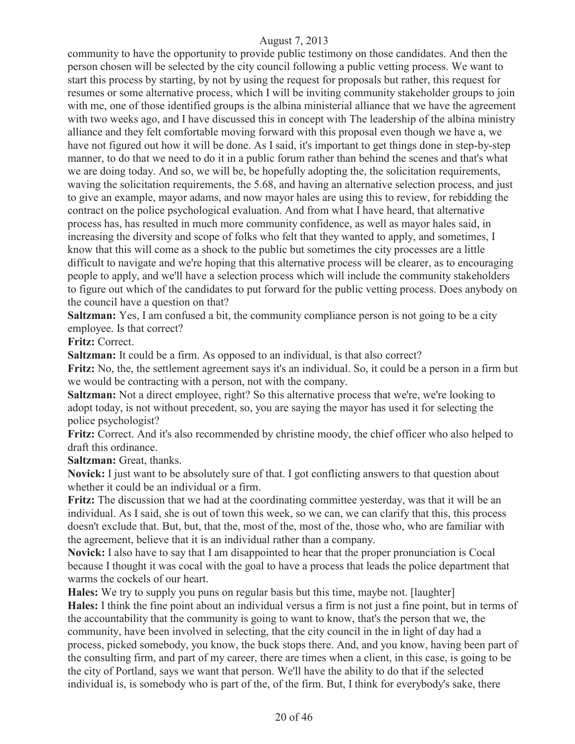community to have the opportunity to provide public testimony on those candidates. And then the person chosen will be selected by the city council following a public vetting process. We want to start this process by starting, by not by using the request for proposals but rather, this request for resumes or some alternative process, which I will be inviting community stakeholder groups to join with me, one of those identified groups is the albina ministerial alliance that we have the agreement with two weeks ago, and I have discussed this in concept with The leadership of the albina ministry alliance and they felt comfortable moving forward with this proposal even though we have a, we have not figured out how it will be done. As I said, it's important to get things done in step-by-step manner, to do that we need to do it in a public forum rather than behind the scenes and that's what we are doing today. And so, we will be, be hopefully adopting the, the solicitation requirements, waving the solicitation requirements, the 5.68, and having an alternative selection process, and just to give an example, mayor adams, and now mayor hales are using this to review, for rebidding the contract on the police psychological evaluation. And from what I have heard, that alternative process has, has resulted in much more community confidence, as well as mayor hales said, in increasing the diversity and scope of folks who felt that they wanted to apply, and sometimes, I know that this will come as a shock to the public but sometimes the city processes are a little difficult to navigate and we're hoping that this alternative process will be clearer, as to encouraging people to apply, and we'll have a selection process which will include the community stakeholders to figure out which of the candidates to put forward for the public vetting process. Does anybody on the council have a question on that?

**Saltzman:** Yes, I am confused a bit, the community compliance person is not going to be a city employee. Is that correct?

**Fritz:** Correct.

**Saltzman:** It could be a firm. As opposed to an individual, is that also correct?

**Fritz:** No, the, the settlement agreement says it's an individual. So, it could be a person in a firm but we would be contracting with a person, not with the company.

**Saltzman:** Not a direct employee, right? So this alternative process that we're, we're looking to adopt today, is not without precedent, so, you are saying the mayor has used it for selecting the police psychologist?

**Fritz:** Correct. And it's also recommended by christine moody, the chief officer who also helped to draft this ordinance.

**Saltzman:** Great, thanks.

**Novick:** I just want to be absolutely sure of that. I got conflicting answers to that question about whether it could be an individual or a firm.

**Fritz:** The discussion that we had at the coordinating committee yesterday, was that it will be an individual. As I said, she is out of town this week, so we can, we can clarify that this, this process doesn't exclude that. But, but, that the, most of the, most of the, those who, who are familiar with the agreement, believe that it is an individual rather than a company.

**Novick:** I also have to say that I am disappointed to hear that the proper pronunciation is Cocal because I thought it was cocal with the goal to have a process that leads the police department that warms the cockels of our heart.

**Hales:** We try to supply you puns on regular basis but this time, maybe not. [laughter]

**Hales:** I think the fine point about an individual versus a firm is not just a fine point, but in terms of the accountability that the community is going to want to know, that's the person that we, the community, have been involved in selecting, that the city council in the in light of day had a process, picked somebody, you know, the buck stops there. And, and you know, having been part of the consulting firm, and part of my career, there are times when a client, in this case, is going to be the city of Portland, says we want that person. We'll have the ability to do that if the selected individual is, is somebody who is part of the, of the firm. But, I think for everybody's sake, there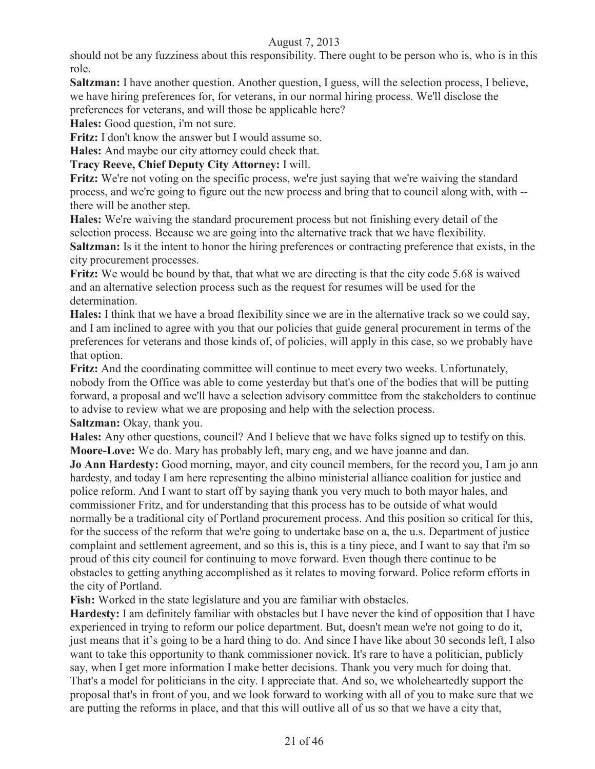should not be any fuzziness about this responsibility. There ought to be person who is, who is in this role.

**Saltzman:** I have another question. Another question, I guess, will the selection process, I believe, we have hiring preferences for, for veterans, in our normal hiring process. We'll disclose the preferences for veterans, and will those be applicable here?

**Hales:** Good question, i'm not sure.

**Fritz:** I don't know the answer but I would assume so.

**Hales:** And maybe our city attorney could check that.

**Tracy Reeve, Chief Deputy City Attorney:** I will.

**Fritz:** We're not voting on the specific process, we're just saying that we're waiving the standard process, and we're going to figure out the new process and bring that to council along with, with -- there will be another step.

**Hales:** We're waiving the standard procurement process but not finishing every detail of the selection process. Because we are going into the alternative track that we have flexibility.

**Saltzman:** Is it the intent to honor the hiring preferences or contracting preference that exists, in the city procurement processes.

**Fritz:** We would be bound by that, that what we are directing is that the city code 5.68 is waived and an alternative selection process such as the request for resumes will be used for the determination.

**Hales:** I think that we have a broad flexibility since we are in the alternative track so we could say, and I am inclined to agree with you that our policies that guide general procurement in terms of the preferences for veterans and those kinds of, of policies, will apply in this case, so we probably have that option.

**Fritz:** And the coordinating committee will continue to meet every two weeks. Unfortunately, nobody from the Office was able to come yesterday but that's one of the bodies that will be putting forward, a proposal and we'll have a selection advisory committee from the stakeholders to continue to advise to review what we are proposing and help with the selection process.

**Saltzman:** Okay, thank you.

**Hales:** Any other questions, council? And I believe that we have folks signed up to testify on this.

**Moore-Love:** We do. Mary has probably left, mary eng, and we have joanne and dan.

**Jo Ann Hardesty:** Good morning, mayor, and city council members, for the record you, I am jo ann hardesty, and today I am here representing the albino ministerial alliance coalition for justice and police reform. And I want to start off by saying thank you very much to both mayor hales, and commissioner Fritz, and for understanding that this process has to be outside of what would normally be a traditional city of Portland procurement process. And this position so critical for this, for the success of the reform that we're going to undertake base on a, the u.s. Department of justice complaint and settlement agreement, and so this is, this is a tiny piece, and I want to say that i'm so proud of this city council for continuing to move forward. Even though there continue to be obstacles to getting anything accomplished as it relates to moving forward. Police reform efforts in the city of Portland.

**Fish:** Worked in the state legislature and you are familiar with obstacles.

**Hardesty:** I am definitely familiar with obstacles but I have never the kind of opposition that I have experienced in trying to reform our police department. But, doesn't mean we're not going to do it, just means that it's going to be a hard thing to do. And since I have like about 30 seconds left, I also want to take this opportunity to thank commissioner novick. It's rare to have a politician, publicly say, when I get more information I make better decisions. Thank you very much for doing that. That's a model for politicians in the city. I appreciate that. And so, we wholeheartedly support the proposal that's in front of you, and we look forward to working with all of you to make sure that we are putting the reforms in place, and that this will outlive all of us so that we have a city that,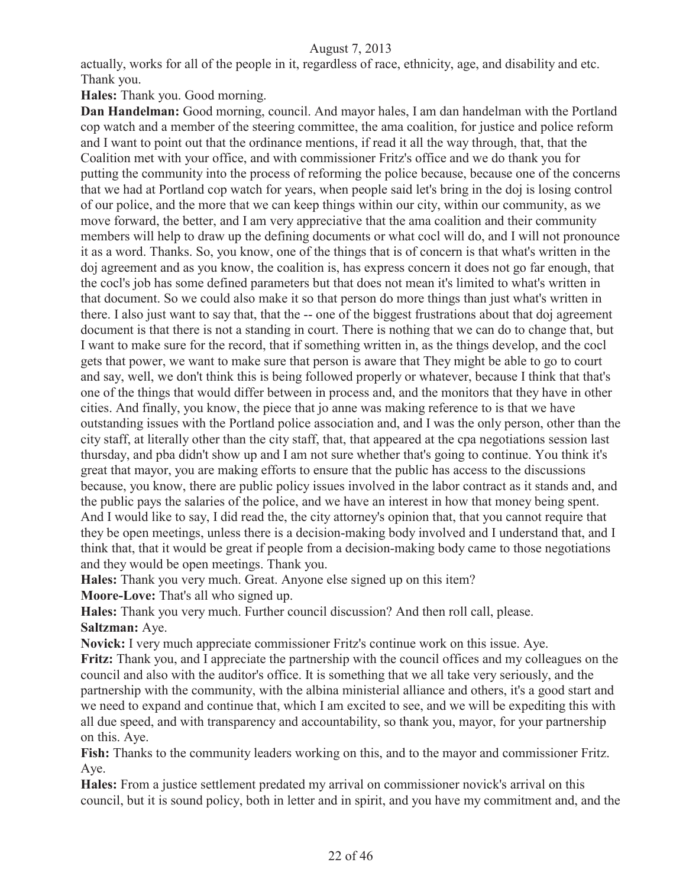actually, works for all of the people in it, regardless of race, ethnicity, age, and disability and etc. Thank you.

**Hales:** Thank you. Good morning.

**Dan Handelman:** Good morning, council. And mayor hales, I am dan handelman with the Portland cop watch and a member of the steering committee, the ama coalition, for justice and police reform and I want to point out that the ordinance mentions, if read it all the way through, that, that the Coalition met with your office, and with commissioner Fritz's office and we do thank you for putting the community into the process of reforming the police because, because one of the concerns that we had at Portland cop watch for years, when people said let's bring in the doj is losing control of our police, and the more that we can keep things within our city, within our community, as we move forward, the better, and I am very appreciative that the ama coalition and their community members will help to draw up the defining documents or what cocl will do, and I will not pronounce it as a word. Thanks. So, you know, one of the things that is of concern is that what's written in the doj agreement and as you know, the coalition is, has express concern it does not go far enough, that the cocl's job has some defined parameters but that does not mean it's limited to what's written in that document. So we could also make it so that person do more things than just what's written in there. I also just want to say that, that the -- one of the biggest frustrations about that doj agreement document is that there is not a standing in court. There is nothing that we can do to change that, but I want to make sure for the record, that if something written in, as the things develop, and the cocl gets that power, we want to make sure that person is aware that They might be able to go to court and say, well, we don't think this is being followed properly or whatever, because I think that that's one of the things that would differ between in process and, and the monitors that they have in other cities. And finally, you know, the piece that jo anne was making reference to is that we have outstanding issues with the Portland police association and, and I was the only person, other than the city staff, at literally other than the city staff, that, that appeared at the cpa negotiations session last thursday, and pba didn't show up and I am not sure whether that's going to continue. You think it's great that mayor, you are making efforts to ensure that the public has access to the discussions because, you know, there are public policy issues involved in the labor contract as it stands and, and the public pays the salaries of the police, and we have an interest in how that money being spent. And I would like to say, I did read the, the city attorney's opinion that, that you cannot require that they be open meetings, unless there is a decision-making body involved and I understand that, and I think that, that it would be great if people from a decision-making body came to those negotiations and they would be open meetings. Thank you.

**Hales:** Thank you very much. Great. Anyone else signed up on this item?

**Moore-Love:** That's all who signed up.

**Hales:** Thank you very much. Further council discussion? And then roll call, please.

**Saltzman:** Aye.

**Novick:** I very much appreciate commissioner Fritz's continue work on this issue. Aye.

**Fritz:** Thank you, and I appreciate the partnership with the council offices and my colleagues on the council and also with the auditor's office. It is something that we all take very seriously, and the partnership with the community, with the albina ministerial alliance and others, it's a good start and we need to expand and continue that, which I am excited to see, and we will be expediting this with all due speed, and with transparency and accountability, so thank you, mayor, for your partnership on this. Aye.

**Fish:** Thanks to the community leaders working on this, and to the mayor and commissioner Fritz. Aye.

**Hales:** From a justice settlement predated my arrival on commissioner novick's arrival on this council, but it is sound policy, both in letter and in spirit, and you have my commitment and, and the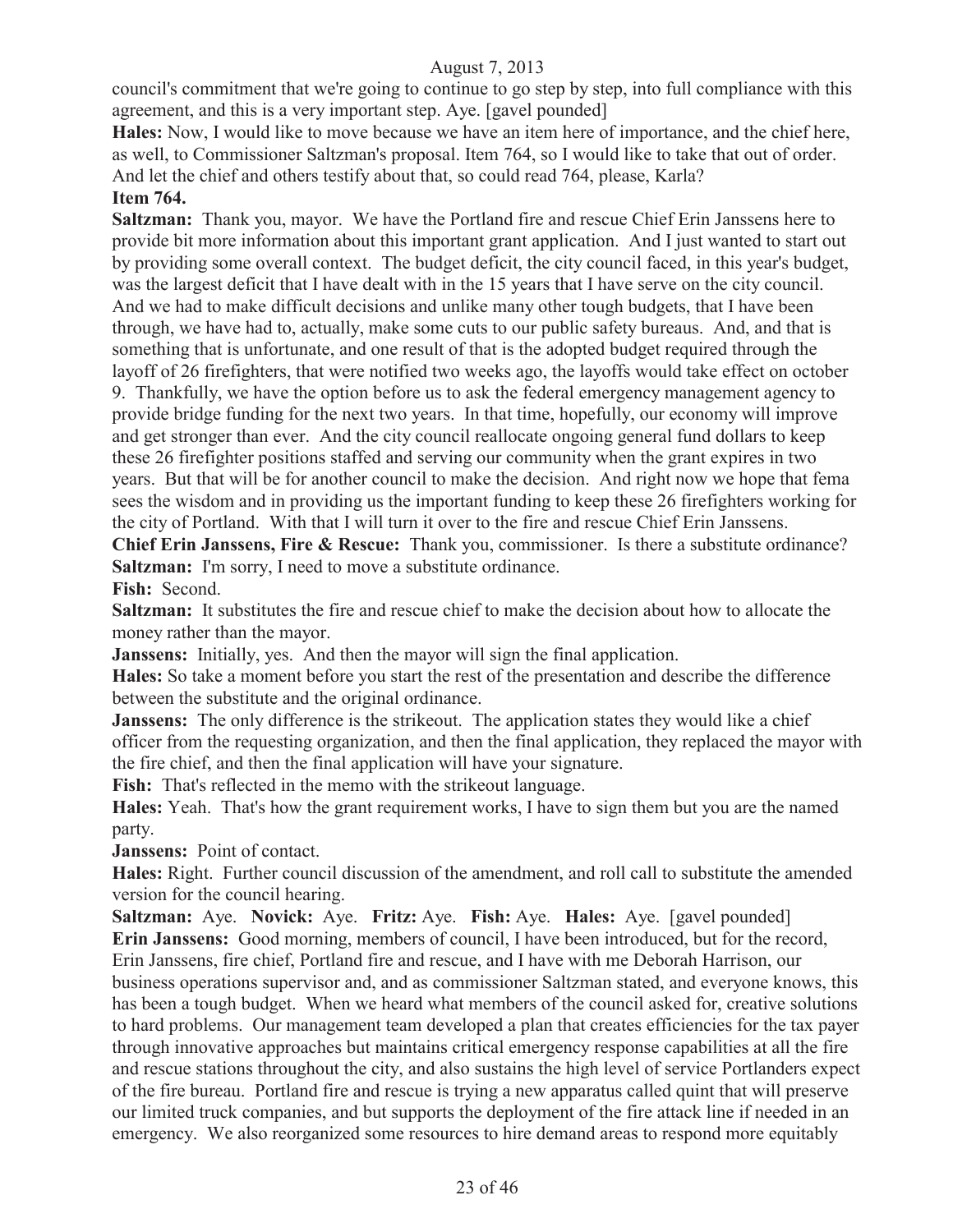council's commitment that we're going to continue to go step by step, into full compliance with this agreement, and this is a very important step. Aye. [gavel pounded]

**Hales:** Now, I would like to move because we have an item here of importance, and the chief here, as well, to Commissioner Saltzman's proposal. Item 764, so I would like to take that out of order. And let the chief and others testify about that, so could read 764, please, Karla?

**Item 764.**

**Saltzman:** Thank you, mayor. We have the Portland fire and rescue Chief Erin Janssens here to provide bit more information about this important grant application. And I just wanted to start out by providing some overall context. The budget deficit, the city council faced, in this year's budget, was the largest deficit that I have dealt with in the 15 years that I have serve on the city council. And we had to make difficult decisions and unlike many other tough budgets, that I have been through, we have had to, actually, make some cuts to our public safety bureaus. And, and that is something that is unfortunate, and one result of that is the adopted budget required through the layoff of 26 firefighters, that were notified two weeks ago, the layoffs would take effect on october 9. Thankfully, we have the option before us to ask the federal emergency management agency to provide bridge funding for the next two years. In that time, hopefully, our economy will improve and get stronger than ever. And the city council reallocate ongoing general fund dollars to keep these 26 firefighter positions staffed and serving our community when the grant expires in two years. But that will be for another council to make the decision. And right now we hope that fema sees the wisdom and in providing us the important funding to keep these 26 firefighters working for the city of Portland. With that I will turn it over to the fire and rescue Chief Erin Janssens.

**Chief Erin Janssens, Fire & Rescue:** Thank you, commissioner. Is there a substitute ordinance?

**Saltzman:** I'm sorry, I need to move a substitute ordinance.

**Fish:** Second.

**Saltzman:** It substitutes the fire and rescue chief to make the decision about how to allocate the money rather than the mayor.

**Janssens:** Initially, yes. And then the mayor will sign the final application.

**Hales:** So take a moment before you start the rest of the presentation and describe the difference between the substitute and the original ordinance.

**Janssens:** The only difference is the strikeout. The application states they would like a chief officer from the requesting organization, and then the final application, they replaced the mayor with the fire chief, and then the final application will have your signature.

**Fish:** That's reflected in the memo with the strikeout language.

**Hales:** Yeah. That's how the grant requirement works, I have to sign them but you are the named party.

**Janssens:** Point of contact.

**Hales:** Right. Further council discussion of the amendment, and roll call to substitute the amended version for the council hearing.

**Saltzman:** Aye. **Novick:** Aye. **Fritz:** Aye. **Fish:** Aye. **Hales:** Aye. [gavel pounded]

**Erin Janssens:** Good morning, members of council, I have been introduced, but for the record, Erin Janssens, fire chief, Portland fire and rescue, and I have with me Deborah Harrison, our business operations supervisor and, and as commissioner Saltzman stated, and everyone knows, this has been a tough budget. When we heard what members of the council asked for, creative solutions to hard problems. Our management team developed a plan that creates efficiencies for the tax payer through innovative approaches but maintains critical emergency response capabilities at all the fire and rescue stations throughout the city, and also sustains the high level of service Portlanders expect of the fire bureau. Portland fire and rescue is trying a new apparatus called quint that will preserve our limited truck companies, and but supports the deployment of the fire attack line if needed in an emergency. We also reorganized some resources to hire demand areas to respond more equitably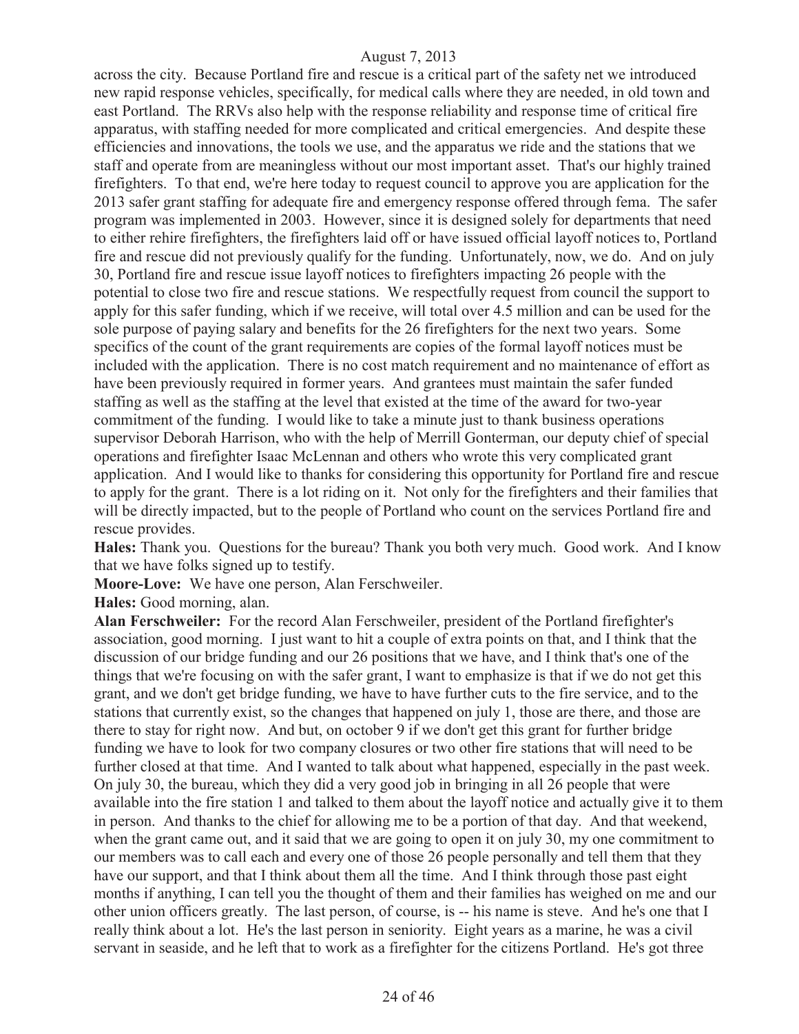across the city. Because Portland fire and rescue is a critical part of the safety net we introduced new rapid response vehicles, specifically, for medical calls where they are needed, in old town and east Portland. The RRVs also help with the response reliability and response time of critical fire apparatus, with staffing needed for more complicated and critical emergencies. And despite these efficiencies and innovations, the tools we use, and the apparatus we ride and the stations that we staff and operate from are meaningless without our most important asset. That's our highly trained firefighters. To that end, we're here today to request council to approve you are application for the 2013 safer grant staffing for adequate fire and emergency response offered through fema. The safer program was implemented in 2003. However, since it is designed solely for departments that need to either rehire firefighters, the firefighters laid off or have issued official layoff notices to, Portland fire and rescue did not previously qualify for the funding. Unfortunately, now, we do. And on july 30, Portland fire and rescue issue layoff notices to firefighters impacting 26 people with the potential to close two fire and rescue stations. We respectfully request from council the support to apply for this safer funding, which if we receive, will total over 4.5 million and can be used for the sole purpose of paying salary and benefits for the 26 firefighters for the next two years. Some specifics of the count of the grant requirements are copies of the formal layoff notices must be included with the application. There is no cost match requirement and no maintenance of effort as have been previously required in former years. And grantees must maintain the safer funded staffing as well as the staffing at the level that existed at the time of the award for two-year commitment of the funding. I would like to take a minute just to thank business operations supervisor Deborah Harrison, who with the help of Merrill Gonterman, our deputy chief of special operations and firefighter Isaac McLennan and others who wrote this very complicated grant application. And I would like to thanks for considering this opportunity for Portland fire and rescue to apply for the grant. There is a lot riding on it. Not only for the firefighters and their families that will be directly impacted, but to the people of Portland who count on the services Portland fire and rescue provides.

**Hales:** Thank you. Questions for the bureau? Thank you both very much. Good work. And I know that we have folks signed up to testify.

**Moore-Love:** We have one person, Alan Ferschweiler.

**Hales:** Good morning, alan.

**Alan Ferschweiler:** For the record Alan Ferschweiler, president of the Portland firefighter's association, good morning. I just want to hit a couple of extra points on that, and I think that the discussion of our bridge funding and our 26 positions that we have, and I think that's one of the things that we're focusing on with the safer grant, I want to emphasize is that if we do not get this grant, and we don't get bridge funding, we have to have further cuts to the fire service, and to the stations that currently exist, so the changes that happened on july 1, those are there, and those are there to stay for right now. And but, on october 9 if we don't get this grant for further bridge funding we have to look for two company closures or two other fire stations that will need to be further closed at that time. And I wanted to talk about what happened, especially in the past week. On july 30, the bureau, which they did a very good job in bringing in all 26 people that were available into the fire station 1 and talked to them about the layoff notice and actually give it to them in person. And thanks to the chief for allowing me to be a portion of that day. And that weekend, when the grant came out, and it said that we are going to open it on july 30, my one commitment to our members was to call each and every one of those 26 people personally and tell them that they have our support, and that I think about them all the time. And I think through those past eight months if anything, I can tell you the thought of them and their families has weighed on me and our other union officers greatly. The last person, of course, is -- his name is steve. And he's one that I really think about a lot. He's the last person in seniority. Eight years as a marine, he was a civil servant in seaside, and he left that to work as a firefighter for the citizens Portland. He's got three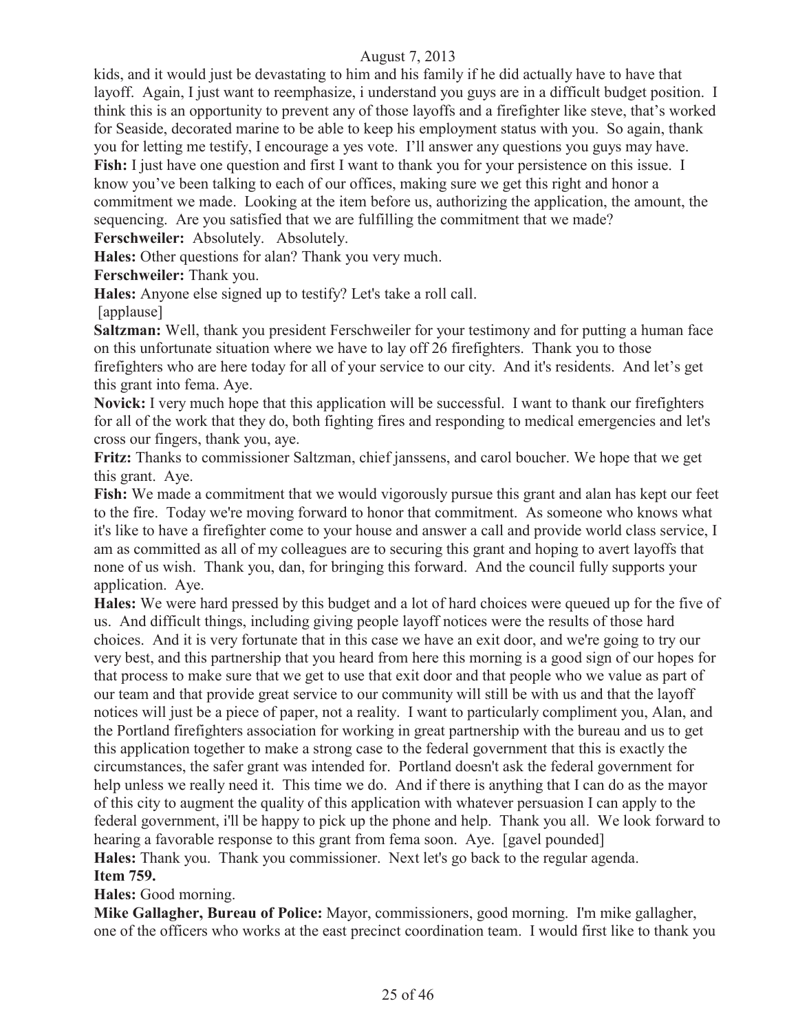kids, and it would just be devastating to him and his family if he did actually have to have that layoff. Again, I just want to reemphasize, i understand you guys are in a difficult budget position. I think this is an opportunity to prevent any of those layoffs and a firefighter like steve, that's worked for Seaside, decorated marine to be able to keep his employment status with you. So again, thank you for letting me testify, I encourage a yes vote. I'll answer any questions you guys may have.

**Fish:** I just have one question and first I want to thank you for your persistence on this issue. I know you've been talking to each of our offices, making sure we get this right and honor a commitment we made. Looking at the item before us, authorizing the application, the amount, the sequencing. Are you satisfied that we are fulfilling the commitment that we made?

**Ferschweiler:** Absolutely. Absolutely.

**Hales:** Other questions for alan? Thank you very much.

**Ferschweiler:** Thank you.

**Hales:** Anyone else signed up to testify? Let's take a roll call.

[applause]

**Saltzman:** Well, thank you president Ferschweiler for your testimony and for putting a human face on this unfortunate situation where we have to lay off 26 firefighters. Thank you to those firefighters who are here today for all of your service to our city. And it's residents. And let's get this grant into fema. Aye.

**Novick:** I very much hope that this application will be successful. I want to thank our firefighters for all of the work that they do, both fighting fires and responding to medical emergencies and let's cross our fingers, thank you, aye.

**Fritz:** Thanks to commissioner Saltzman, chief janssens, and carol boucher. We hope that we get this grant. Aye.

**Fish:** We made a commitment that we would vigorously pursue this grant and alan has kept our feet to the fire. Today we're moving forward to honor that commitment. As someone who knows what it's like to have a firefighter come to your house and answer a call and provide world class service, I am as committed as all of my colleagues are to securing this grant and hoping to avert layoffs that none of us wish. Thank you, dan, for bringing this forward. And the council fully supports your application. Aye.

**Hales:** We were hard pressed by this budget and a lot of hard choices were queued up for the five of us. And difficult things, including giving people layoff notices were the results of those hard choices. And it is very fortunate that in this case we have an exit door, and we're going to try our very best, and this partnership that you heard from here this morning is a good sign of our hopes for that process to make sure that we get to use that exit door and that people who we value as part of our team and that provide great service to our community will still be with us and that the layoff notices will just be a piece of paper, not a reality. I want to particularly compliment you, Alan, and the Portland firefighters association for working in great partnership with the bureau and us to get this application together to make a strong case to the federal government that this is exactly the circumstances, the safer grant was intended for. Portland doesn't ask the federal government for help unless we really need it. This time we do. And if there is anything that I can do as the mayor of this city to augment the quality of this application with whatever persuasion I can apply to the federal government, i'll be happy to pick up the phone and help. Thank you all. We look forward to hearing a favorable response to this grant from fema soon. Aye. [gavel pounded]

**Hales:** Thank you. Thank you commissioner. Next let's go back to the regular agenda.

**Item 759.**

**Hales:** Good morning.

**Mike Gallagher, Bureau of Police:** Mayor, commissioners, good morning. I'm mike gallagher, one of the officers who works at the east precinct coordination team. I would first like to thank you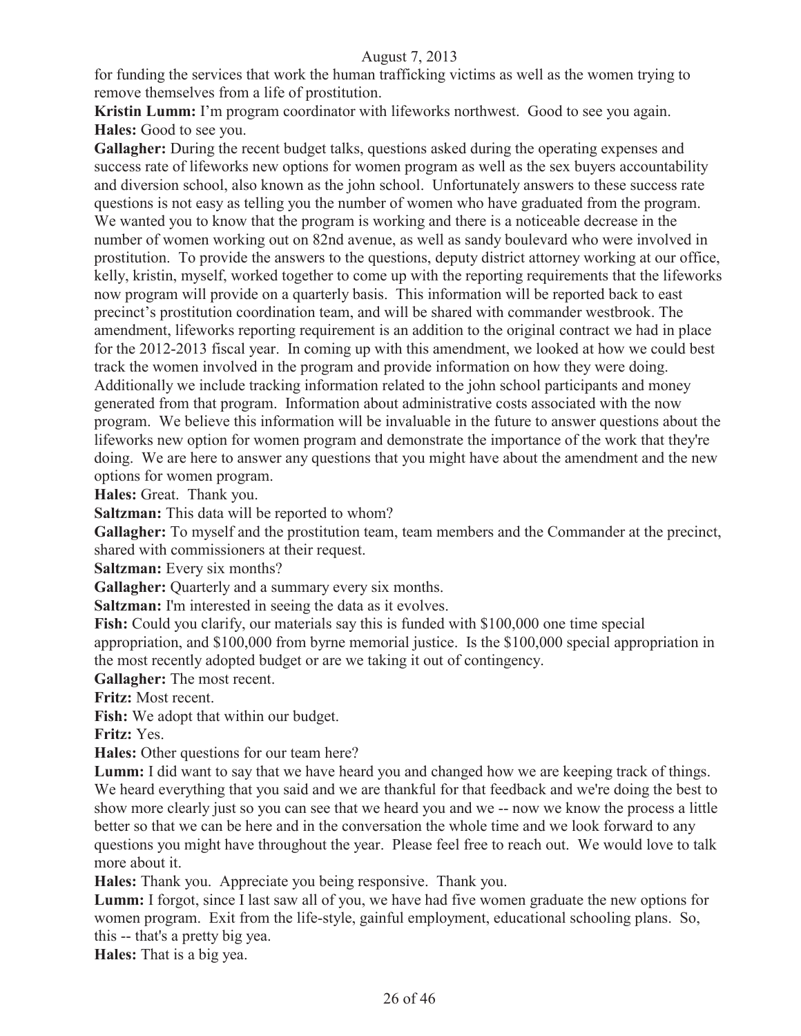for funding the services that work the human trafficking victims as well as the women trying to remove themselves from a life of prostitution.

**Kristin Lumm:** I'm program coordinator with lifeworks northwest. Good to see you again.

**Hales:** Good to see you.

**Gallagher:** During the recent budget talks, questions asked during the operating expenses and success rate of lifeworks new options for women program as well as the sex buyers accountability and diversion school, also known as the john school. Unfortunately answers to these success rate questions is not easy as telling you the number of women who have graduated from the program. We wanted you to know that the program is working and there is a noticeable decrease in the number of women working out on 82nd avenue, as well as sandy boulevard who were involved in prostitution. To provide the answers to the questions, deputy district attorney working at our office, kelly, kristin, myself, worked together to come up with the reporting requirements that the lifeworks now program will provide on a quarterly basis. This information will be reported back to east precinct's prostitution coordination team, and will be shared with commander westbrook. The amendment, lifeworks reporting requirement is an addition to the original contract we had in place for the 2012-2013 fiscal year. In coming up with this amendment, we looked at how we could best track the women involved in the program and provide information on how they were doing. Additionally we include tracking information related to the john school participants and money generated from that program. Information about administrative costs associated with the now program. We believe this information will be invaluable in the future to answer questions about the lifeworks new option for women program and demonstrate the importance of the work that they're doing. We are here to answer any questions that you might have about the amendment and the new options for women program.

**Hales:** Great. Thank you.

**Saltzman:** This data will be reported to whom?

**Gallagher:** To myself and the prostitution team, team members and the Commander at the precinct, shared with commissioners at their request.

**Saltzman:** Every six months?

**Gallagher:** Quarterly and a summary every six months.

**Saltzman:** I'm interested in seeing the data as it evolves.

**Fish:** Could you clarify, our materials say this is funded with $100,000 one time special appropriation, and $100,000 from byrne memorial justice. Is the $100,000 special appropriation in the most recently adopted budget or are we taking it out of contingency.

**Gallagher:** The most recent.

**Fritz:** Most recent.

**Fish:** We adopt that within our budget.

**Fritz:** Yes.

**Hales:** Other questions for our team here?

**Lumm:** I did want to say that we have heard you and changed how we are keeping track of things. We heard everything that you said and we are thankful for that feedback and we're doing the best to show more clearly just so you can see that we heard you and we -- now we know the process a little better so that we can be here and in the conversation the whole time and we look forward to any questions you might have throughout the year. Please feel free to reach out. We would love to talk more about it.

**Hales:** Thank you. Appreciate you being responsive. Thank you.

**Lumm:** I forgot, since I last saw all of you, we have had five women graduate the new options for women program. Exit from the life-style, gainful employment, educational schooling plans. So, this -- that's a pretty big yea.

**Hales:** That is a big yea.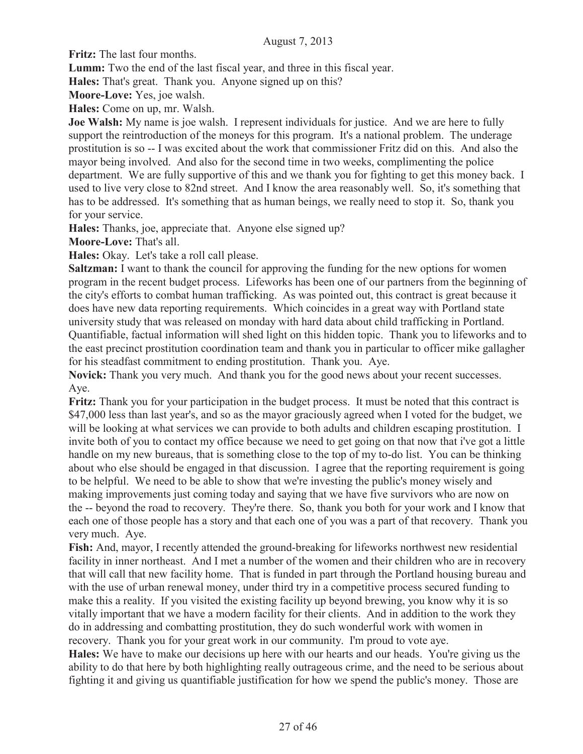**Fritz:** The last four months.

**Lumm:** Two the end of the last fiscal year, and three in this fiscal year.

**Hales:** That's great. Thank you. Anyone signed up on this?

**Moore-Love:** Yes, joe walsh.

**Hales:** Come on up, mr. Walsh.

**Joe Walsh:** My name is joe walsh. I represent individuals for justice. And we are here to fully support the reintroduction of the moneys for this program. It's a national problem. The underage prostitution is so -- I was excited about the work that commissioner Fritz did on this. And also the mayor being involved. And also for the second time in two weeks, complimenting the police department. We are fully supportive of this and we thank you for fighting to get this money back. I used to live very close to 82nd street. And I know the area reasonably well. So, it's something that has to be addressed. It's something that as human beings, we really need to stop it. So, thank you for your service.

**Hales:** Thanks, joe, appreciate that. Anyone else signed up?

**Moore-Love:** That's all.

**Hales:** Okay. Let's take a roll call please.

**Saltzman:** I want to thank the council for approving the funding for the new options for women program in the recent budget process. Lifeworks has been one of our partners from the beginning of the city's efforts to combat human trafficking. As was pointed out, this contract is great because it does have new data reporting requirements. Which coincides in a great way with Portland state university study that was released on monday with hard data about child trafficking in Portland. Quantifiable, factual information will shed light on this hidden topic. Thank you to lifeworks and to the east precinct prostitution coordination team and thank you in particular to officer mike gallagher for his steadfast commitment to ending prostitution. Thank you. Aye.

**Novick:** Thank you very much. And thank you for the good news about your recent successes. Aye.

**Fritz:** Thank you for your participation in the budget process. It must be noted that this contract is $47,000 less than last year's, and so as the mayor graciously agreed when I voted for the budget, we will be looking at what services we can provide to both adults and children escaping prostitution. I invite both of you to contact my office because we need to get going on that now that i've got a little handle on my new bureaus, that is something close to the top of my to-do list. You can be thinking about who else should be engaged in that discussion. I agree that the reporting requirement is going to be helpful. We need to be able to show that we're investing the public's money wisely and making improvements just coming today and saying that we have five survivors who are now on the -- beyond the road to recovery. They're there. So, thank you both for your work and I know that each one of those people has a story and that each one of you was a part of that recovery. Thank you very much. Aye.

**Fish:** And, mayor, I recently attended the ground-breaking for lifeworks northwest new residential facility in inner northeast. And I met a number of the women and their children who are in recovery that will call that new facility home. That is funded in part through the Portland housing bureau and with the use of urban renewal money, under third try in a competitive process secured funding to make this a reality. If you visited the existing facility up beyond brewing, you know why it is so vitally important that we have a modern facility for their clients. And in addition to the work they do in addressing and combatting prostitution, they do such wonderful work with women in recovery. Thank you for your great work in our community. I'm proud to vote aye.

**Hales:** We have to make our decisions up here with our hearts and our heads. You're giving us the ability to do that here by both highlighting really outrageous crime, and the need to be serious about fighting it and giving us quantifiable justification for how we spend the public's money. Those are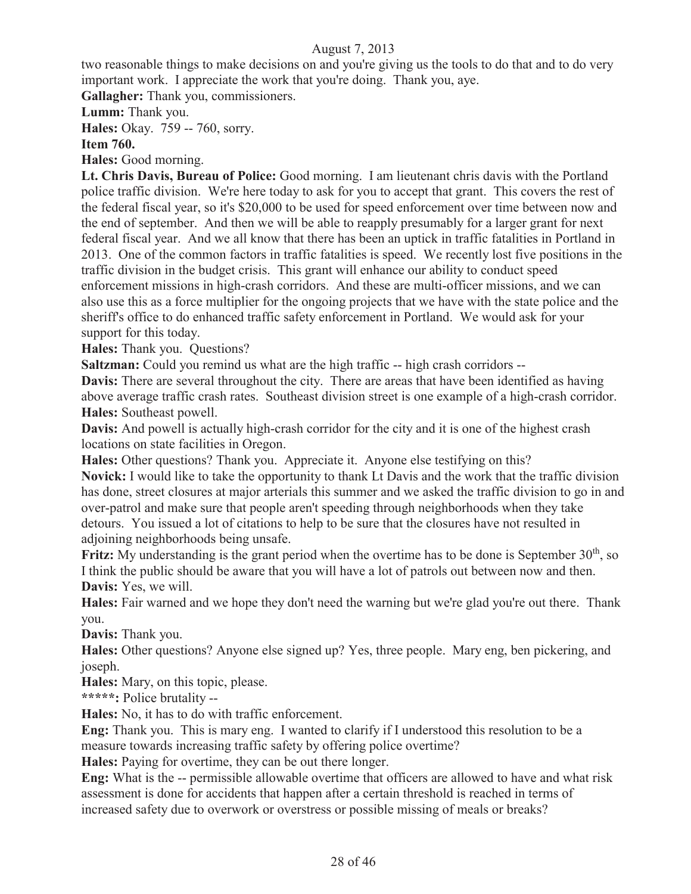two reasonable things to make decisions on and you're giving us the tools to do that and to do very important work. I appreciate the work that you're doing. Thank you, aye.

**Gallagher:** Thank you, commissioners.

**Lumm:** Thank you.

**Hales:** Okay. 759 -- 760, sorry.

**Item 760.**

**Hales:** Good morning.

**Lt. Chris Davis, Bureau of Police:** Good morning. I am lieutenant chris davis with the Portland police traffic division. We're here today to ask for you to accept that grant. This covers the rest of the federal fiscal year, so it's $20,000 to be used for speed enforcement over time between now and the end of september. And then we will be able to reapply presumably for a larger grant for next federal fiscal year. And we all know that there has been an uptick in traffic fatalities in Portland in 2013. One of the common factors in traffic fatalities is speed. We recently lost five positions in the traffic division in the budget crisis. This grant will enhance our ability to conduct speed enforcement missions in high-crash corridors. And these are multi-officer missions, and we can also use this as a force multiplier for the ongoing projects that we have with the state police and the sheriff's office to do enhanced traffic safety enforcement in Portland. We would ask for your support for this today.

**Hales:** Thank you. Questions?

**Saltzman:** Could you remind us what are the high traffic -- high crash corridors --

**Davis:** There are several throughout the city. There are areas that have been identified as having above average traffic crash rates. Southeast division street is one example of a high-crash corridor.

**Hales:** Southeast powell.

**Davis:** And powell is actually high-crash corridor for the city and it is one of the highest crash locations on state facilities in Oregon.

**Hales:** Other questions? Thank you. Appreciate it. Anyone else testifying on this?

**Novick:** I would like to take the opportunity to thank Lt Davis and the work that the traffic division has done, street closures at major arterials this summer and we asked the traffic division to go in and over-patrol and make sure that people aren't speeding through neighborhoods when they take detours. You issued a lot of citations to help to be sure that the closures have not resulted in adjoining neighborhoods being unsafe.

**Fritz:** My understanding is the grant period when the overtime has to be done is September 30th, so I think the public should be aware that you will have a lot of patrols out between now and then.

**Davis:** Yes, we will.

**Hales:** Fair warned and we hope they don't need the warning but we're glad you're out there. Thank you.

**Davis:** Thank you.

**Hales:** Other questions? Anyone else signed up? Yes, three people. Mary eng, ben pickering, and joseph.

**Hales:** Mary, on this topic, please.

**\*\*\*\*\*:** Police brutality --

**Hales:** No, it has to do with traffic enforcement.

**Eng:** Thank you. This is mary eng. I wanted to clarify if I understood this resolution to be a measure towards increasing traffic safety by offering police overtime?

**Hales:** Paying for overtime, they can be out there longer.

**Eng:** What is the -- permissible allowable overtime that officers are allowed to have and what risk assessment is done for accidents that happen after a certain threshold is reached in terms of increased safety due to overwork or overstress or possible missing of meals or breaks?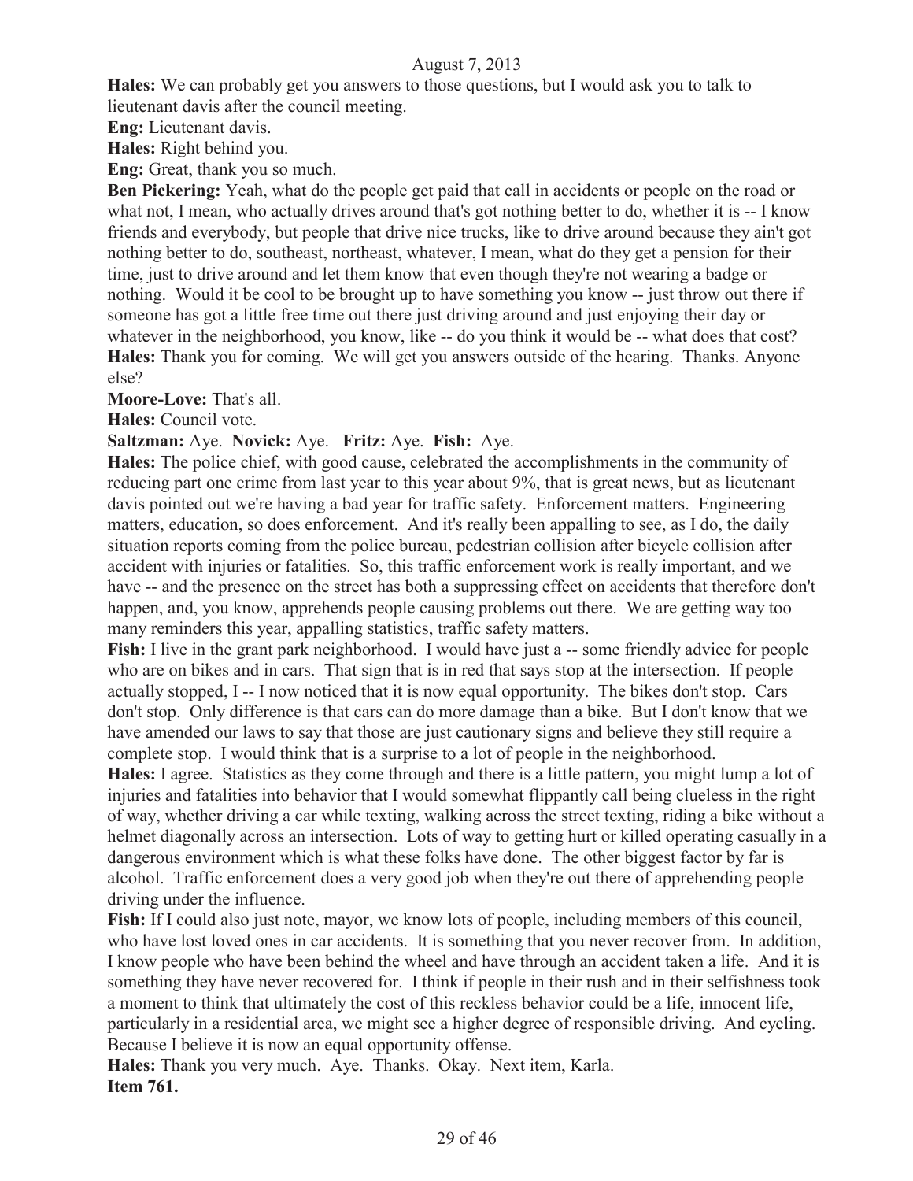**Hales:** We can probably get you answers to those questions, but I would ask you to talk to lieutenant davis after the council meeting.

**Eng:** Lieutenant davis.

**Hales:** Right behind you.

**Eng:** Great, thank you so much.

**Ben Pickering:** Yeah, what do the people get paid that call in accidents or people on the road or what not, I mean, who actually drives around that's got nothing better to do, whether it is -- I know friends and everybody, but people that drive nice trucks, like to drive around because they ain't got nothing better to do, southeast, northeast, whatever, I mean, what do they get a pension for their time, just to drive around and let them know that even though they're not wearing a badge or nothing. Would it be cool to be brought up to have something you know -- just throw out there if someone has got a little free time out there just driving around and just enjoying their day or whatever in the neighborhood, you know, like -- do you think it would be -- what does that cost?

**Hales:** Thank you for coming. We will get you answers outside of the hearing. Thanks. Anyone else?

**Moore-Love:** That's all.

**Hales:** Council vote.

**Saltzman:** Aye. **Novick:** Aye. **Fritz:** Aye. **Fish:** Aye.

**Hales:** The police chief, with good cause, celebrated the accomplishments in the community of reducing part one crime from last year to this year about 9%, that is great news, but as lieutenant davis pointed out we're having a bad year for traffic safety. Enforcement matters. Engineering matters, education, so does enforcement. And it's really been appalling to see, as I do, the daily situation reports coming from the police bureau, pedestrian collision after bicycle collision after accident with injuries or fatalities. So, this traffic enforcement work is really important, and we have -- and the presence on the street has both a suppressing effect on accidents that therefore don't happen, and, you know, apprehends people causing problems out there. We are getting way too many reminders this year, appalling statistics, traffic safety matters.

**Fish:** I live in the grant park neighborhood. I would have just a -- some friendly advice for people who are on bikes and in cars. That sign that is in red that says stop at the intersection. If people actually stopped, I -- I now noticed that it is now equal opportunity. The bikes don't stop. Cars don't stop. Only difference is that cars can do more damage than a bike. But I don't know that we have amended our laws to say that those are just cautionary signs and believe they still require a complete stop. I would think that is a surprise to a lot of people in the neighborhood.

**Hales:** I agree. Statistics as they come through and there is a little pattern, you might lump a lot of injuries and fatalities into behavior that I would somewhat flippantly call being clueless in the right of way, whether driving a car while texting, walking across the street texting, riding a bike without a helmet diagonally across an intersection. Lots of way to getting hurt or killed operating casually in a dangerous environment which is what these folks have done. The other biggest factor by far is alcohol. Traffic enforcement does a very good job when they're out there of apprehending people driving under the influence.

**Fish:** If I could also just note, mayor, we know lots of people, including members of this council, who have lost loved ones in car accidents. It is something that you never recover from. In addition, I know people who have been behind the wheel and have through an accident taken a life. And it is something they have never recovered for. I think if people in their rush and in their selfishness took a moment to think that ultimately the cost of this reckless behavior could be a life, innocent life, particularly in a residential area, we might see a higher degree of responsible driving. And cycling. Because I believe it is now an equal opportunity offense.

**Hales:** Thank you very much. Aye. Thanks. Okay. Next item, Karla.

**Item 761.**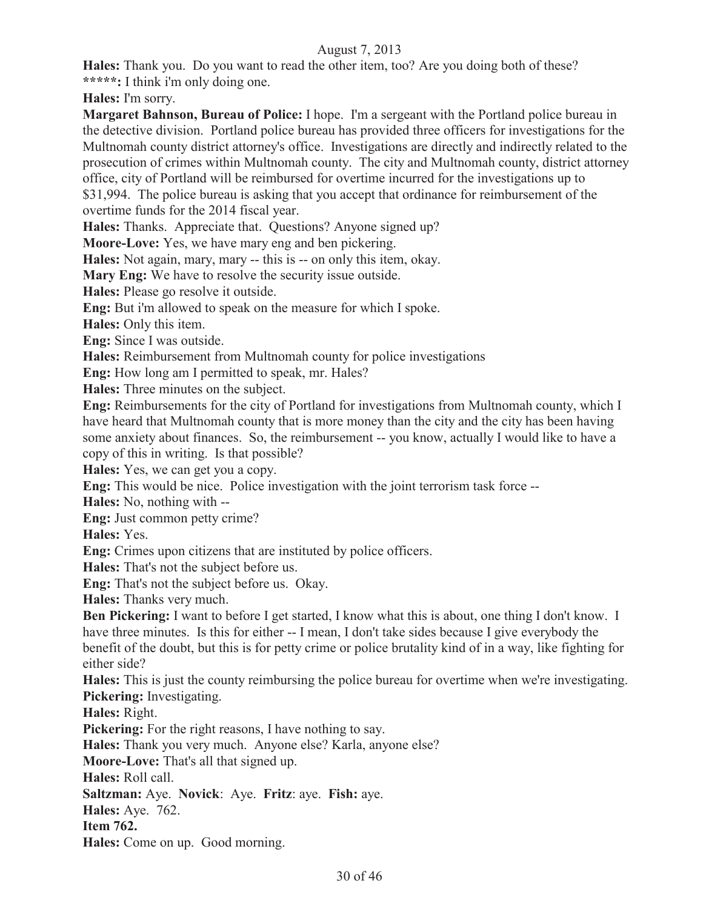**Hales:** Thank you. Do you want to read the other item, too? Are you doing both of these?

*****: I think i'm only doing one.

**Hales:** I'm sorry.

**Margaret Bahnson, Bureau of Police:** I hope. I'm a sergeant with the Portland police bureau in the detective division. Portland police bureau has provided three officers for investigations for the Multnomah county district attorney's office. Investigations are directly and indirectly related to the prosecution of crimes within Multnomah county. The city and Multnomah county, district attorney office, city of Portland will be reimbursed for overtime incurred for the investigations up to $31,994. The police bureau is asking that you accept that ordinance for reimbursement of the overtime funds for the 2014 fiscal year.

**Hales:** Thanks. Appreciate that. Questions? Anyone signed up?

**Moore-Love:** Yes, we have mary eng and ben pickering.

**Hales:** Not again, mary, mary -- this is -- on only this item, okay.

**Mary Eng:** We have to resolve the security issue outside.

**Hales:** Please go resolve it outside.

**Eng:** But i'm allowed to speak on the measure for which I spoke.

**Hales:** Only this item.

**Eng:** Since I was outside.

**Hales:** Reimbursement from Multnomah county for police investigations

**Eng:** How long am I permitted to speak, mr. Hales?

**Hales:** Three minutes on the subject.

**Eng:** Reimbursements for the city of Portland for investigations from Multnomah county, which I have heard that Multnomah county that is more money than the city and the city has been having some anxiety about finances. So, the reimbursement -- you know, actually I would like to have a copy of this in writing. Is that possible?

**Hales:** Yes, we can get you a copy.

**Eng:** This would be nice. Police investigation with the joint terrorism task force --

**Hales:** No, nothing with --

**Eng:** Just common petty crime?

**Hales:** Yes.

**Eng:** Crimes upon citizens that are instituted by police officers.

**Hales:** That's not the subject before us.

**Eng:** That's not the subject before us. Okay.

**Hales:** Thanks very much.

**Ben Pickering:** I want to before I get started, I know what this is about, one thing I don't know. I have three minutes. Is this for either -- I mean, I don't take sides because I give everybody the benefit of the doubt, but this is for petty crime or police brutality kind of in a way, like fighting for either side?

**Hales:** This is just the county reimbursing the police bureau for overtime when we're investigating.

**Pickering:** Investigating.

**Hales:** Right.

**Pickering:** For the right reasons, I have nothing to say.

**Hales:** Thank you very much. Anyone else? Karla, anyone else?

**Moore-Love:** That's all that signed up.

**Hales:** Roll call.

**Saltzman:** Aye. **Novick**: Aye. **Fritz**: aye. **Fish:** aye.

**Hales:** Aye. 762.

**Item 762.**

**Hales:** Come on up. Good morning.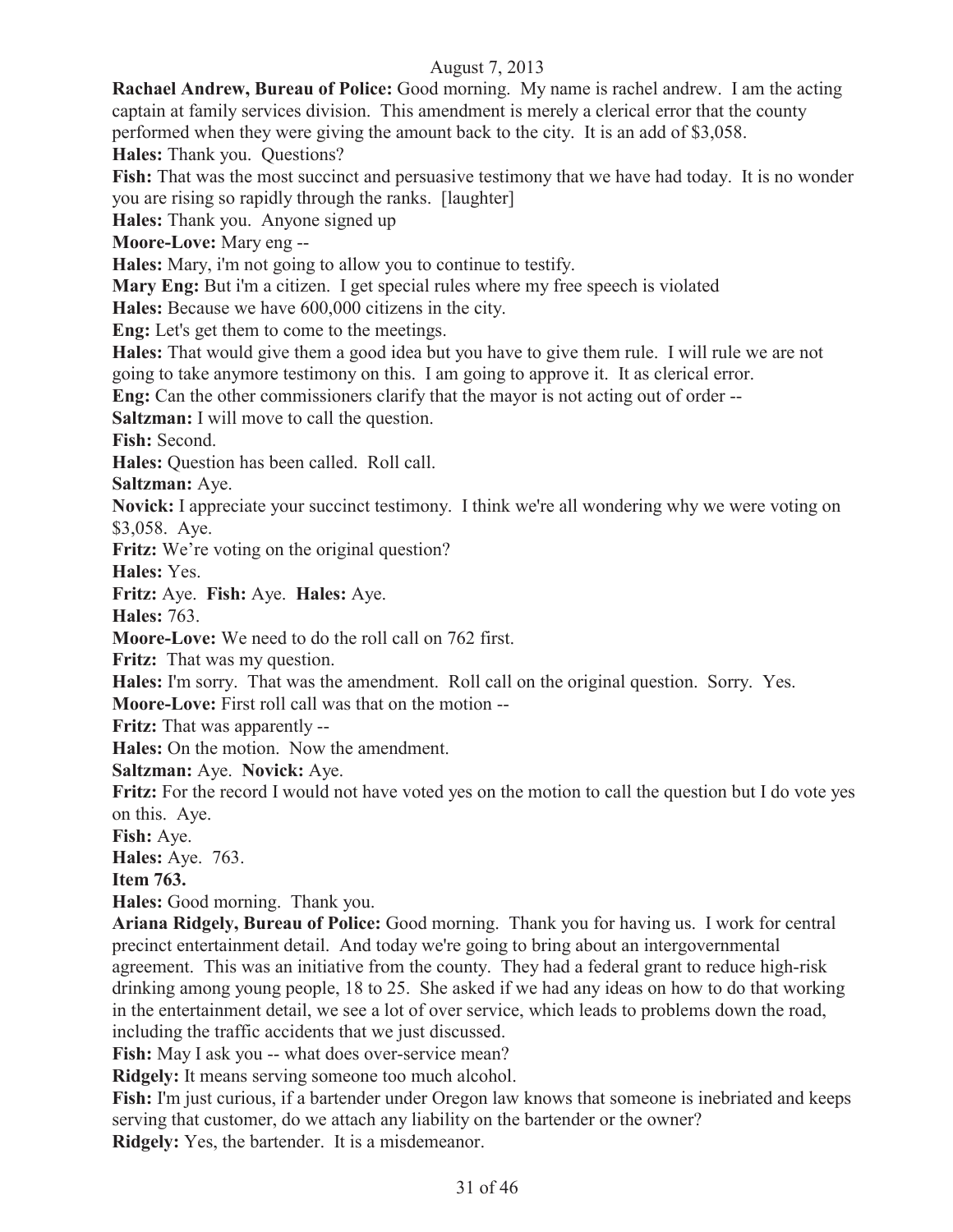**Rachael Andrew, Bureau of Police:** Good morning. My name is rachel andrew. I am the acting captain at family services division. This amendment is merely a clerical error that the county performed when they were giving the amount back to the city. It is an add of $3,058.

**Hales:** Thank you. Questions?

**Fish:** That was the most succinct and persuasive testimony that we have had today. It is no wonder you are rising so rapidly through the ranks. [laughter]

**Hales:** Thank you. Anyone signed up

**Moore-Love:** Mary eng --

**Hales:** Mary, i'm not going to allow you to continue to testify.

**Mary Eng:** But i'm a citizen. I get special rules where my free speech is violated

**Hales:** Because we have 600,000 citizens in the city.

**Eng:** Let's get them to come to the meetings.

**Hales:** That would give them a good idea but you have to give them rule. I will rule we are not going to take anymore testimony on this. I am going to approve it. It as clerical error.

**Eng:** Can the other commissioners clarify that the mayor is not acting out of order --

**Saltzman:** I will move to call the question.

**Fish:** Second.

**Hales:** Question has been called. Roll call.

**Saltzman:** Aye.

**Novick:** I appreciate your succinct testimony. I think we're all wondering why we were voting on $3,058. Aye.

**Fritz:** We're voting on the original question?

**Hales:** Yes.

**Fritz:** Aye. **Fish:** Aye. **Hales:** Aye.

**Hales:** 763.

**Moore-Love:** We need to do the roll call on 762 first.

**Fritz:** That was my question.

**Hales:** I'm sorry. That was the amendment. Roll call on the original question. Sorry. Yes.

**Moore-Love:** First roll call was that on the motion --

**Fritz:** That was apparently --

**Hales:** On the motion. Now the amendment.

**Saltzman:** Aye. **Novick:** Aye.

**Fritz:** For the record I would not have voted yes on the motion to call the question but I do vote yes on this. Aye.

**Fish:** Aye.

**Hales:** Aye. 763.

**Item 763.**

**Hales:** Good morning. Thank you.

**Ariana Ridgely, Bureau of Police:** Good morning. Thank you for having us. I work for central precinct entertainment detail. And today we're going to bring about an intergovernmental agreement. This was an initiative from the county. They had a federal grant to reduce high-risk drinking among young people, 18 to 25. She asked if we had any ideas on how to do that working in the entertainment detail, we see a lot of over service, which leads to problems down the road, including the traffic accidents that we just discussed.

**Fish:** May I ask you -- what does over-service mean?

**Ridgely:** It means serving someone too much alcohol.

**Fish:** I'm just curious, if a bartender under Oregon law knows that someone is inebriated and keeps serving that customer, do we attach any liability on the bartender or the owner?

**Ridgely:** Yes, the bartender. It is a misdemeanor.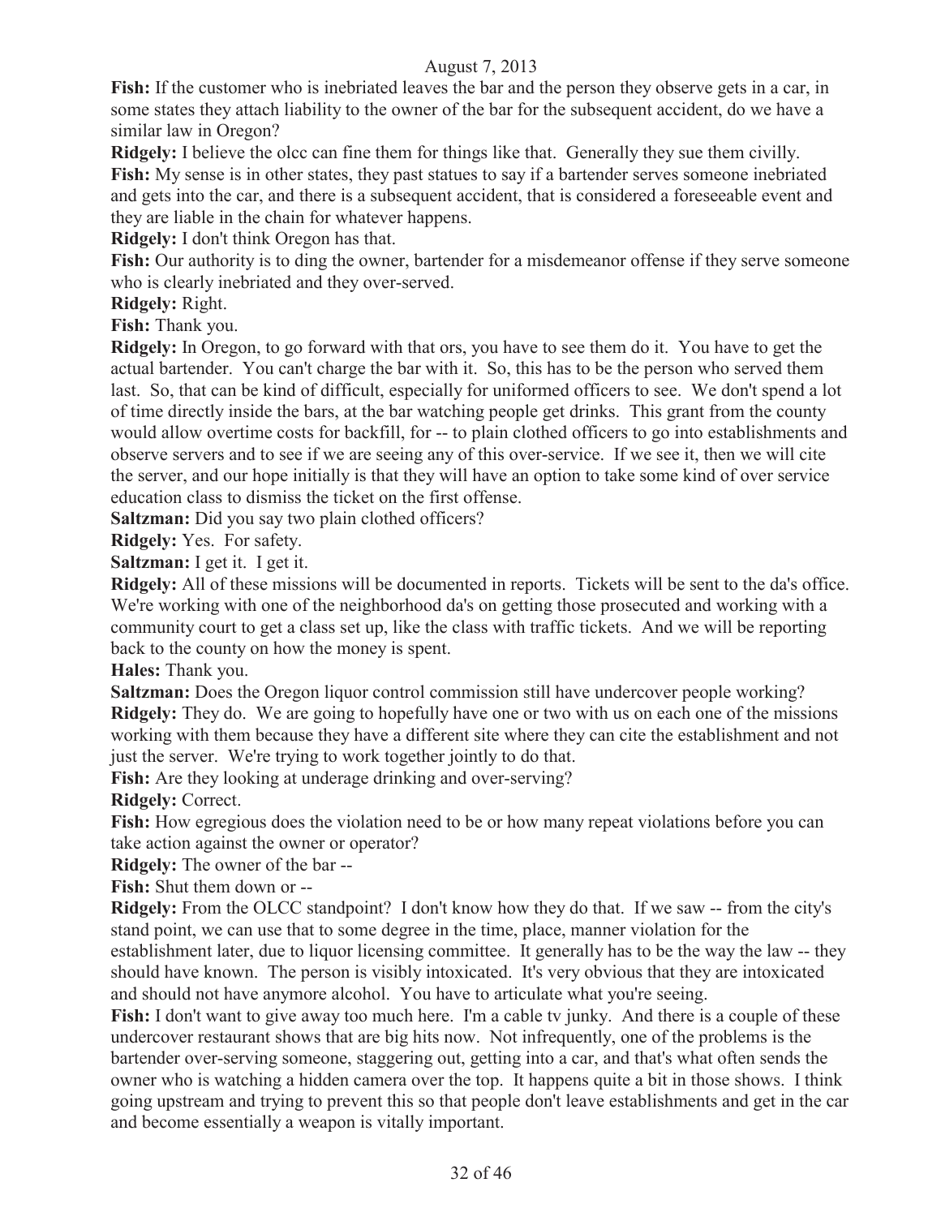**Fish:** If the customer who is inebriated leaves the bar and the person they observe gets in a car, in some states they attach liability to the owner of the bar for the subsequent accident, do we have a similar law in Oregon?

**Ridgely:** I believe the olcc can fine them for things like that. Generally they sue them civilly.

**Fish:** My sense is in other states, they past statues to say if a bartender serves someone inebriated and gets into the car, and there is a subsequent accident, that is considered a foreseeable event and they are liable in the chain for whatever happens.

**Ridgely:** I don't think Oregon has that.

**Fish:** Our authority is to ding the owner, bartender for a misdemeanor offense if they serve someone who is clearly inebriated and they over-served.

**Ridgely:** Right.

**Fish:** Thank you.

**Ridgely:** In Oregon, to go forward with that ors, you have to see them do it. You have to get the actual bartender. You can't charge the bar with it. So, this has to be the person who served them last. So, that can be kind of difficult, especially for uniformed officers to see. We don't spend a lot of time directly inside the bars, at the bar watching people get drinks. This grant from the county would allow overtime costs for backfill, for -- to plain clothed officers to go into establishments and observe servers and to see if we are seeing any of this over-service. If we see it, then we will cite the server, and our hope initially is that they will have an option to take some kind of over service education class to dismiss the ticket on the first offense.

**Saltzman:** Did you say two plain clothed officers?

**Ridgely:** Yes. For safety.

**Saltzman:** I get it. I get it.

**Ridgely:** All of these missions will be documented in reports. Tickets will be sent to the da's office. We're working with one of the neighborhood da's on getting those prosecuted and working with a community court to get a class set up, like the class with traffic tickets. And we will be reporting back to the county on how the money is spent.

**Hales:** Thank you.

**Saltzman:** Does the Oregon liquor control commission still have undercover people working?

**Ridgely:** They do. We are going to hopefully have one or two with us on each one of the missions working with them because they have a different site where they can cite the establishment and not just the server. We're trying to work together jointly to do that.

**Fish:** Are they looking at underage drinking and over-serving?

**Ridgely:** Correct.

**Fish:** How egregious does the violation need to be or how many repeat violations before you can take action against the owner or operator?

**Ridgely:** The owner of the bar --

**Fish:** Shut them down or --

**Ridgely:** From the OLCC standpoint? I don't know how they do that. If we saw -- from the city's stand point, we can use that to some degree in the time, place, manner violation for the establishment later, due to liquor licensing committee. It generally has to be the way the law -- they should have known. The person is visibly intoxicated. It's very obvious that they are intoxicated and should not have anymore alcohol. You have to articulate what you're seeing.

**Fish:** I don't want to give away too much here. I'm a cable tv junky. And there is a couple of these undercover restaurant shows that are big hits now. Not infrequently, one of the problems is the bartender over-serving someone, staggering out, getting into a car, and that's what often sends the owner who is watching a hidden camera over the top. It happens quite a bit in those shows. I think going upstream and trying to prevent this so that people don't leave establishments and get in the car and become essentially a weapon is vitally important.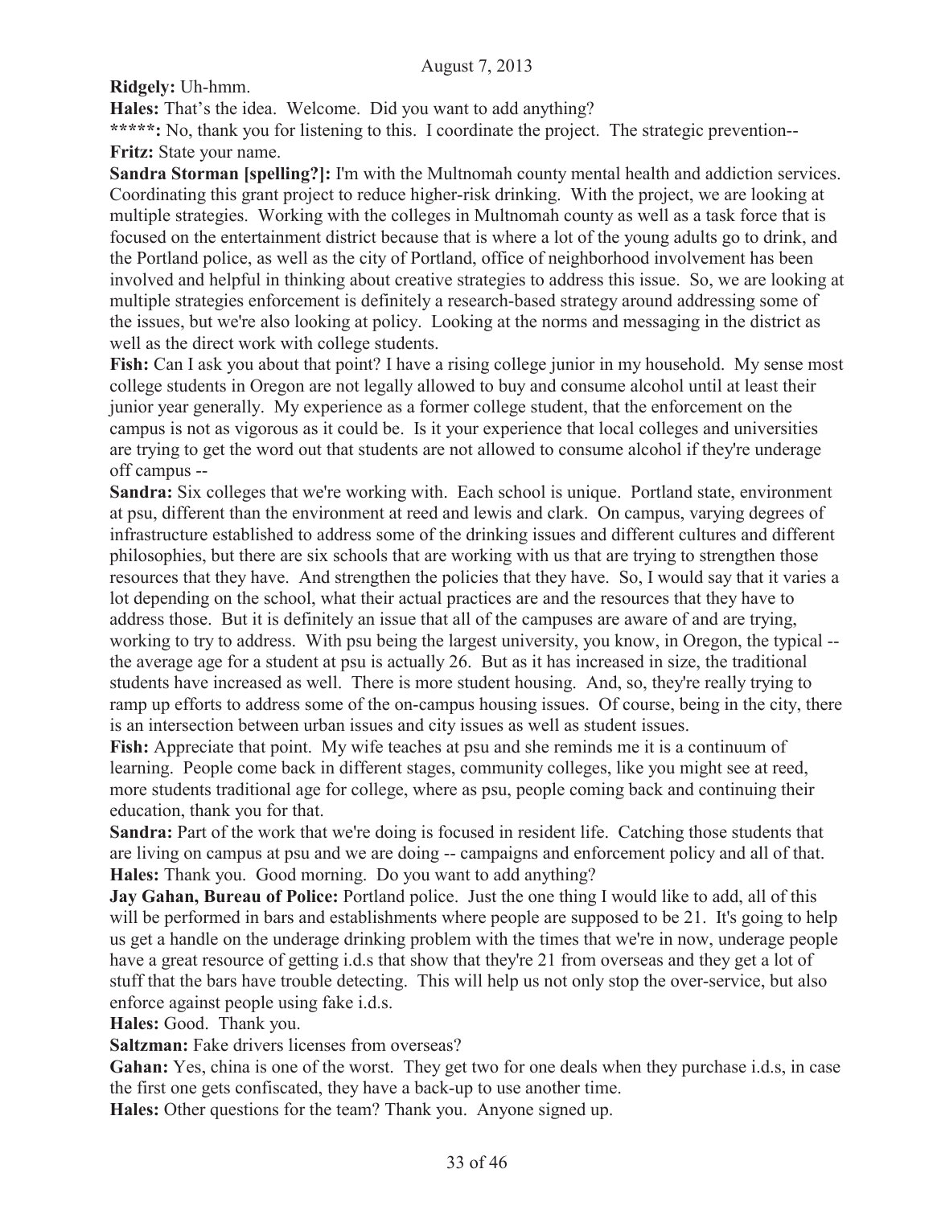**Ridgely:** Uh-hmm.

**Hales:** That's the idea. Welcome. Did you want to add anything?

**\*\*\*\*\*:** No, thank you for listening to this. I coordinate the project. The strategic prevention--

**Fritz:** State your name.

**Sandra Storman [spelling?]:** I'm with the Multnomah county mental health and addiction services. Coordinating this grant project to reduce higher-risk drinking. With the project, we are looking at multiple strategies. Working with the colleges in Multnomah county as well as a task force that is focused on the entertainment district because that is where a lot of the young adults go to drink, and the Portland police, as well as the city of Portland, office of neighborhood involvement has been involved and helpful in thinking about creative strategies to address this issue. So, we are looking at multiple strategies enforcement is definitely a research-based strategy around addressing some of the issues, but we're also looking at policy. Looking at the norms and messaging in the district as well as the direct work with college students.

**Fish:** Can I ask you about that point? I have a rising college junior in my household. My sense most college students in Oregon are not legally allowed to buy and consume alcohol until at least their junior year generally. My experience as a former college student, that the enforcement on the campus is not as vigorous as it could be. Is it your experience that local colleges and universities are trying to get the word out that students are not allowed to consume alcohol if they're underage off campus --

**Sandra:** Six colleges that we're working with. Each school is unique. Portland state, environment at psu, different than the environment at reed and lewis and clark. On campus, varying degrees of infrastructure established to address some of the drinking issues and different cultures and different philosophies, but there are six schools that are working with us that are trying to strengthen those resources that they have. And strengthen the policies that they have. So, I would say that it varies a lot depending on the school, what their actual practices are and the resources that they have to address those. But it is definitely an issue that all of the campuses are aware of and are trying, working to try to address. With psu being the largest university, you know, in Oregon, the typical -- the average age for a student at psu is actually 26. But as it has increased in size, the traditional students have increased as well. There is more student housing. And, so, they're really trying to ramp up efforts to address some of the on-campus housing issues. Of course, being in the city, there is an intersection between urban issues and city issues as well as student issues.

**Fish:** Appreciate that point. My wife teaches at psu and she reminds me it is a continuum of learning. People come back in different stages, community colleges, like you might see at reed, more students traditional age for college, where as psu, people coming back and continuing their education, thank you for that.

**Sandra:** Part of the work that we're doing is focused in resident life. Catching those students that are living on campus at psu and we are doing -- campaigns and enforcement policy and all of that.

**Hales:** Thank you. Good morning. Do you want to add anything?

**Jay Gahan, Bureau of Police:** Portland police. Just the one thing I would like to add, all of this will be performed in bars and establishments where people are supposed to be 21. It's going to help us get a handle on the underage drinking problem with the times that we're in now, underage people have a great resource of getting i.d.s that show that they're 21 from overseas and they get a lot of stuff that the bars have trouble detecting. This will help us not only stop the over-service, but also enforce against people using fake i.d.s.

**Hales:** Good. Thank you.

**Saltzman:** Fake drivers licenses from overseas?

**Gahan:** Yes, china is one of the worst. They get two for one deals when they purchase i.d.s, in case the first one gets confiscated, they have a back-up to use another time.

**Hales:** Other questions for the team? Thank you. Anyone signed up.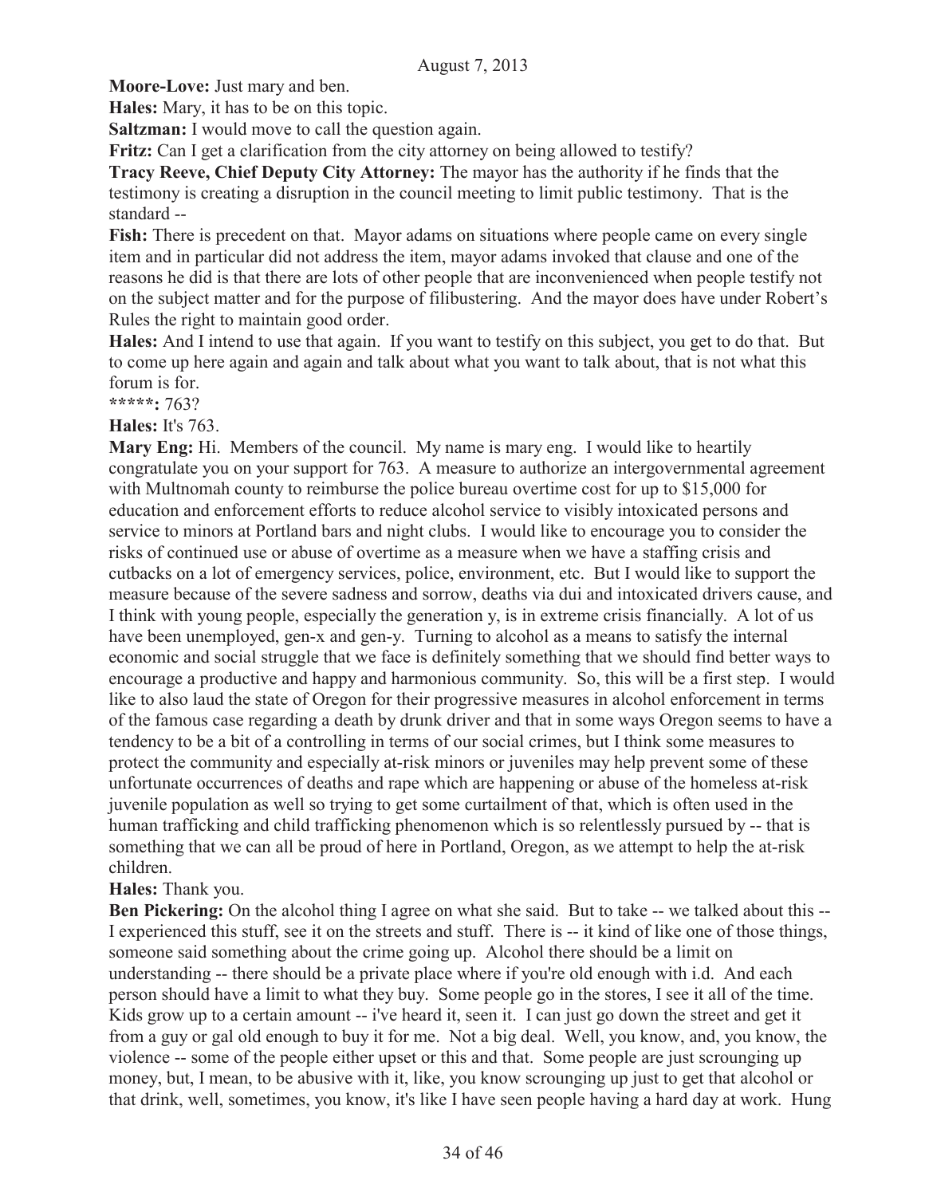**Moore-Love:** Just mary and ben.

**Hales:** Mary, it has to be on this topic.

**Saltzman:** I would move to call the question again.

**Fritz:** Can I get a clarification from the city attorney on being allowed to testify?

**Tracy Reeve, Chief Deputy City Attorney:** The mayor has the authority if he finds that the testimony is creating a disruption in the council meeting to limit public testimony. That is the standard --

**Fish:** There is precedent on that. Mayor adams on situations where people came on every single item and in particular did not address the item, mayor adams invoked that clause and one of the reasons he did is that there are lots of other people that are inconvenienced when people testify not on the subject matter and for the purpose of filibustering. And the mayor does have under Robert's Rules the right to maintain good order.

**Hales:** And I intend to use that again. If you want to testify on this subject, you get to do that. But to come up here again and again and talk about what you want to talk about, that is not what this forum is for.

*****: 763?

**Hales:** It's 763.

**Mary Eng:** Hi. Members of the council. My name is mary eng. I would like to heartily congratulate you on your support for 763. A measure to authorize an intergovernmental agreement with Multnomah county to reimburse the police bureau overtime cost for up to $15,000 for education and enforcement efforts to reduce alcohol service to visibly intoxicated persons and service to minors at Portland bars and night clubs. I would like to encourage you to consider the risks of continued use or abuse of overtime as a measure when we have a staffing crisis and cutbacks on a lot of emergency services, police, environment, etc. But I would like to support the measure because of the severe sadness and sorrow, deaths via dui and intoxicated drivers cause, and I think with young people, especially the generation y, is in extreme crisis financially. A lot of us have been unemployed, gen-x and gen-y. Turning to alcohol as a means to satisfy the internal economic and social struggle that we face is definitely something that we should find better ways to encourage a productive and happy and harmonious community. So, this will be a first step. I would like to also laud the state of Oregon for their progressive measures in alcohol enforcement in terms of the famous case regarding a death by drunk driver and that in some ways Oregon seems to have a tendency to be a bit of a controlling in terms of our social crimes, but I think some measures to protect the community and especially at-risk minors or juveniles may help prevent some of these unfortunate occurrences of deaths and rape which are happening or abuse of the homeless at-risk juvenile population as well so trying to get some curtailment of that, which is often used in the human trafficking and child trafficking phenomenon which is so relentlessly pursued by -- that is something that we can all be proud of here in Portland, Oregon, as we attempt to help the at-risk children.

**Hales:** Thank you.

**Ben Pickering:** On the alcohol thing I agree on what she said. But to take -- we talked about this -- I experienced this stuff, see it on the streets and stuff. There is -- it kind of like one of those things, someone said something about the crime going up. Alcohol there should be a limit on understanding -- there should be a private place where if you're old enough with i.d. And each person should have a limit to what they buy. Some people go in the stores, I see it all of the time. Kids grow up to a certain amount -- i've heard it, seen it. I can just go down the street and get it from a guy or gal old enough to buy it for me. Not a big deal. Well, you know, and, you know, the violence -- some of the people either upset or this and that. Some people are just scrounging up money, but, I mean, to be abusive with it, like, you know scrounging up just to get that alcohol or that drink, well, sometimes, you know, it's like I have seen people having a hard day at work. Hung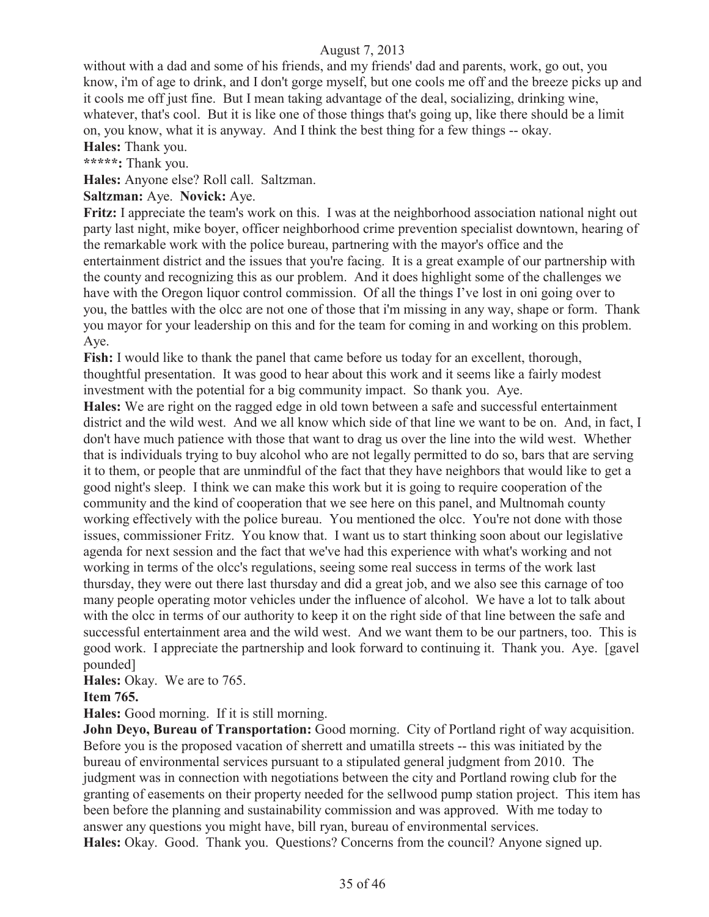without with a dad and some of his friends, and my friends' dad and parents, work, go out, you know, i'm of age to drink, and I don't gorge myself, but one cools me off and the breeze picks up and it cools me off just fine. But I mean taking advantage of the deal, socializing, drinking wine, whatever, that's cool. But it is like one of those things that's going up, like there should be a limit on, you know, what it is anyway. And I think the best thing for a few things -- okay.

**Hales:** Thank you.

**\*\*\*\*\*:** Thank you.

**Hales:** Anyone else? Roll call. Saltzman.

**Saltzman:** Aye. **Novick:** Aye.

**Fritz:** I appreciate the team's work on this. I was at the neighborhood association national night out party last night, mike boyer, officer neighborhood crime prevention specialist downtown, hearing of the remarkable work with the police bureau, partnering with the mayor's office and the entertainment district and the issues that you're facing. It is a great example of our partnership with the county and recognizing this as our problem. And it does highlight some of the challenges we have with the Oregon liquor control commission. Of all the things I've lost in oni going over to you, the battles with the olcc are not one of those that i'm missing in any way, shape or form. Thank you mayor for your leadership on this and for the team for coming in and working on this problem. Aye.

**Fish:** I would like to thank the panel that came before us today for an excellent, thorough, thoughtful presentation. It was good to hear about this work and it seems like a fairly modest investment with the potential for a big community impact. So thank you. Aye.

**Hales:** We are right on the ragged edge in old town between a safe and successful entertainment district and the wild west. And we all know which side of that line we want to be on. And, in fact, I don't have much patience with those that want to drag us over the line into the wild west. Whether that is individuals trying to buy alcohol who are not legally permitted to do so, bars that are serving it to them, or people that are unmindful of the fact that they have neighbors that would like to get a good night's sleep. I think we can make this work but it is going to require cooperation of the community and the kind of cooperation that we see here on this panel, and Multnomah county working effectively with the police bureau. You mentioned the olcc. You're not done with those issues, commissioner Fritz. You know that. I want us to start thinking soon about our legislative agenda for next session and the fact that we've had this experience with what's working and not working in terms of the olcc's regulations, seeing some real success in terms of the work last thursday, they were out there last thursday and did a great job, and we also see this carnage of too many people operating motor vehicles under the influence of alcohol. We have a lot to talk about with the olcc in terms of our authority to keep it on the right side of that line between the safe and successful entertainment area and the wild west. And we want them to be our partners, too. This is good work. I appreciate the partnership and look forward to continuing it. Thank you. Aye. [gavel pounded]

**Hales:** Okay. We are to 765.

**Item 765.**

**Hales:** Good morning. If it is still morning.

**John Deyo, Bureau of Transportation:** Good morning. City of Portland right of way acquisition. Before you is the proposed vacation of sherrett and umatilla streets -- this was initiated by the bureau of environmental services pursuant to a stipulated general judgment from 2010. The judgment was in connection with negotiations between the city and Portland rowing club for the granting of easements on their property needed for the sellwood pump station project. This item has been before the planning and sustainability commission and was approved. With me today to answer any questions you might have, bill ryan, bureau of environmental services.

**Hales:** Okay. Good. Thank you. Questions? Concerns from the council? Anyone signed up.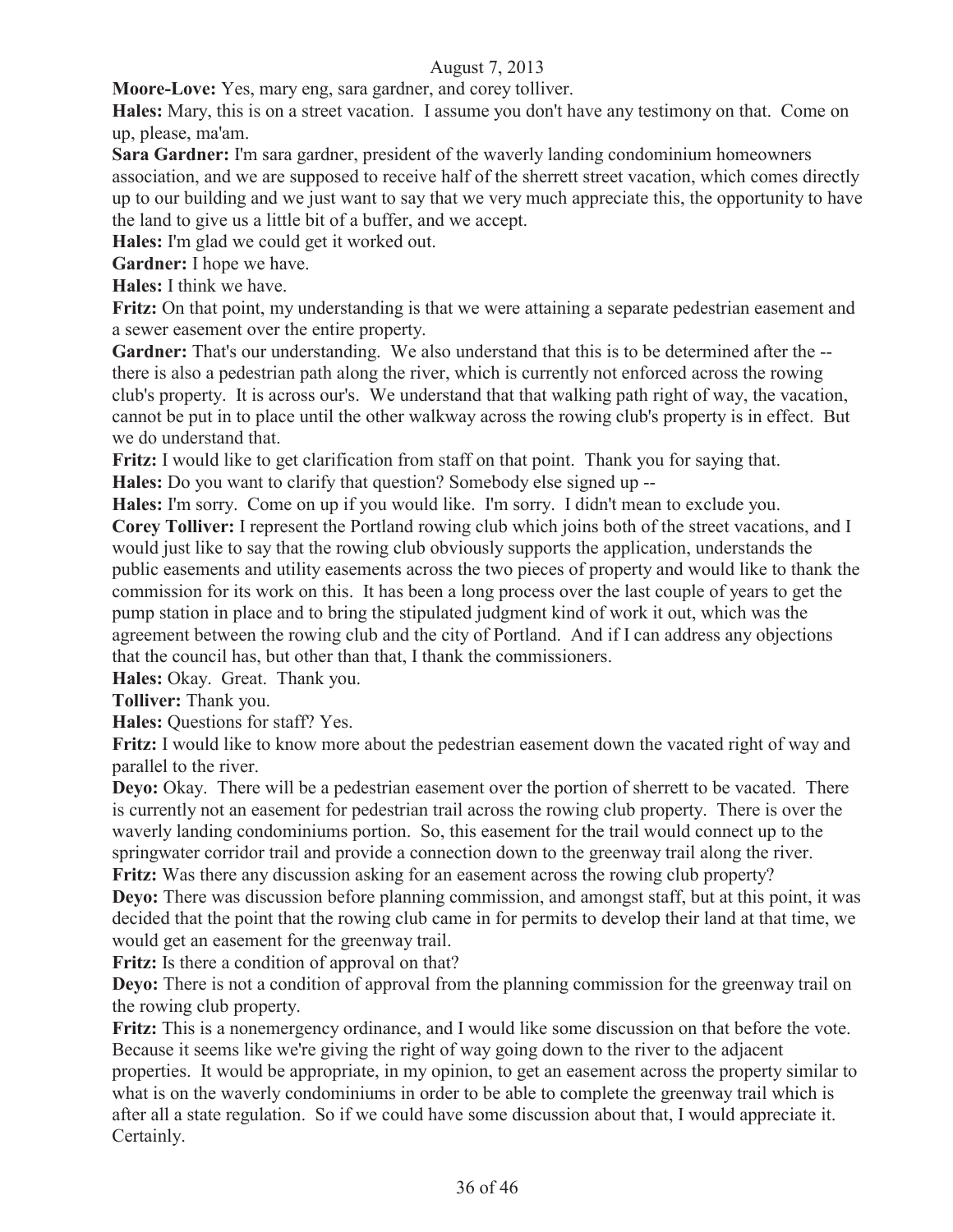**Moore-Love:** Yes, mary eng, sara gardner, and corey tolliver.

**Hales:** Mary, this is on a street vacation. I assume you don't have any testimony on that. Come on up, please, ma'am.

**Sara Gardner:** I'm sara gardner, president of the waverly landing condominium homeowners association, and we are supposed to receive half of the sherrett street vacation, which comes directly up to our building and we just want to say that we very much appreciate this, the opportunity to have the land to give us a little bit of a buffer, and we accept.

**Hales:** I'm glad we could get it worked out.

**Gardner:** I hope we have.

**Hales:** I think we have.

**Fritz:** On that point, my understanding is that we were attaining a separate pedestrian easement and a sewer easement over the entire property.

**Gardner:** That's our understanding. We also understand that this is to be determined after the -- there is also a pedestrian path along the river, which is currently not enforced across the rowing club's property. It is across our's. We understand that that walking path right of way, the vacation, cannot be put in to place until the other walkway across the rowing club's property is in effect. But we do understand that.

**Fritz:** I would like to get clarification from staff on that point. Thank you for saying that.

**Hales:** Do you want to clarify that question? Somebody else signed up --

**Hales:** I'm sorry. Come on up if you would like. I'm sorry. I didn't mean to exclude you.

**Corey Tolliver:** I represent the Portland rowing club which joins both of the street vacations, and I would just like to say that the rowing club obviously supports the application, understands the public easements and utility easements across the two pieces of property and would like to thank the commission for its work on this. It has been a long process over the last couple of years to get the pump station in place and to bring the stipulated judgment kind of work it out, which was the agreement between the rowing club and the city of Portland. And if I can address any objections that the council has, but other than that, I thank the commissioners.

**Hales:** Okay. Great. Thank you.

**Tolliver:** Thank you.

**Hales:** Questions for staff? Yes.

**Fritz:** I would like to know more about the pedestrian easement down the vacated right of way and parallel to the river.

**Deyo:** Okay. There will be a pedestrian easement over the portion of sherrett to be vacated. There is currently not an easement for pedestrian trail across the rowing club property. There is over the waverly landing condominiums portion. So, this easement for the trail would connect up to the springwater corridor trail and provide a connection down to the greenway trail along the river.

**Fritz:** Was there any discussion asking for an easement across the rowing club property?

**Deyo:** There was discussion before planning commission, and amongst staff, but at this point, it was decided that the point that the rowing club came in for permits to develop their land at that time, we would get an easement for the greenway trail.

**Fritz:** Is there a condition of approval on that?

**Deyo:** There is not a condition of approval from the planning commission for the greenway trail on the rowing club property.

**Fritz:** This is a nonemergency ordinance, and I would like some discussion on that before the vote. Because it seems like we're giving the right of way going down to the river to the adjacent properties. It would be appropriate, in my opinion, to get an easement across the property similar to what is on the waverly condominiums in order to be able to complete the greenway trail which is after all a state regulation. So if we could have some discussion about that, I would appreciate it. Certainly.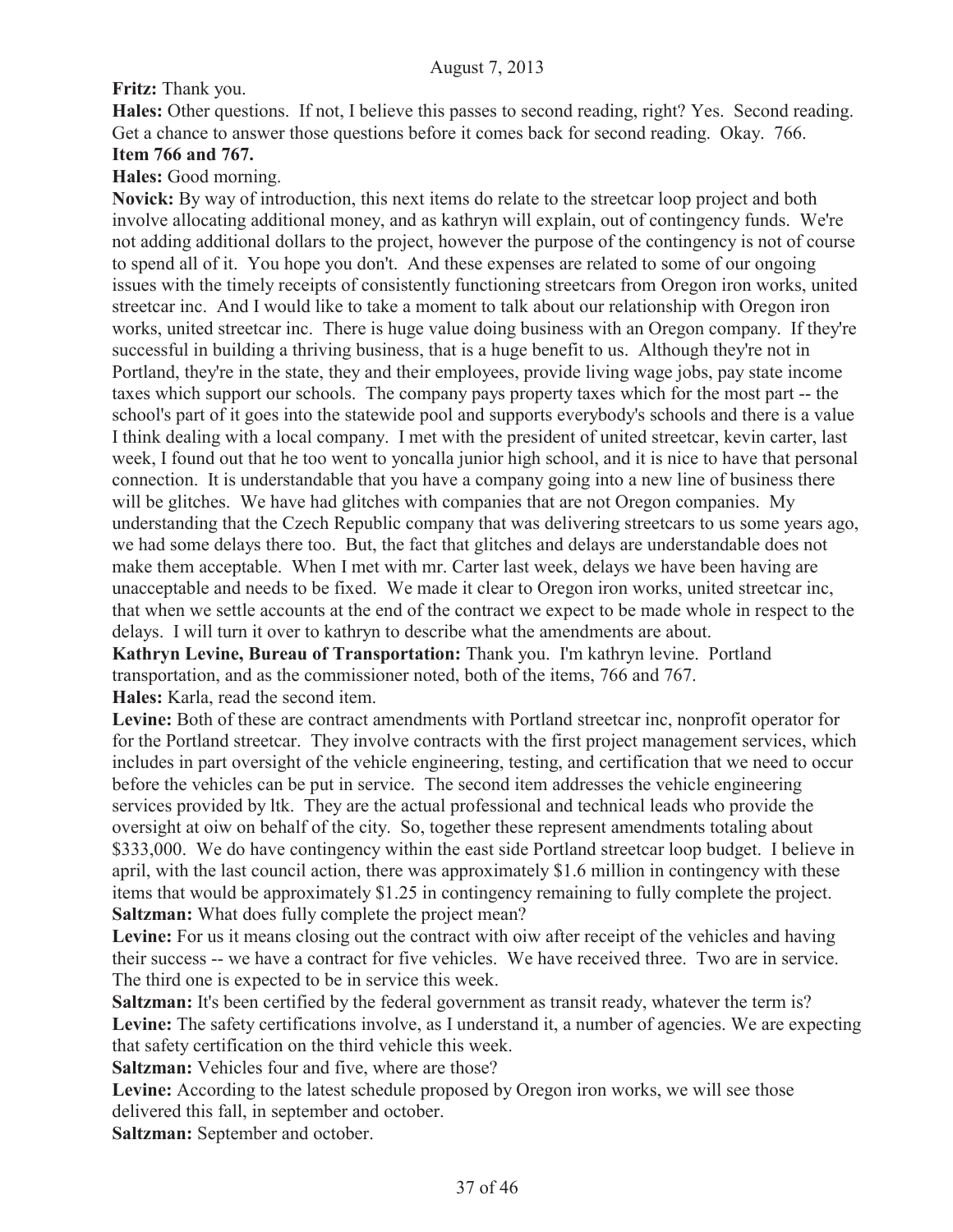**Fritz:** Thank you.

**Hales:** Other questions. If not, I believe this passes to second reading, right? Yes. Second reading. Get a chance to answer those questions before it comes back for second reading. Okay. 766.

**Item 766 and 767.**

**Hales:** Good morning.

**Novick:** By way of introduction, this next items do relate to the streetcar loop project and both involve allocating additional money, and as kathryn will explain, out of contingency funds. We're not adding additional dollars to the project, however the purpose of the contingency is not of course to spend all of it. You hope you don't. And these expenses are related to some of our ongoing issues with the timely receipts of consistently functioning streetcars from Oregon iron works, united streetcar inc. And I would like to take a moment to talk about our relationship with Oregon iron works, united streetcar inc. There is huge value doing business with an Oregon company. If they're successful in building a thriving business, that is a huge benefit to us. Although they're not in Portland, they're in the state, they and their employees, provide living wage jobs, pay state income taxes which support our schools. The company pays property taxes which for the most part -- the school's part of it goes into the statewide pool and supports everybody's schools and there is a value I think dealing with a local company. I met with the president of united streetcar, kevin carter, last week, I found out that he too went to yoncalla junior high school, and it is nice to have that personal connection. It is understandable that you have a company going into a new line of business there will be glitches. We have had glitches with companies that are not Oregon companies. My understanding that the Czech Republic company that was delivering streetcars to us some years ago, we had some delays there too. But, the fact that glitches and delays are understandable does not make them acceptable. When I met with mr. Carter last week, delays we have been having are unacceptable and needs to be fixed. We made it clear to Oregon iron works, united streetcar inc, that when we settle accounts at the end of the contract we expect to be made whole in respect to the delays. I will turn it over to kathryn to describe what the amendments are about.

**Kathryn Levine, Bureau of Transportation:** Thank you. I'm kathryn levine. Portland transportation, and as the commissioner noted, both of the items, 766 and 767.

**Hales:** Karla, read the second item.

**Levine:** Both of these are contract amendments with Portland streetcar inc, nonprofit operator for for the Portland streetcar. They involve contracts with the first project management services, which includes in part oversight of the vehicle engineering, testing, and certification that we need to occur before the vehicles can be put in service. The second item addresses the vehicle engineering services provided by ltk. They are the actual professional and technical leads who provide the oversight at oiw on behalf of the city. So, together these represent amendments totaling about $333,000. We do have contingency within the east side Portland streetcar loop budget. I believe in april, with the last council action, there was approximately $1.6 million in contingency with these items that would be approximately $1.25 in contingency remaining to fully complete the project.

**Saltzman:** What does fully complete the project mean?

**Levine:** For us it means closing out the contract with oiw after receipt of the vehicles and having their success -- we have a contract for five vehicles. We have received three. Two are in service. The third one is expected to be in service this week.

**Saltzman:** It's been certified by the federal government as transit ready, whatever the term is?

**Levine:** The safety certifications involve, as I understand it, a number of agencies. We are expecting that safety certification on the third vehicle this week.

**Saltzman:** Vehicles four and five, where are those?

**Levine:** According to the latest schedule proposed by Oregon iron works, we will see those delivered this fall, in september and october.

**Saltzman:** September and october.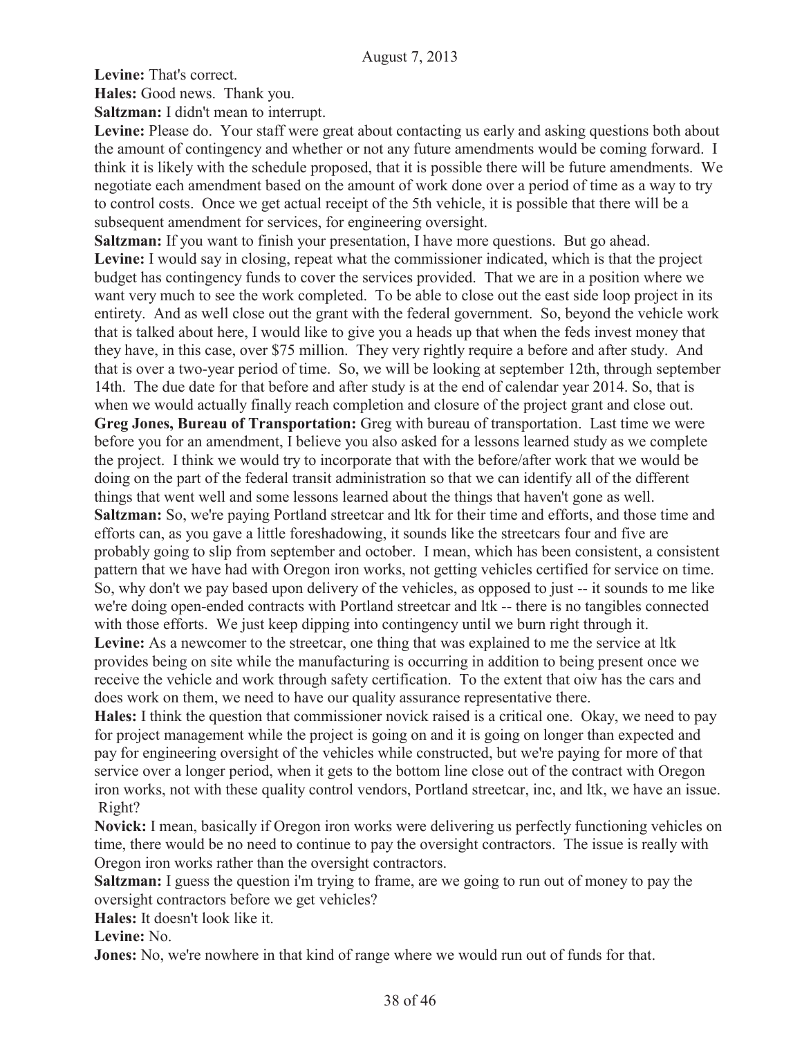**Levine:** That's correct.

**Hales:** Good news. Thank you.

**Saltzman:** I didn't mean to interrupt.

**Levine:** Please do. Your staff were great about contacting us early and asking questions both about the amount of contingency and whether or not any future amendments would be coming forward. I think it is likely with the schedule proposed, that it is possible there will be future amendments. We negotiate each amendment based on the amount of work done over a period of time as a way to try to control costs. Once we get actual receipt of the 5th vehicle, it is possible that there will be a subsequent amendment for services, for engineering oversight.

**Saltzman:** If you want to finish your presentation, I have more questions. But go ahead.

**Levine:** I would say in closing, repeat what the commissioner indicated, which is that the project budget has contingency funds to cover the services provided. That we are in a position where we want very much to see the work completed. To be able to close out the east side loop project in its entirety. And as well close out the grant with the federal government. So, beyond the vehicle work that is talked about here, I would like to give you a heads up that when the feds invest money that they have, in this case, over $75 million. They very rightly require a before and after study. And that is over a two-year period of time. So, we will be looking at september 12th, through september 14th. The due date for that before and after study is at the end of calendar year 2014. So, that is when we would actually finally reach completion and closure of the project grant and close out.

**Greg Jones, Bureau of Transportation:** Greg with bureau of transportation. Last time we were before you for an amendment, I believe you also asked for a lessons learned study as we complete the project. I think we would try to incorporate that with the before/after work that we would be doing on the part of the federal transit administration so that we can identify all of the different things that went well and some lessons learned about the things that haven't gone as well.

**Saltzman:** So, we're paying Portland streetcar and ltk for their time and efforts, and those time and efforts can, as you gave a little foreshadowing, it sounds like the streetcars four and five are probably going to slip from september and october. I mean, which has been consistent, a consistent pattern that we have had with Oregon iron works, not getting vehicles certified for service on time. So, why don't we pay based upon delivery of the vehicles, as opposed to just -- it sounds to me like we're doing open-ended contracts with Portland streetcar and ltk -- there is no tangibles connected with those efforts. We just keep dipping into contingency until we burn right through it.

**Levine:** As a newcomer to the streetcar, one thing that was explained to me the service at ltk provides being on site while the manufacturing is occurring in addition to being present once we receive the vehicle and work through safety certification. To the extent that oiw has the cars and does work on them, we need to have our quality assurance representative there.

**Hales:** I think the question that commissioner novick raised is a critical one. Okay, we need to pay for project management while the project is going on and it is going on longer than expected and pay for engineering oversight of the vehicles while constructed, but we're paying for more of that service over a longer period, when it gets to the bottom line close out of the contract with Oregon iron works, not with these quality control vendors, Portland streetcar, inc, and ltk, we have an issue. Right?

**Novick:** I mean, basically if Oregon iron works were delivering us perfectly functioning vehicles on time, there would be no need to continue to pay the oversight contractors. The issue is really with Oregon iron works rather than the oversight contractors.

**Saltzman:** I guess the question i'm trying to frame, are we going to run out of money to pay the oversight contractors before we get vehicles?

**Hales:** It doesn't look like it.

**Levine:** No.

**Jones:** No, we're nowhere in that kind of range where we would run out of funds for that.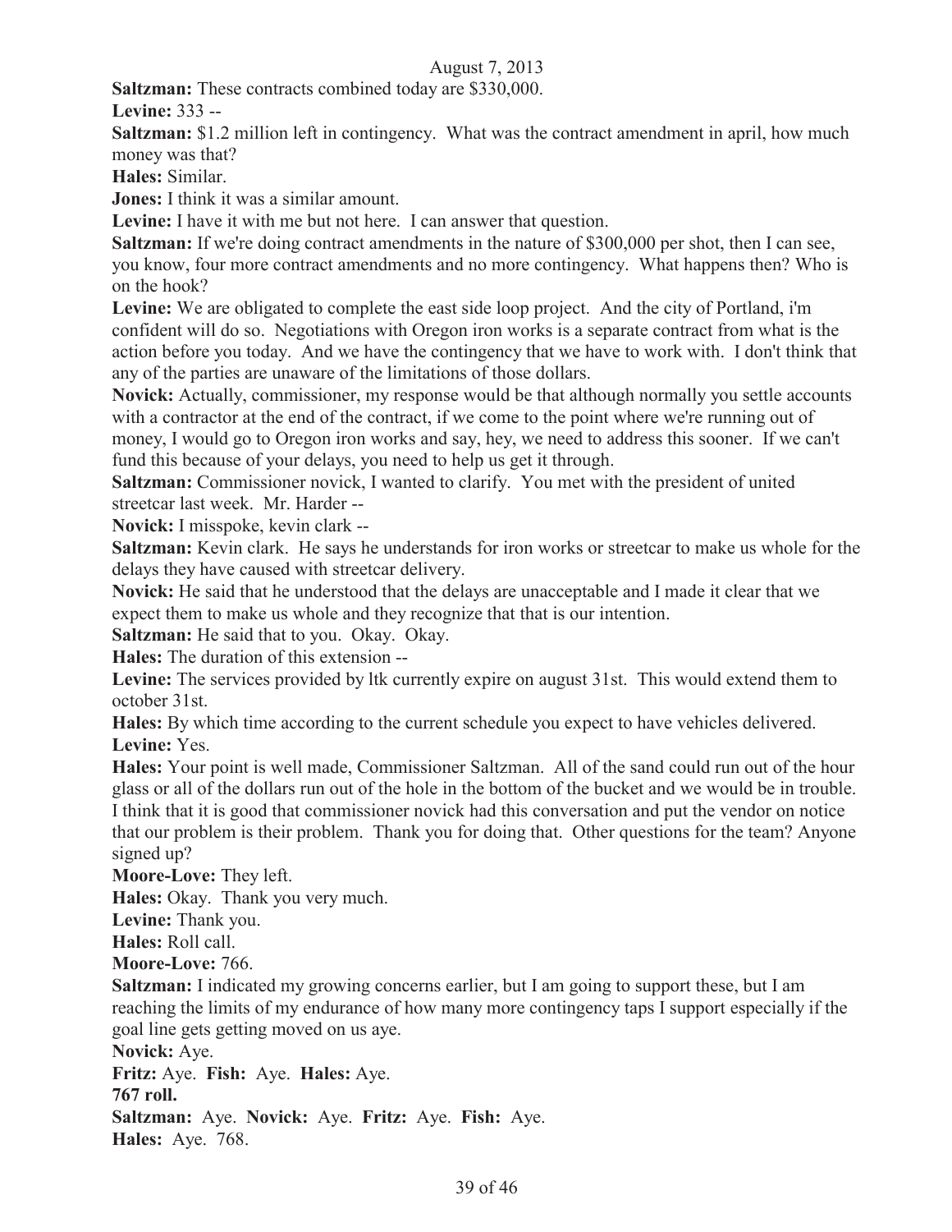**Saltzman:** These contracts combined today are $330,000.

**Levine:** 333 --

**Saltzman:** $1.2 million left in contingency. What was the contract amendment in april, how much money was that?

**Hales:** Similar.

**Jones:** I think it was a similar amount.

**Levine:** I have it with me but not here. I can answer that question.

**Saltzman:** If we're doing contract amendments in the nature of $300,000 per shot, then I can see, you know, four more contract amendments and no more contingency. What happens then? Who is on the hook?

**Levine:** We are obligated to complete the east side loop project. And the city of Portland, i'm confident will do so. Negotiations with Oregon iron works is a separate contract from what is the action before you today. And we have the contingency that we have to work with. I don't think that any of the parties are unaware of the limitations of those dollars.

**Novick:** Actually, commissioner, my response would be that although normally you settle accounts with a contractor at the end of the contract, if we come to the point where we're running out of money, I would go to Oregon iron works and say, hey, we need to address this sooner. If we can't fund this because of your delays, you need to help us get it through.

**Saltzman:** Commissioner novick, I wanted to clarify. You met with the president of united streetcar last week. Mr. Harder --

**Novick:** I misspoke, kevin clark --

**Saltzman:** Kevin clark. He says he understands for iron works or streetcar to make us whole for the delays they have caused with streetcar delivery.

**Novick:** He said that he understood that the delays are unacceptable and I made it clear that we expect them to make us whole and they recognize that that is our intention.

**Saltzman:** He said that to you. Okay. Okay.

**Hales:** The duration of this extension --

**Levine:** The services provided by ltk currently expire on august 31st. This would extend them to october 31st.

**Hales:** By which time according to the current schedule you expect to have vehicles delivered.

**Levine:** Yes.

**Hales:** Your point is well made, Commissioner Saltzman. All of the sand could run out of the hour glass or all of the dollars run out of the hole in the bottom of the bucket and we would be in trouble. I think that it is good that commissioner novick had this conversation and put the vendor on notice that our problem is their problem. Thank you for doing that. Other questions for the team? Anyone signed up?

**Moore-Love:** They left.

**Hales:** Okay. Thank you very much.

**Levine:** Thank you.

**Hales:** Roll call.

**Moore-Love:** 766.

**Saltzman:** I indicated my growing concerns earlier, but I am going to support these, but I am reaching the limits of my endurance of how many more contingency taps I support especially if the goal line gets getting moved on us aye.

**Novick:** Aye.

**Fritz:** Aye. **Fish:** Aye. **Hales:** Aye.

**767 roll.**

**Saltzman:** Aye. **Novick:** Aye. **Fritz:** Aye. **Fish:** Aye.

**Hales:** Aye. 768.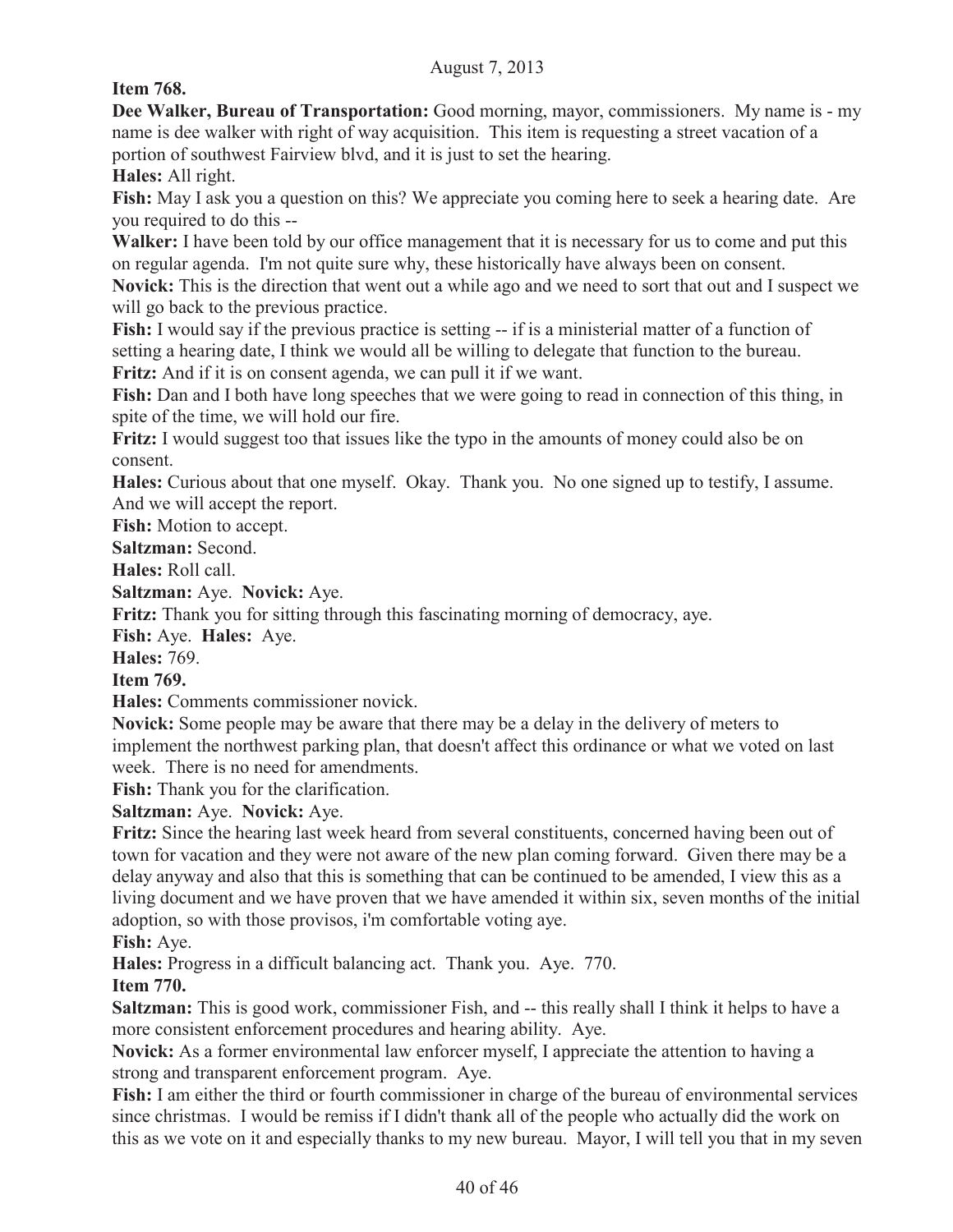**Item 768.**

**Dee Walker, Bureau of Transportation:** Good morning, mayor, commissioners. My name is - my name is dee walker with right of way acquisition. This item is requesting a street vacation of a portion of southwest Fairview blvd, and it is just to set the hearing.

**Hales:** All right.

**Fish:** May I ask you a question on this? We appreciate you coming here to seek a hearing date. Are you required to do this --

**Walker:** I have been told by our office management that it is necessary for us to come and put this on regular agenda. I'm not quite sure why, these historically have always been on consent.

**Novick:** This is the direction that went out a while ago and we need to sort that out and I suspect we will go back to the previous practice.

**Fish:** I would say if the previous practice is setting -- if is a ministerial matter of a function of setting a hearing date, I think we would all be willing to delegate that function to the bureau.

**Fritz:** And if it is on consent agenda, we can pull it if we want.

**Fish:** Dan and I both have long speeches that we were going to read in connection of this thing, in spite of the time, we will hold our fire.

**Fritz:** I would suggest too that issues like the typo in the amounts of money could also be on consent.

**Hales:** Curious about that one myself. Okay. Thank you. No one signed up to testify, I assume. And we will accept the report.

**Fish:** Motion to accept.

**Saltzman:** Second.

**Hales:** Roll call.

**Saltzman:** Aye. **Novick:** Aye.

**Fritz:** Thank you for sitting through this fascinating morning of democracy, aye.

**Fish:** Aye. **Hales:** Aye.

**Hales:** 769.

**Item 769.**

**Hales:** Comments commissioner novick.

**Novick:** Some people may be aware that there may be a delay in the delivery of meters to implement the northwest parking plan, that doesn't affect this ordinance or what we voted on last week. There is no need for amendments.

**Fish:** Thank you for the clarification.

**Saltzman:** Aye. **Novick:** Aye.

**Fritz:** Since the hearing last week heard from several constituents, concerned having been out of town for vacation and they were not aware of the new plan coming forward. Given there may be a delay anyway and also that this is something that can be continued to be amended, I view this as a living document and we have proven that we have amended it within six, seven months of the initial adoption, so with those provisos, i'm comfortable voting aye.

**Fish:** Aye.

**Hales:** Progress in a difficult balancing act. Thank you. Aye. 770.

**Item 770.**

**Saltzman:** This is good work, commissioner Fish, and -- this really shall I think it helps to have a more consistent enforcement procedures and hearing ability. Aye.

**Novick:** As a former environmental law enforcer myself, I appreciate the attention to having a strong and transparent enforcement program. Aye.

**Fish:** I am either the third or fourth commissioner in charge of the bureau of environmental services since christmas. I would be remiss if I didn't thank all of the people who actually did the work on this as we vote on it and especially thanks to my new bureau. Mayor, I will tell you that in my seven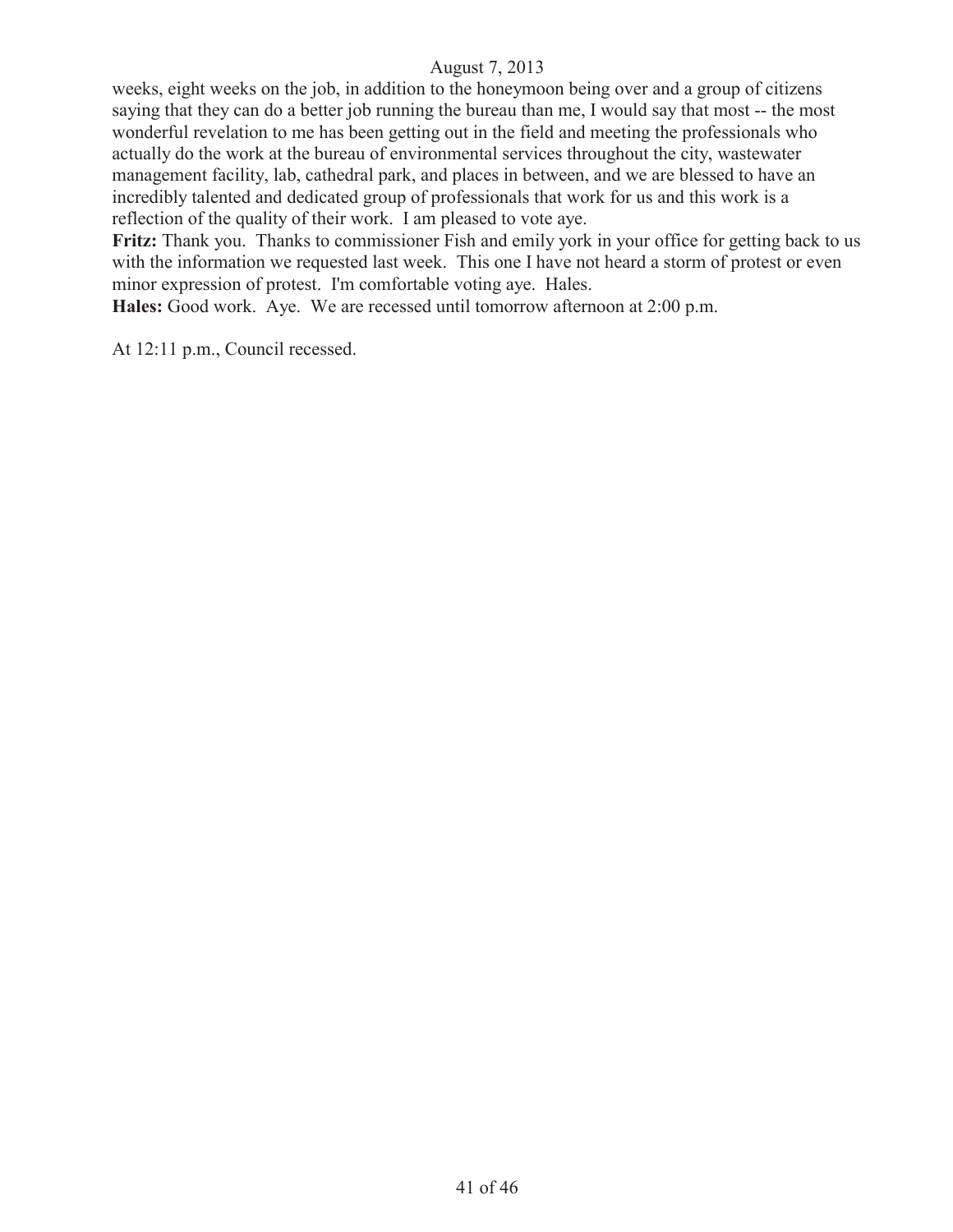weeks, eight weeks on the job, in addition to the honeymoon being over and a group of citizens saying that they can do a better job running the bureau than me, I would say that most -- the most wonderful revelation to me has been getting out in the field and meeting the professionals who actually do the work at the bureau of environmental services throughout the city, wastewater management facility, lab, cathedral park, and places in between, and we are blessed to have an incredibly talented and dedicated group of professionals that work for us and this work is a reflection of the quality of their work. I am pleased to vote aye.

**Fritz:** Thank you. Thanks to commissioner Fish and emily york in your office for getting back to us with the information we requested last week. This one I have not heard a storm of protest or even minor expression of protest. I'm comfortable voting aye. Hales.

**Hales:** Good work. Aye. We are recessed until tomorrow afternoon at 2:00 p.m.

At 12:11 p.m., Council recessed.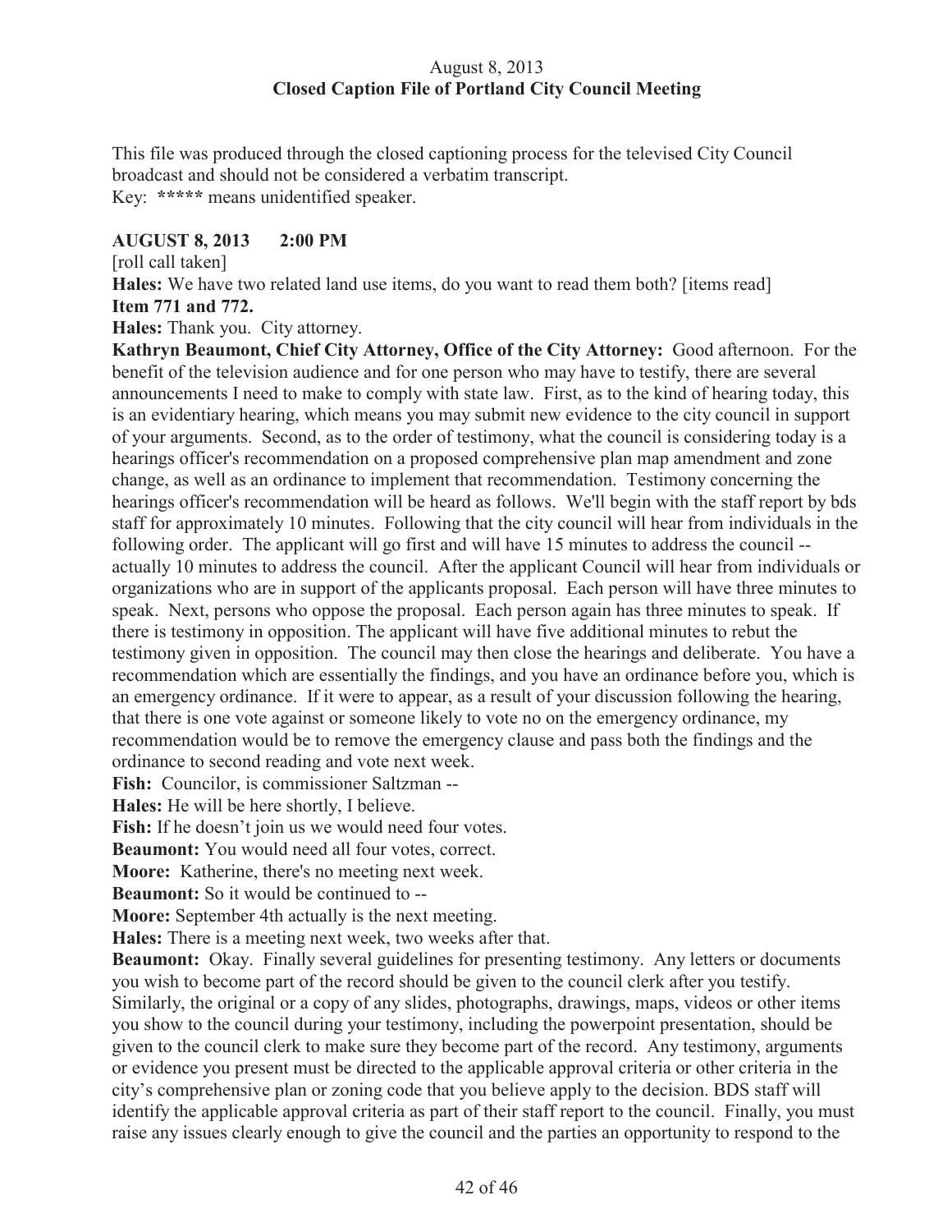August 8, 2013
**Closed Caption File of Portland City Council Meeting**

This file was produced through the closed captioning process for the televised City Council broadcast and should not be considered a verbatim transcript.
Key: **\*\*\*\*\*** means unidentified speaker.

**AUGUST 8, 2013 2:00 PM**

[roll call taken]

**Hales:** We have two related land use items, do you want to read them both? [items read]

**Item 771 and 772.**

**Hales:** Thank you. City attorney.

**Kathryn Beaumont, Chief City Attorney, Office of the City Attorney:** Good afternoon. For the benefit of the television audience and for one person who may have to testify, there are several announcements I need to make to comply with state law. First, as to the kind of hearing today, this is an evidentiary hearing, which means you may submit new evidence to the city council in support of your arguments. Second, as to the order of testimony, what the council is considering today is a hearings officer's recommendation on a proposed comprehensive plan map amendment and zone change, as well as an ordinance to implement that recommendation. Testimony concerning the hearings officer's recommendation will be heard as follows. We'll begin with the staff report by bds staff for approximately 10 minutes. Following that the city council will hear from individuals in the following order. The applicant will go first and will have 15 minutes to address the council -- actually 10 minutes to address the council. After the applicant Council will hear from individuals or organizations who are in support of the applicants proposal. Each person will have three minutes to speak. Next, persons who oppose the proposal. Each person again has three minutes to speak. If there is testimony in opposition. The applicant will have five additional minutes to rebut the testimony given in opposition. The council may then close the hearings and deliberate. You have a recommendation which are essentially the findings, and you have an ordinance before you, which is an emergency ordinance. If it were to appear, as a result of your discussion following the hearing, that there is one vote against or someone likely to vote no on the emergency ordinance, my recommendation would be to remove the emergency clause and pass both the findings and the ordinance to second reading and vote next week.

**Fish:** Councilor, is commissioner Saltzman --

**Hales:** He will be here shortly, I believe.

**Fish:** If he doesn't join us we would need four votes.

**Beaumont:** You would need all four votes, correct.

**Moore:** Katherine, there's no meeting next week.

**Beaumont:** So it would be continued to --

**Moore:** September 4th actually is the next meeting.

**Hales:** There is a meeting next week, two weeks after that.

**Beaumont:** Okay. Finally several guidelines for presenting testimony. Any letters or documents you wish to become part of the record should be given to the council clerk after you testify. Similarly, the original or a copy of any slides, photographs, drawings, maps, videos or other items you show to the council during your testimony, including the powerpoint presentation, should be given to the council clerk to make sure they become part of the record. Any testimony, arguments or evidence you present must be directed to the applicable approval criteria or other criteria in the city's comprehensive plan or zoning code that you believe apply to the decision. BDS staff will identify the applicable approval criteria as part of their staff report to the council. Finally, you must raise any issues clearly enough to give the council and the parties an opportunity to respond to the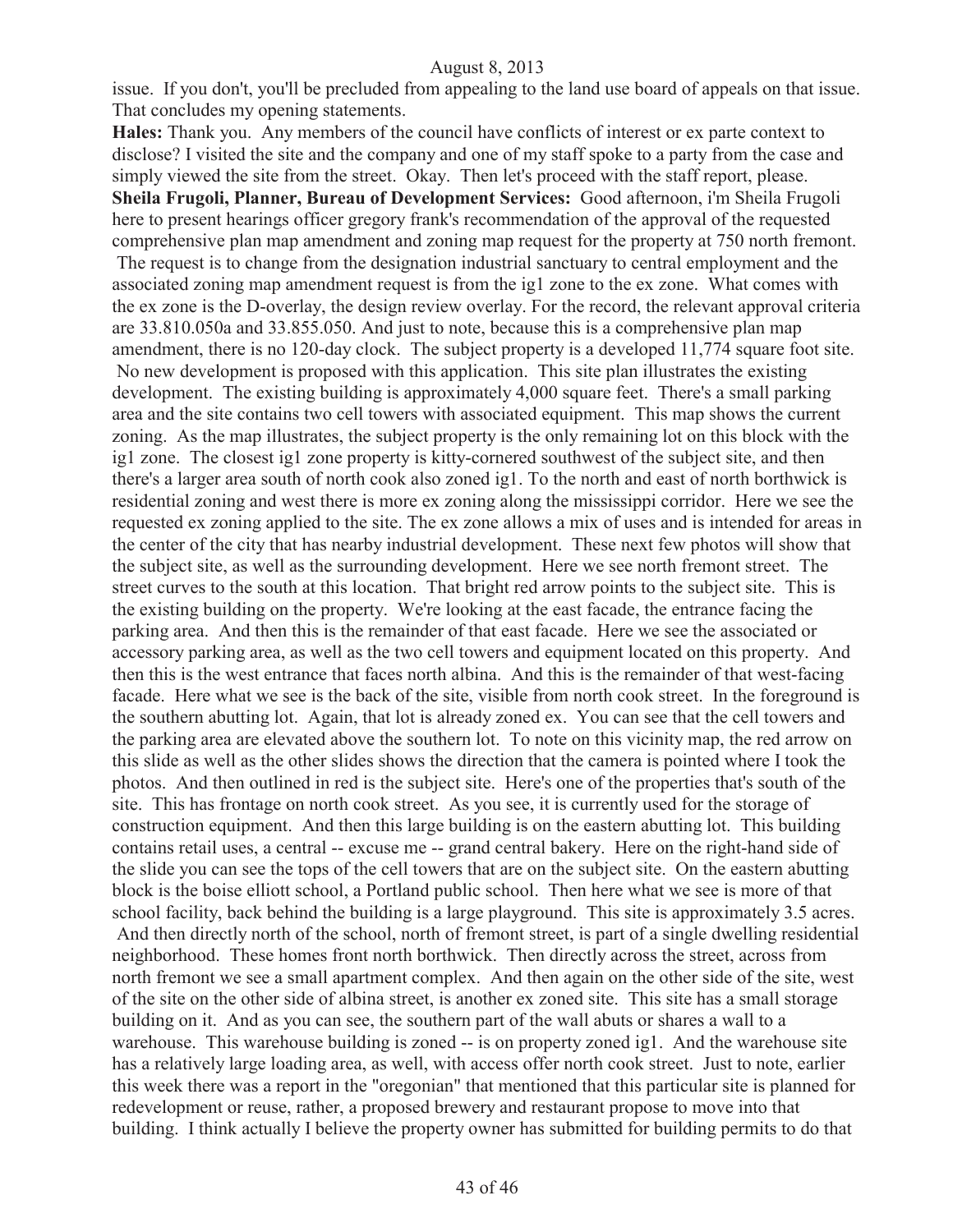issue. If you don't, you'll be precluded from appealing to the land use board of appeals on that issue. That concludes my opening statements.

**Hales:** Thank you. Any members of the council have conflicts of interest or ex parte context to disclose? I visited the site and the company and one of my staff spoke to a party from the case and simply viewed the site from the street. Okay. Then let's proceed with the staff report, please.

**Sheila Frugoli, Planner, Bureau of Development Services:** Good afternoon, i'm Sheila Frugoli here to present hearings officer gregory frank's recommendation of the approval of the requested comprehensive plan map amendment and zoning map request for the property at 750 north fremont. The request is to change from the designation industrial sanctuary to central employment and the associated zoning map amendment request is from the ig1 zone to the ex zone. What comes with the ex zone is the D-overlay, the design review overlay. For the record, the relevant approval criteria are 33.810.050a and 33.855.050. And just to note, because this is a comprehensive plan map amendment, there is no 120-day clock. The subject property is a developed 11,774 square foot site. No new development is proposed with this application. This site plan illustrates the existing development. The existing building is approximately 4,000 square feet. There's a small parking area and the site contains two cell towers with associated equipment. This map shows the current zoning. As the map illustrates, the subject property is the only remaining lot on this block with the ig1 zone. The closest ig1 zone property is kitty-cornered southwest of the subject site, and then there's a larger area south of north cook also zoned ig1. To the north and east of north borthwick is residential zoning and west there is more ex zoning along the mississippi corridor. Here we see the requested ex zoning applied to the site. The ex zone allows a mix of uses and is intended for areas in the center of the city that has nearby industrial development. These next few photos will show that the subject site, as well as the surrounding development. Here we see north fremont street. The street curves to the south at this location. That bright red arrow points to the subject site. This is the existing building on the property. We're looking at the east facade, the entrance facing the parking area. And then this is the remainder of that east facade. Here we see the associated or accessory parking area, as well as the two cell towers and equipment located on this property. And then this is the west entrance that faces north albina. And this is the remainder of that west-facing facade. Here what we see is the back of the site, visible from north cook street. In the foreground is the southern abutting lot. Again, that lot is already zoned ex. You can see that the cell towers and the parking area are elevated above the southern lot. To note on this vicinity map, the red arrow on this slide as well as the other slides shows the direction that the camera is pointed where I took the photos. And then outlined in red is the subject site. Here's one of the properties that's south of the site. This has frontage on north cook street. As you see, it is currently used for the storage of construction equipment. And then this large building is on the eastern abutting lot. This building contains retail uses, a central -- excuse me -- grand central bakery. Here on the right-hand side of the slide you can see the tops of the cell towers that are on the subject site. On the eastern abutting block is the boise elliott school, a Portland public school. Then here what we see is more of that school facility, back behind the building is a large playground. This site is approximately 3.5 acres. And then directly north of the school, north of fremont street, is part of a single dwelling residential neighborhood. These homes front north borthwick. Then directly across the street, across from north fremont we see a small apartment complex. And then again on the other side of the site, west of the site on the other side of albina street, is another ex zoned site. This site has a small storage building on it. And as you can see, the southern part of the wall abuts or shares a wall to a warehouse. This warehouse building is zoned -- is on property zoned ig1. And the warehouse site has a relatively large loading area, as well, with access offer north cook street. Just to note, earlier this week there was a report in the "oregonian" that mentioned that this particular site is planned for redevelopment or reuse, rather, a proposed brewery and restaurant propose to move into that building. I think actually I believe the property owner has submitted for building permits to do that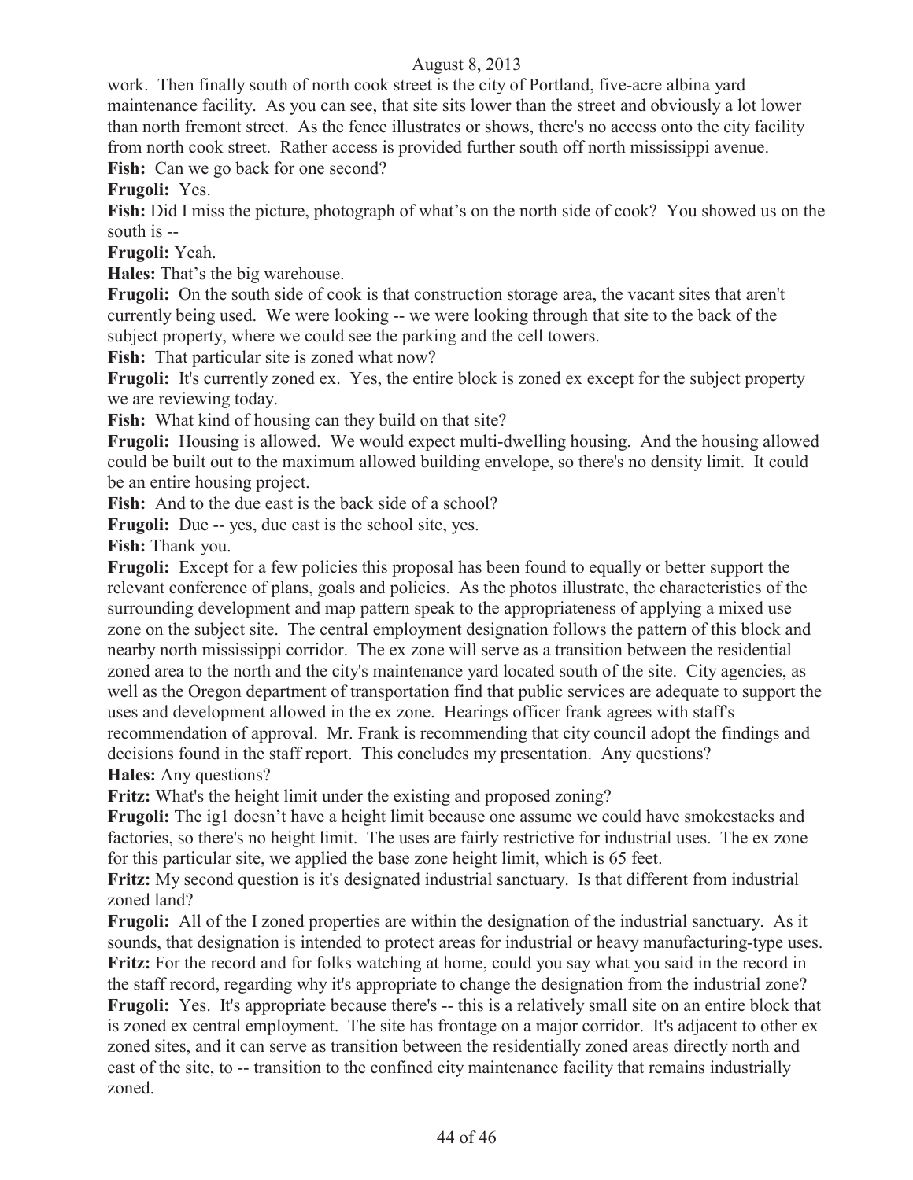work. Then finally south of north cook street is the city of Portland, five-acre albina yard maintenance facility. As you can see, that site sits lower than the street and obviously a lot lower than north fremont street. As the fence illustrates or shows, there's no access onto the city facility from north cook street. Rather access is provided further south off north mississippi avenue.

**Fish:** Can we go back for one second?

**Frugoli:** Yes.

**Fish:** Did I miss the picture, photograph of what's on the north side of cook? You showed us on the south is --

**Frugoli:** Yeah.

**Hales:** That's the big warehouse.

**Frugoli:** On the south side of cook is that construction storage area, the vacant sites that aren't currently being used. We were looking -- we were looking through that site to the back of the subject property, where we could see the parking and the cell towers.

**Fish:** That particular site is zoned what now?

**Frugoli:** It's currently zoned ex. Yes, the entire block is zoned ex except for the subject property we are reviewing today.

**Fish:** What kind of housing can they build on that site?

**Frugoli:** Housing is allowed. We would expect multi-dwelling housing. And the housing allowed could be built out to the maximum allowed building envelope, so there's no density limit. It could be an entire housing project.

**Fish:** And to the due east is the back side of a school?

**Frugoli:** Due -- yes, due east is the school site, yes.

**Fish:** Thank you.

**Frugoli:** Except for a few policies this proposal has been found to equally or better support the relevant conference of plans, goals and policies. As the photos illustrate, the characteristics of the surrounding development and map pattern speak to the appropriateness of applying a mixed use zone on the subject site. The central employment designation follows the pattern of this block and nearby north mississippi corridor. The ex zone will serve as a transition between the residential zoned area to the north and the city's maintenance yard located south of the site. City agencies, as well as the Oregon department of transportation find that public services are adequate to support the uses and development allowed in the ex zone. Hearings officer frank agrees with staff's recommendation of approval. Mr. Frank is recommending that city council adopt the findings and decisions found in the staff report. This concludes my presentation. Any questions?

**Hales:** Any questions?

**Fritz:** What's the height limit under the existing and proposed zoning?

**Frugoli:** The ig1 doesn't have a height limit because one assume we could have smokestacks and factories, so there's no height limit. The uses are fairly restrictive for industrial uses. The ex zone for this particular site, we applied the base zone height limit, which is 65 feet.

**Fritz:** My second question is it's designated industrial sanctuary. Is that different from industrial zoned land?

**Frugoli:** All of the I zoned properties are within the designation of the industrial sanctuary. As it sounds, that designation is intended to protect areas for industrial or heavy manufacturing-type uses.

**Fritz:** For the record and for folks watching at home, could you say what you said in the record in the staff record, regarding why it's appropriate to change the designation from the industrial zone?

**Frugoli:** Yes. It's appropriate because there's -- this is a relatively small site on an entire block that is zoned ex central employment. The site has frontage on a major corridor. It's adjacent to other ex zoned sites, and it can serve as transition between the residentially zoned areas directly north and east of the site, to -- transition to the confined city maintenance facility that remains industrially zoned.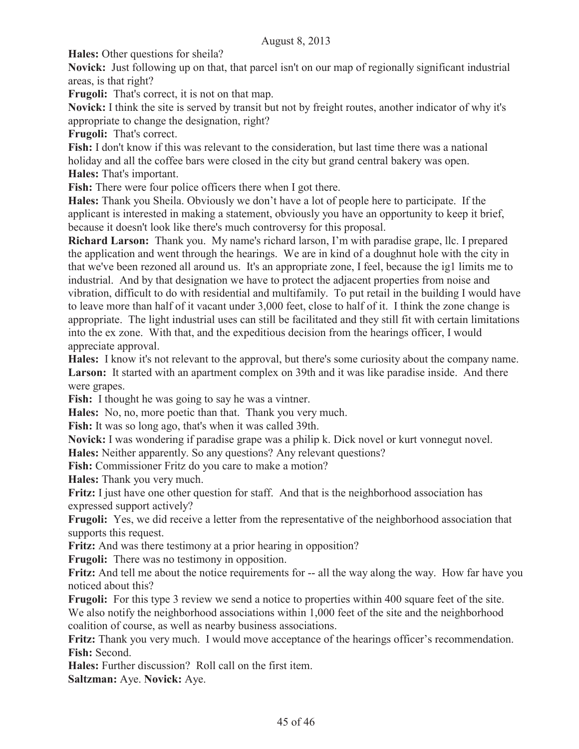**Hales:** Other questions for sheila?

**Novick:** Just following up on that, that parcel isn't on our map of regionally significant industrial areas, is that right?

**Frugoli:** That's correct, it is not on that map.

**Novick:** I think the site is served by transit but not by freight routes, another indicator of why it's appropriate to change the designation, right?

**Frugoli:** That's correct.

**Fish:** I don't know if this was relevant to the consideration, but last time there was a national holiday and all the coffee bars were closed in the city but grand central bakery was open.

**Hales:** That's important.

**Fish:** There were four police officers there when I got there.

**Hales:** Thank you Sheila. Obviously we don't have a lot of people here to participate. If the applicant is interested in making a statement, obviously you have an opportunity to keep it brief, because it doesn't look like there's much controversy for this proposal.

**Richard Larson:** Thank you. My name's richard larson, I'm with paradise grape, llc. I prepared the application and went through the hearings. We are in kind of a doughnut hole with the city in that we've been rezoned all around us. It's an appropriate zone, I feel, because the ig1 limits me to industrial. And by that designation we have to protect the adjacent properties from noise and vibration, difficult to do with residential and multifamily. To put retail in the building I would have to leave more than half of it vacant under 3,000 feet, close to half of it. I think the zone change is appropriate. The light industrial uses can still be facilitated and they still fit with certain limitations into the ex zone. With that, and the expeditious decision from the hearings officer, I would appreciate approval.

**Hales:** I know it's not relevant to the approval, but there's some curiosity about the company name.

**Larson:** It started with an apartment complex on 39th and it was like paradise inside. And there were grapes.

**Fish:** I thought he was going to say he was a vintner.

**Hales:** No, no, more poetic than that. Thank you very much.

**Fish:** It was so long ago, that's when it was called 39th.

**Novick:** I was wondering if paradise grape was a philip k. Dick novel or kurt vonnegut novel.

**Hales:** Neither apparently. So any questions? Any relevant questions?

**Fish:** Commissioner Fritz do you care to make a motion?

**Hales:** Thank you very much.

**Fritz:** I just have one other question for staff. And that is the neighborhood association has expressed support actively?

**Frugoli:** Yes, we did receive a letter from the representative of the neighborhood association that supports this request.

**Fritz:** And was there testimony at a prior hearing in opposition?

**Frugoli:** There was no testimony in opposition.

**Fritz:** And tell me about the notice requirements for -- all the way along the way. How far have you noticed about this?

**Frugoli:** For this type 3 review we send a notice to properties within 400 square feet of the site. We also notify the neighborhood associations within 1,000 feet of the site and the neighborhood coalition of course, as well as nearby business associations.

**Fritz:** Thank you very much. I would move acceptance of the hearings officer's recommendation.

**Fish:** Second.

**Hales:** Further discussion? Roll call on the first item.

**Saltzman:** Aye. **Novick:** Aye.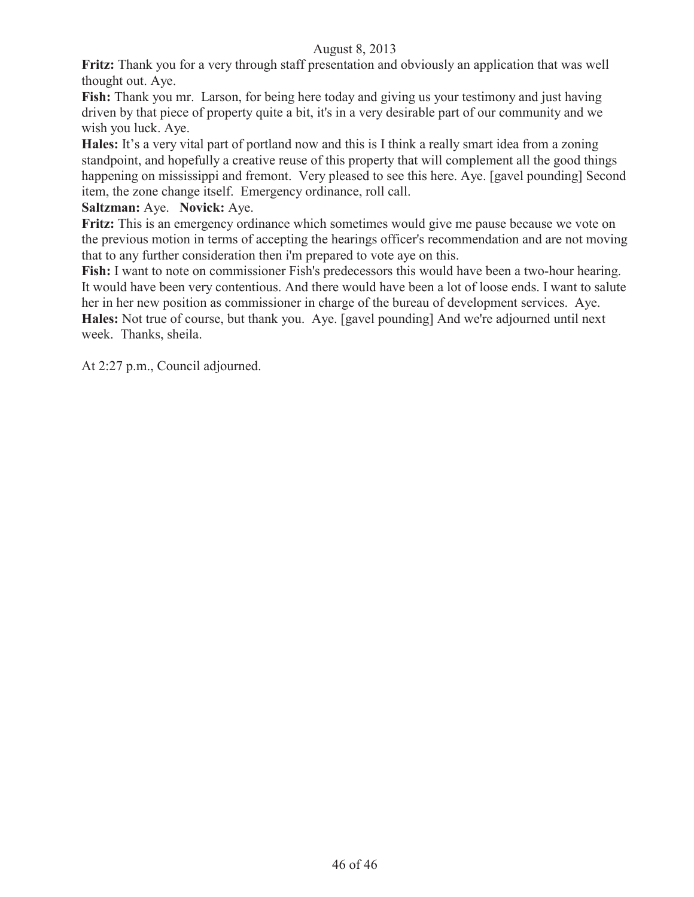**Fritz:** Thank you for a very through staff presentation and obviously an application that was well thought out. Aye.

**Fish:** Thank you mr. Larson, for being here today and giving us your testimony and just having driven by that piece of property quite a bit, it's in a very desirable part of our community and we wish you luck. Aye.

**Hales:** It's a very vital part of portland now and this is I think a really smart idea from a zoning standpoint, and hopefully a creative reuse of this property that will complement all the good things happening on mississippi and fremont. Very pleased to see this here. Aye. [gavel pounding] Second item, the zone change itself. Emergency ordinance, roll call.

**Saltzman:** Aye. **Novick:** Aye.

**Fritz:** This is an emergency ordinance which sometimes would give me pause because we vote on the previous motion in terms of accepting the hearings officer's recommendation and are not moving that to any further consideration then i'm prepared to vote aye on this.

**Fish:** I want to note on commissioner Fish's predecessors this would have been a two-hour hearing. It would have been very contentious. And there would have been a lot of loose ends. I want to salute her in her new position as commissioner in charge of the bureau of development services. Aye.

**Hales:** Not true of course, but thank you. Aye. [gavel pounding] And we're adjourned until next week. Thanks, sheila.

At 2:27 p.m., Council adjourned.